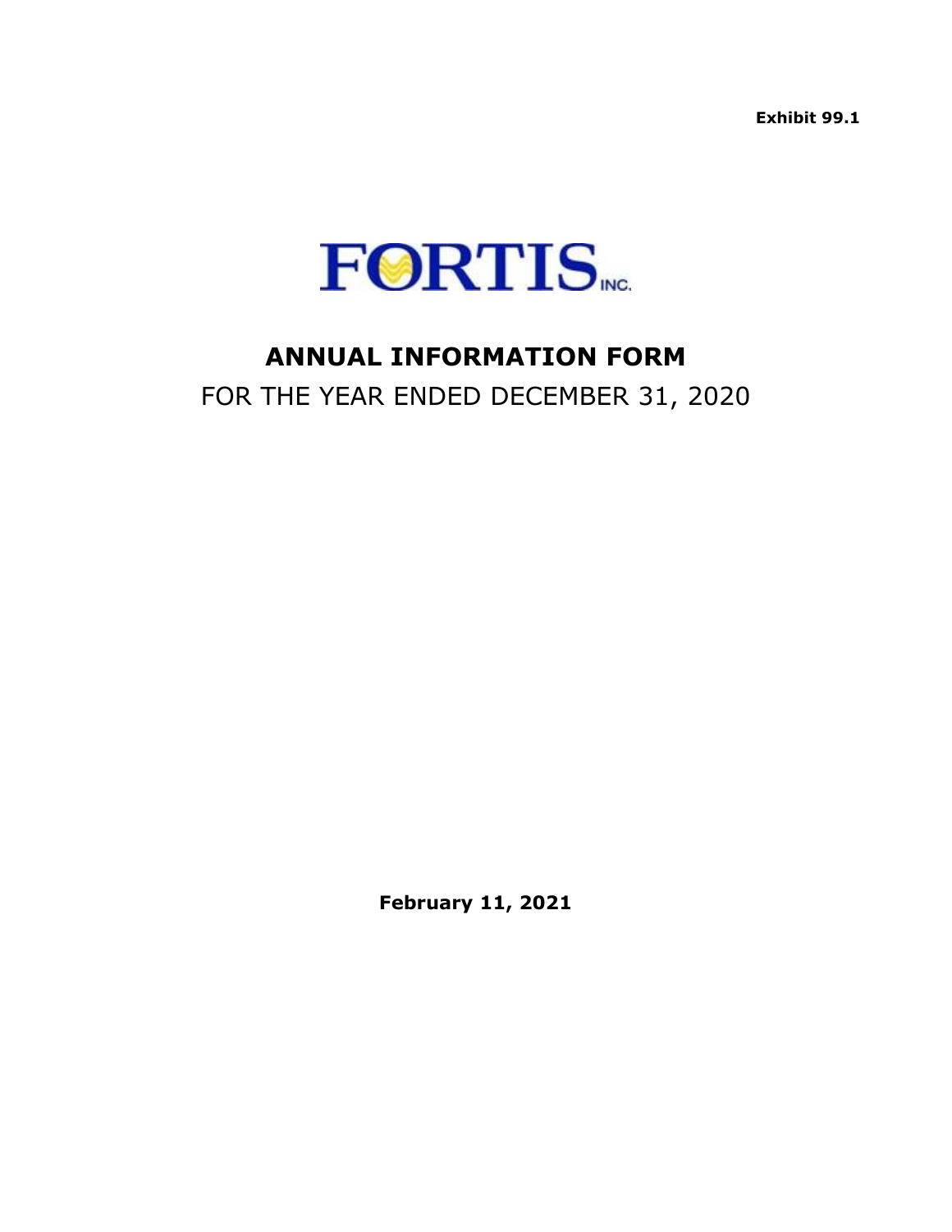**Exhibit 99.1**

FORTIS INC.

# ANNUAL INFORMATION FORM

FOR THE YEAR ENDED DECEMBER 31, 2020

**February 11, 2021**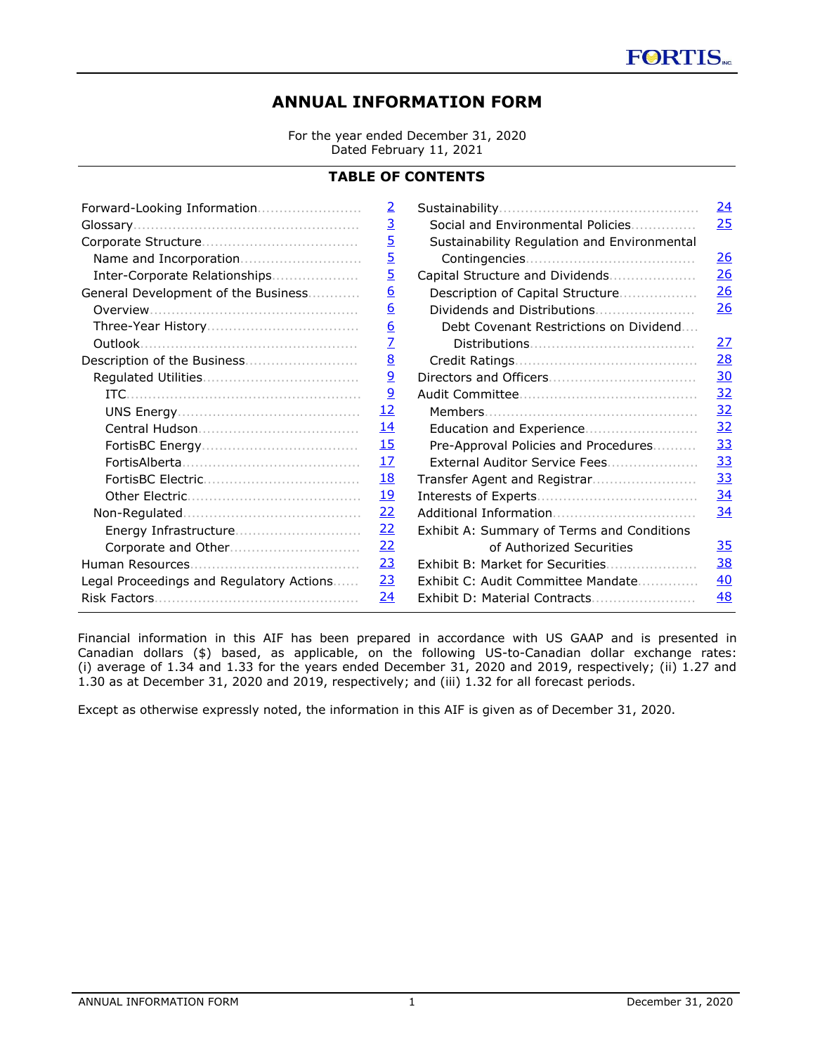# ANNUAL INFORMATION FORM

For the year ended December 31, 2020
Dated February 11, 2021

## TABLE OF CONTENTS

| | |
|---|---|
| Forward-Looking Information | 2 |
| Glossary | 3 |
| Corporate Structure | 5 |
| Name and Incorporation | 5 |
| Inter-Corporate Relationships | 5 |
| General Development of the Business | 6 |
| Overview | 6 |
| Three-Year History | 6 |
| Outlook | 7 |
| Description of the Business | 8 |
| Regulated Utilities | 9 |
| ITC | 9 |
| UNS Energy | 12 |
| Central Hudson | 14 |
| FortisBC Energy | 15 |
| FortisAlberta | 17 |
| FortisBC Electric | 18 |
| Other Electric | 19 |
| Non-Regulated | 22 |
| Energy Infrastructure | 22 |
| Corporate and Other | 22 |
| Human Resources | 23 |
| Legal Proceedings and Regulatory Actions | 23 |
| Risk Factors | 24 |
| Sustainability | 24 |
| Social and Environmental Policies | 25 |
| Sustainability Regulation and Environmental Contingencies | 26 |
| Capital Structure and Dividends | 26 |
| Description of Capital Structure | 26 |
| Dividends and Distributions | 26 |
| Debt Covenant Restrictions on Dividend Distributions | 27 |
| Credit Ratings | 28 |
| Directors and Officers | 30 |
| Audit Committee | 32 |
| Members | 32 |
| Education and Experience | 32 |
| Pre-Approval Policies and Procedures | 33 |
| External Auditor Service Fees | 33 |
| Transfer Agent and Registrar | 33 |
| Interests of Experts | 34 |
| Additional Information | 34 |
| Exhibit A: Summary of Terms and Conditions of Authorized Securities | 35 |
| Exhibit B: Market for Securities | 38 |
| Exhibit C: Audit Committee Mandate | 40 |
| Exhibit D: Material Contracts | 48 |

Financial information in this AIF has been prepared in accordance with US GAAP and is presented in Canadian dollars ($) based, as applicable, on the following US-to-Canadian dollar exchange rates: (i) average of 1.34 and 1.33 for the years ended December 31, 2020 and 2019, respectively; (ii) 1.27 and 1.30 as at December 31, 2020 and 2019, respectively; and (iii) 1.32 for all forecast periods.

Except as otherwise expressly noted, the information in this AIF is given as of December 31, 2020.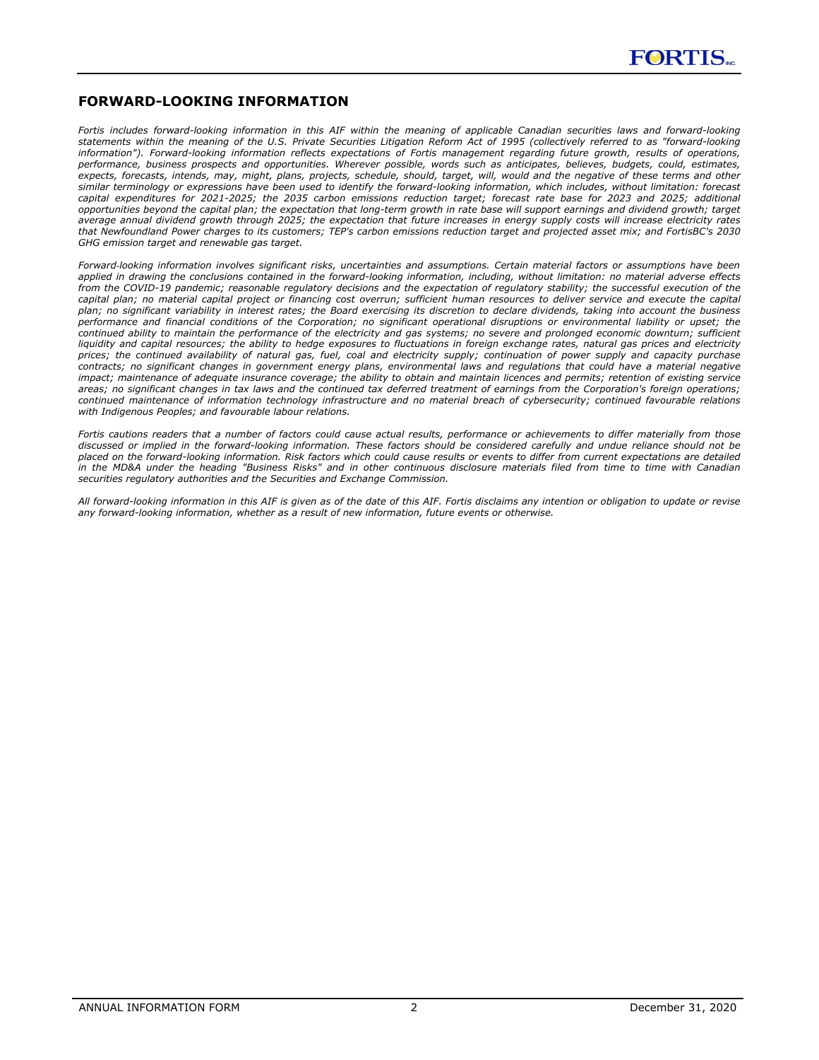## FORWARD-LOOKING INFORMATION

*Fortis includes forward-looking information in this AIF within the meaning of applicable Canadian securities laws and forward-looking statements within the meaning of the U.S. Private Securities Litigation Reform Act of 1995 (collectively referred to as "forward-looking information"). Forward-looking information reflects expectations of Fortis management regarding future growth, results of operations, performance, business prospects and opportunities. Wherever possible, words such as anticipates, believes, budgets, could, estimates, expects, forecasts, intends, may, might, plans, projects, schedule, should, target, will, would and the negative of these terms and other similar terminology or expressions have been used to identify the forward-looking information, which includes, without limitation: forecast capital expenditures for 2021-2025; the 2035 carbon emissions reduction target; forecast rate base for 2023 and 2025; additional opportunities beyond the capital plan; the expectation that long-term growth in rate base will support earnings and dividend growth; target average annual dividend growth through 2025; the expectation that future increases in energy supply costs will increase electricity rates that Newfoundland Power charges to its customers; TEP's carbon emissions reduction target and projected asset mix; and FortisBC's 2030 GHG emission target and renewable gas target.*

*Forward-looking information involves significant risks, uncertainties and assumptions. Certain material factors or assumptions have been applied in drawing the conclusions contained in the forward-looking information, including, without limitation: no material adverse effects from the COVID-19 pandemic; reasonable regulatory decisions and the expectation of regulatory stability; the successful execution of the capital plan; no material capital project or financing cost overrun; sufficient human resources to deliver service and execute the capital plan; no significant variability in interest rates; the Board exercising its discretion to declare dividends, taking into account the business performance and financial conditions of the Corporation; no significant operational disruptions or environmental liability or upset; the continued ability to maintain the performance of the electricity and gas systems; no severe and prolonged economic downturn; sufficient liquidity and capital resources; the ability to hedge exposures to fluctuations in foreign exchange rates, natural gas prices and electricity prices; the continued availability of natural gas, fuel, coal and electricity supply; continuation of power supply and capacity purchase contracts; no significant changes in government energy plans, environmental laws and regulations that could have a material negative impact; maintenance of adequate insurance coverage; the ability to obtain and maintain licences and permits; retention of existing service areas; no significant changes in tax laws and the continued tax deferred treatment of earnings from the Corporation's foreign operations; continued maintenance of information technology infrastructure and no material breach of cybersecurity; continued favourable relations with Indigenous Peoples; and favourable labour relations.*

*Fortis cautions readers that a number of factors could cause actual results, performance or achievements to differ materially from those discussed or implied in the forward-looking information. These factors should be considered carefully and undue reliance should not be placed on the forward-looking information. Risk factors which could cause results or events to differ from current expectations are detailed in the MD&A under the heading "Business Risks" and in other continuous disclosure materials filed from time to time with Canadian securities regulatory authorities and the Securities and Exchange Commission.*

*All forward-looking information in this AIF is given as of the date of this AIF. Fortis disclaims any intention or obligation to update or revise any forward-looking information, whether as a result of new information, future events or otherwise.*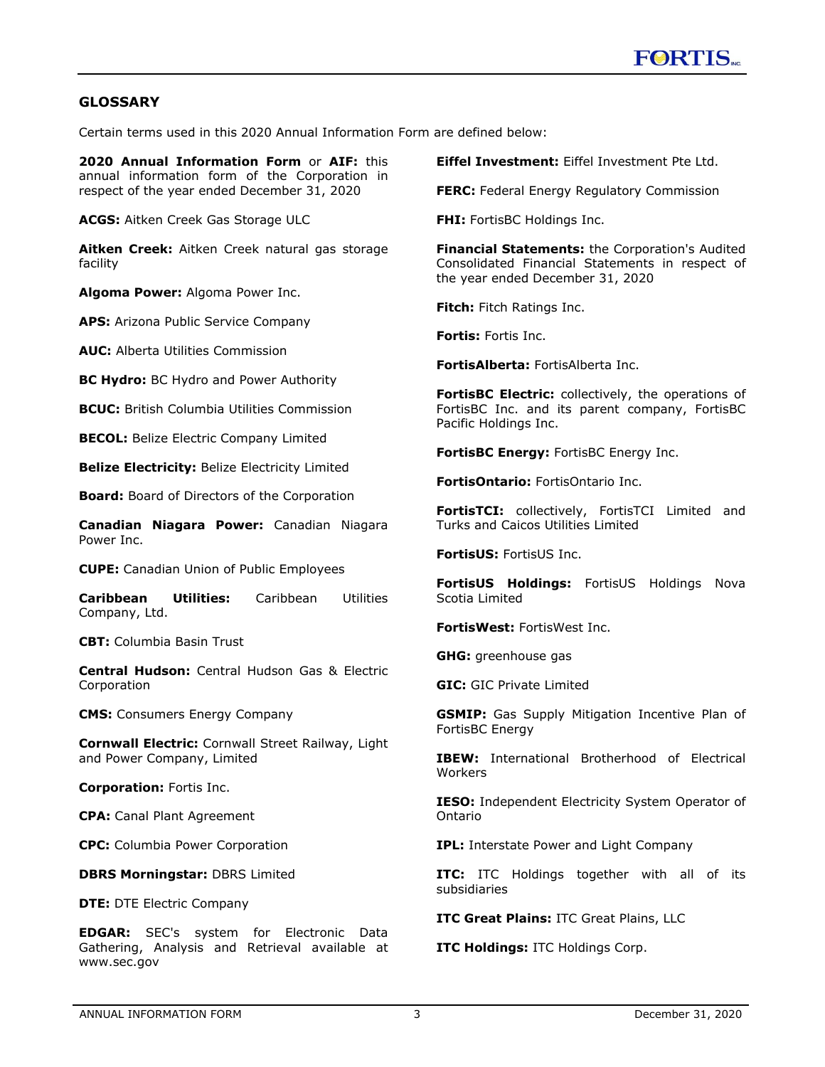## GLOSSARY

Certain terms used in this 2020 Annual Information Form are defined below:

**2020 Annual Information Form** or **AIF:** this annual information form of the Corporation in respect of the year ended December 31, 2020

**ACGS:** Aitken Creek Gas Storage ULC

**Aitken Creek:** Aitken Creek natural gas storage facility

**Algoma Power:** Algoma Power Inc.

**APS:** Arizona Public Service Company

**AUC:** Alberta Utilities Commission

**BC Hydro:** BC Hydro and Power Authority

**BCUC:** British Columbia Utilities Commission

**BECOL:** Belize Electric Company Limited

**Belize Electricity:** Belize Electricity Limited

**Board:** Board of Directors of the Corporation

**Canadian Niagara Power:** Canadian Niagara Power Inc.

**CUPE:** Canadian Union of Public Employees

**Caribbean Utilities:** Caribbean Utilities Company, Ltd.

**CBT:** Columbia Basin Trust

**Central Hudson:** Central Hudson Gas & Electric Corporation

**CMS:** Consumers Energy Company

**Cornwall Electric:** Cornwall Street Railway, Light and Power Company, Limited

**Corporation:** Fortis Inc.

**CPA:** Canal Plant Agreement

**CPC:** Columbia Power Corporation

**DBRS Morningstar:** DBRS Limited

**DTE:** DTE Electric Company

**EDGAR:** SEC's system for Electronic Data Gathering, Analysis and Retrieval available at www.sec.gov

**Eiffel Investment:** Eiffel Investment Pte Ltd.

**FERC:** Federal Energy Regulatory Commission

**FHI:** FortisBC Holdings Inc.

**Financial Statements:** the Corporation's Audited Consolidated Financial Statements in respect of the year ended December 31, 2020

**Fitch:** Fitch Ratings Inc.

**Fortis:** Fortis Inc.

**FortisAlberta:** FortisAlberta Inc.

**FortisBC Electric:** collectively, the operations of FortisBC Inc. and its parent company, FortisBC Pacific Holdings Inc.

**FortisBC Energy:** FortisBC Energy Inc.

**FortisOntario:** FortisOntario Inc.

**FortisTCI:** collectively, FortisTCI Limited and Turks and Caicos Utilities Limited

**FortisUS:** FortisUS Inc.

**FortisUS Holdings:** FortisUS Holdings Nova Scotia Limited

**FortisWest:** FortisWest Inc.

**GHG:** greenhouse gas

**GIC:** GIC Private Limited

**GSMIP:** Gas Supply Mitigation Incentive Plan of FortisBC Energy

**IBEW:** International Brotherhood of Electrical Workers

**IESO:** Independent Electricity System Operator of Ontario

**IPL:** Interstate Power and Light Company

**ITC:** ITC Holdings together with all of its subsidiaries

**ITC Great Plains:** ITC Great Plains, LLC

**ITC Holdings:** ITC Holdings Corp.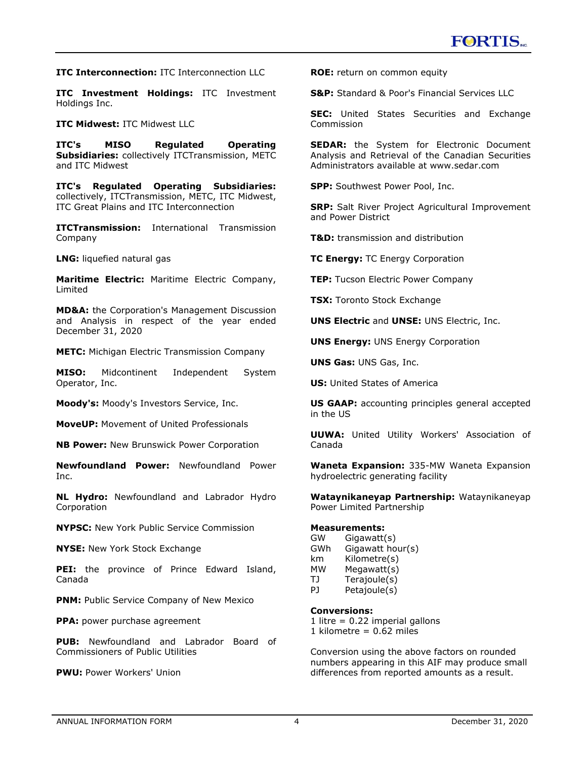**ITC Interconnection:** ITC Interconnection LLC

**ITC Investment Holdings:** ITC Investment Holdings Inc.

**ITC Midwest:** ITC Midwest LLC

**ITC's MISO Regulated Operating Subsidiaries:** collectively ITCTransmission, METC and ITC Midwest

**ITC's Regulated Operating Subsidiaries:** collectively, ITCTransmission, METC, ITC Midwest, ITC Great Plains and ITC Interconnection

**ITCTransmission:** International Transmission Company

**LNG:** liquefied natural gas

**Maritime Electric:** Maritime Electric Company, Limited

**MD&A:** the Corporation's Management Discussion and Analysis in respect of the year ended December 31, 2020

**METC:** Michigan Electric Transmission Company

**MISO:** Midcontinent Independent System Operator, Inc.

**Moody's:** Moody's Investors Service, Inc.

**MoveUP:** Movement of United Professionals

**NB Power:** New Brunswick Power Corporation

**Newfoundland Power:** Newfoundland Power Inc.

**NL Hydro:** Newfoundland and Labrador Hydro Corporation

**NYPSC:** New York Public Service Commission

**NYSE:** New York Stock Exchange

**PEI:** the province of Prince Edward Island, Canada

**PNM:** Public Service Company of New Mexico

**PPA:** power purchase agreement

**PUB:** Newfoundland and Labrador Board of Commissioners of Public Utilities

**PWU:** Power Workers' Union

**ROE:** return on common equity

**S&P:** Standard & Poor's Financial Services LLC

**SEC:** United States Securities and Exchange Commission

**SEDAR:** the System for Electronic Document Analysis and Retrieval of the Canadian Securities Administrators available at www.sedar.com

**SPP:** Southwest Power Pool, Inc.

**SRP:** Salt River Project Agricultural Improvement and Power District

**T&D:** transmission and distribution

**TC Energy:** TC Energy Corporation

**TEP:** Tucson Electric Power Company

**TSX:** Toronto Stock Exchange

**UNS Electric** and **UNSE:** UNS Electric, Inc.

**UNS Energy:** UNS Energy Corporation

**UNS Gas:** UNS Gas, Inc.

**US:** United States of America

**US GAAP:** accounting principles general accepted in the US

**UUWA:** United Utility Workers' Association of Canada

**Waneta Expansion:** 335-MW Waneta Expansion hydroelectric generating facility

**Wataynikaneyap Partnership:** Wataynikaneyap Power Limited Partnership

**Measurements:**

| | |
|---|---|
| GW | Gigawatt(s) |
| GWh | Gigawatt hour(s) |
| km | Kilometre(s) |
| MW | Megawatt(s) |
| TJ | Terajoule(s) |
| PJ | Petajoule(s) |

**Conversions:**

1 litre = 0.22 imperial gallons
1 kilometre = 0.62 miles

Conversion using the above factors on rounded numbers appearing in this AIF may produce small differences from reported amounts as a result.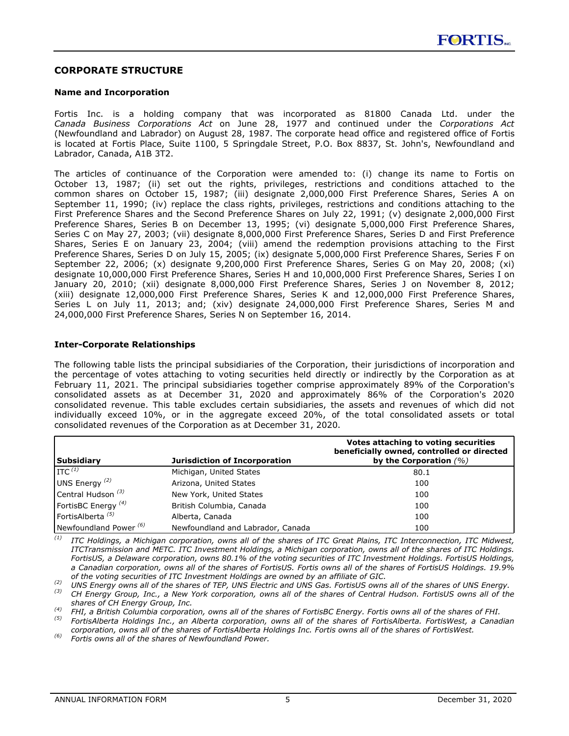## CORPORATE STRUCTURE

### Name and Incorporation

Fortis Inc. is a holding company that was incorporated as 81800 Canada Ltd. under the *Canada Business Corporations Act* on June 28, 1977 and continued under the *Corporations Act* (Newfoundland and Labrador) on August 28, 1987. The corporate head office and registered office of Fortis is located at Fortis Place, Suite 1100, 5 Springdale Street, P.O. Box 8837, St. John's, Newfoundland and Labrador, Canada, A1B 3T2.

The articles of continuance of the Corporation were amended to: (i) change its name to Fortis on October 13, 1987; (ii) set out the rights, privileges, restrictions and conditions attached to the common shares on October 15, 1987; (iii) designate 2,000,000 First Preference Shares, Series A on September 11, 1990; (iv) replace the class rights, privileges, restrictions and conditions attaching to the First Preference Shares and the Second Preference Shares on July 22, 1991; (v) designate 2,000,000 First Preference Shares, Series B on December 13, 1995; (vi) designate 5,000,000 First Preference Shares, Series C on May 27, 2003; (vii) designate 8,000,000 First Preference Shares, Series D and First Preference Shares, Series E on January 23, 2004; (viii) amend the redemption provisions attaching to the First Preference Shares, Series D on July 15, 2005; (ix) designate 5,000,000 First Preference Shares, Series F on September 22, 2006; (x) designate 9,200,000 First Preference Shares, Series G on May 20, 2008; (xi) designate 10,000,000 First Preference Shares, Series H and 10,000,000 First Preference Shares, Series I on January 20, 2010; (xii) designate 8,000,000 First Preference Shares, Series J on November 8, 2012; (xiii) designate 12,000,000 First Preference Shares, Series K and 12,000,000 First Preference Shares, Series L on July 11, 2013; and; (xiv) designate 24,000,000 First Preference Shares, Series M and 24,000,000 First Preference Shares, Series N on September 16, 2014.

### Inter-Corporate Relationships

The following table lists the principal subsidiaries of the Corporation, their jurisdictions of incorporation and the percentage of votes attaching to voting securities held directly or indirectly by the Corporation as at February 11, 2021. The principal subsidiaries together comprise approximately 89% of the Corporation's consolidated assets as at December 31, 2020 and approximately 86% of the Corporation's 2020 consolidated revenue. This table excludes certain subsidiaries, the assets and revenues of which did not individually exceed 10%, or in the aggregate exceed 20%, of the total consolidated assets or total consolidated revenues of the Corporation as at December 31, 2020.

| Subsidiary | Jurisdiction of Incorporation | Votes attaching to voting securities beneficially owned, controlled or directed by the Corporation *(%)* |
|---|---|---|
| ITC [(1)] | Michigan, United States | 80.1 |
| UNS Energy [(2)] | Arizona, United States | 100 |
| Central Hudson [(3)] | New York, United States | 100 |
| FortisBC Energy [(4)] | British Columbia, Canada | 100 |
| FortisAlberta [(5)] | Alberta, Canada | 100 |
| Newfoundland Power [(6)] | Newfoundland and Labrador, Canada | 100 |

*(1) ITC Holdings, a Michigan corporation, owns all of the shares of ITC Great Plains, ITC Interconnection, ITC Midwest, ITCTransmission and METC. ITC Investment Holdings, a Michigan corporation, owns all of the shares of ITC Holdings. FortisUS, a Delaware corporation, owns 80.1% of the voting securities of ITC Investment Holdings. FortisUS Holdings, a Canadian corporation, owns all of the shares of FortisUS. Fortis owns all of the shares of FortisUS Holdings. 19.9% of the voting securities of ITC Investment Holdings are owned by an affiliate of GIC.*

*(2) UNS Energy owns all of the shares of TEP, UNS Electric and UNS Gas. FortisUS owns all of the shares of UNS Energy.*

*(3) CH Energy Group, Inc., a New York corporation, owns all of the shares of Central Hudson. FortisUS owns all of the shares of CH Energy Group, Inc.*

*(4) FHI, a British Columbia corporation, owns all of the shares of FortisBC Energy. Fortis owns all of the shares of FHI.*

*(5) FortisAlberta Holdings Inc., an Alberta corporation, owns all of the shares of FortisAlberta. FortisWest, a Canadian corporation, owns all of the shares of FortisAlberta Holdings Inc. Fortis owns all of the shares of FortisWest.*

*(6) Fortis owns all of the shares of Newfoundland Power.*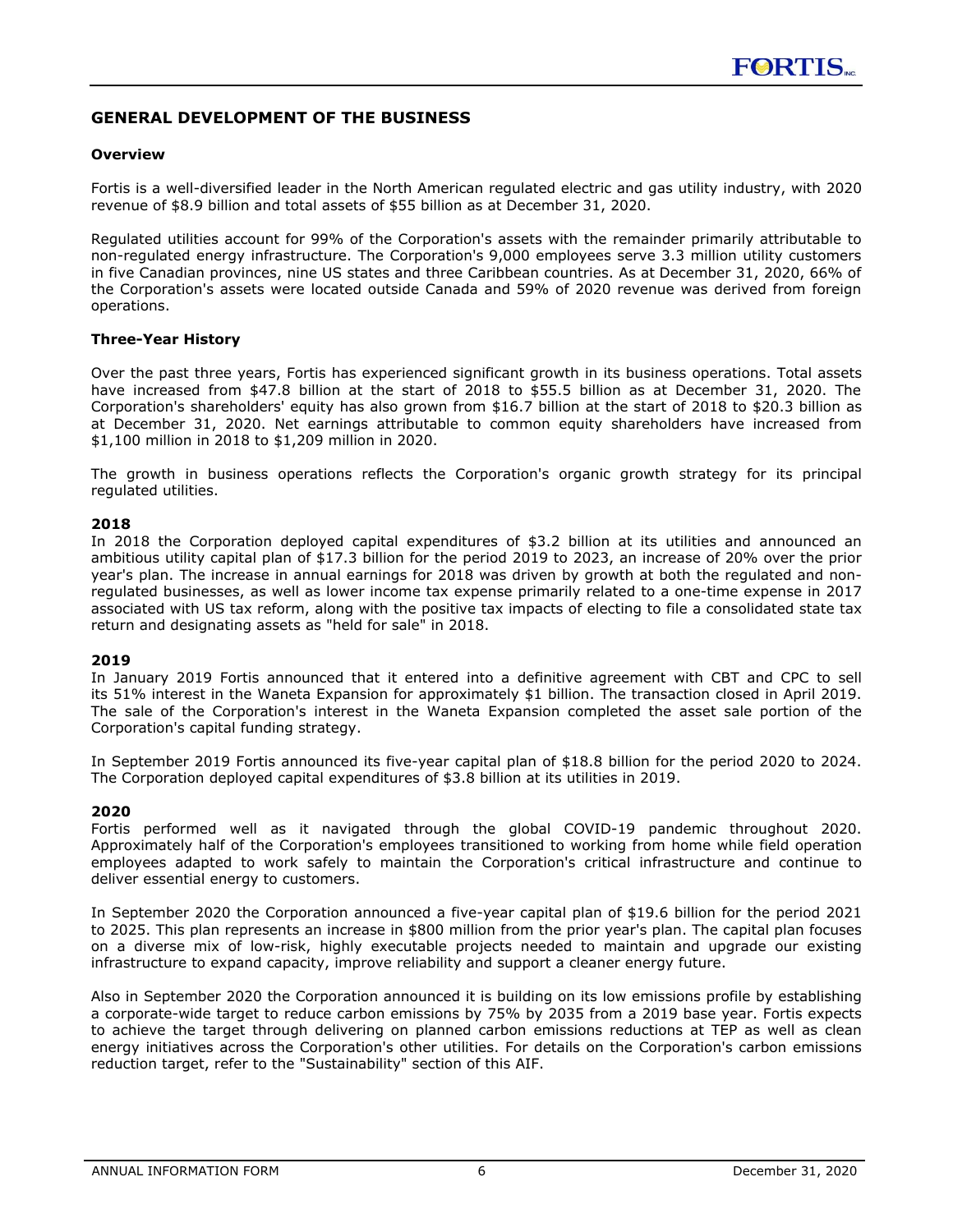## GENERAL DEVELOPMENT OF THE BUSINESS

### Overview

Fortis is a well-diversified leader in the North American regulated electric and gas utility industry, with 2020 revenue of $8.9 billion and total assets of $55 billion as at December 31, 2020.

Regulated utilities account for 99% of the Corporation's assets with the remainder primarily attributable to non-regulated energy infrastructure. The Corporation's 9,000 employees serve 3.3 million utility customers in five Canadian provinces, nine US states and three Caribbean countries. As at December 31, 2020, 66% of the Corporation's assets were located outside Canada and 59% of 2020 revenue was derived from foreign operations.

### Three-Year History

Over the past three years, Fortis has experienced significant growth in its business operations. Total assets have increased from $47.8 billion at the start of 2018 to $55.5 billion as at December 31, 2020. The Corporation's shareholders' equity has also grown from $16.7 billion at the start of 2018 to $20.3 billion as at December 31, 2020. Net earnings attributable to common equity shareholders have increased from $1,100 million in 2018 to $1,209 million in 2020.

The growth in business operations reflects the Corporation's organic growth strategy for its principal regulated utilities.

#### 2018

In 2018 the Corporation deployed capital expenditures of $3.2 billion at its utilities and announced an ambitious utility capital plan of $17.3 billion for the period 2019 to 2023, an increase of 20% over the prior year's plan. The increase in annual earnings for 2018 was driven by growth at both the regulated and non-regulated businesses, as well as lower income tax expense primarily related to a one-time expense in 2017 associated with US tax reform, along with the positive tax impacts of electing to file a consolidated state tax return and designating assets as "held for sale" in 2018.

#### 2019

In January 2019 Fortis announced that it entered into a definitive agreement with CBT and CPC to sell its 51% interest in the Waneta Expansion for approximately $1 billion. The transaction closed in April 2019. The sale of the Corporation's interest in the Waneta Expansion completed the asset sale portion of the Corporation's capital funding strategy.

In September 2019 Fortis announced its five-year capital plan of $18.8 billion for the period 2020 to 2024. The Corporation deployed capital expenditures of $3.8 billion at its utilities in 2019.

#### 2020

Fortis performed well as it navigated through the global COVID-19 pandemic throughout 2020. Approximately half of the Corporation's employees transitioned to working from home while field operation employees adapted to work safely to maintain the Corporation's critical infrastructure and continue to deliver essential energy to customers.

In September 2020 the Corporation announced a five-year capital plan of $19.6 billion for the period 2021 to 2025. This plan represents an increase in $800 million from the prior year's plan. The capital plan focuses on a diverse mix of low-risk, highly executable projects needed to maintain and upgrade our existing infrastructure to expand capacity, improve reliability and support a cleaner energy future.

Also in September 2020 the Corporation announced it is building on its low emissions profile by establishing a corporate-wide target to reduce carbon emissions by 75% by 2035 from a 2019 base year. Fortis expects to achieve the target through delivering on planned carbon emissions reductions at TEP as well as clean energy initiatives across the Corporation's other utilities. For details on the Corporation's carbon emissions reduction target, refer to the "Sustainability" section of this AIF.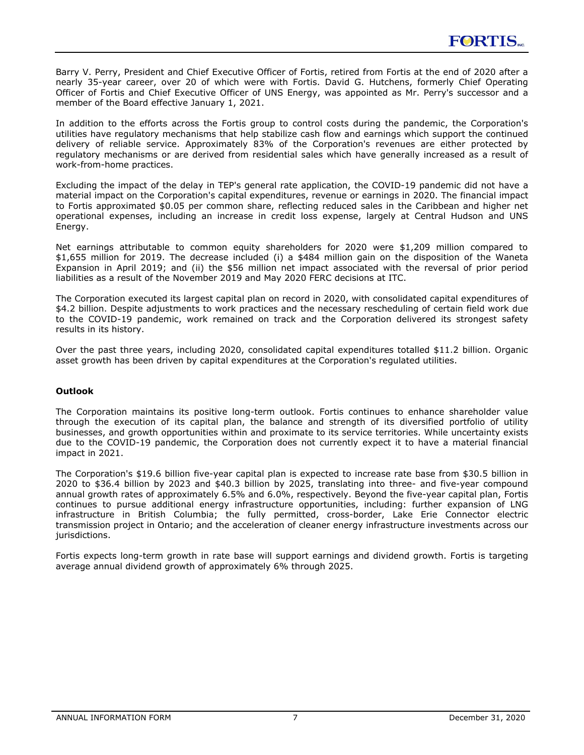Barry V. Perry, President and Chief Executive Officer of Fortis, retired from Fortis at the end of 2020 after a nearly 35-year career, over 20 of which were with Fortis. David G. Hutchens, formerly Chief Operating Officer of Fortis and Chief Executive Officer of UNS Energy, was appointed as Mr. Perry's successor and a member of the Board effective January 1, 2021.

In addition to the efforts across the Fortis group to control costs during the pandemic, the Corporation's utilities have regulatory mechanisms that help stabilize cash flow and earnings which support the continued delivery of reliable service. Approximately 83% of the Corporation's revenues are either protected by regulatory mechanisms or are derived from residential sales which have generally increased as a result of work-from-home practices.

Excluding the impact of the delay in TEP's general rate application, the COVID-19 pandemic did not have a material impact on the Corporation's capital expenditures, revenue or earnings in 2020. The financial impact to Fortis approximated $0.05 per common share, reflecting reduced sales in the Caribbean and higher net operational expenses, including an increase in credit loss expense, largely at Central Hudson and UNS Energy.

Net earnings attributable to common equity shareholders for 2020 were $1,209 million compared to $1,655 million for 2019. The decrease included (i) a $484 million gain on the disposition of the Waneta Expansion in April 2019; and (ii) the $56 million net impact associated with the reversal of prior period liabilities as a result of the November 2019 and May 2020 FERC decisions at ITC.

The Corporation executed its largest capital plan on record in 2020, with consolidated capital expenditures of $4.2 billion. Despite adjustments to work practices and the necessary rescheduling of certain field work due to the COVID-19 pandemic, work remained on track and the Corporation delivered its strongest safety results in its history.

Over the past three years, including 2020, consolidated capital expenditures totalled $11.2 billion. Organic asset growth has been driven by capital expenditures at the Corporation's regulated utilities.

**Outlook**

The Corporation maintains its positive long-term outlook. Fortis continues to enhance shareholder value through the execution of its capital plan, the balance and strength of its diversified portfolio of utility businesses, and growth opportunities within and proximate to its service territories. While uncertainty exists due to the COVID-19 pandemic, the Corporation does not currently expect it to have a material financial impact in 2021.

The Corporation's $19.6 billion five-year capital plan is expected to increase rate base from $30.5 billion in 2020 to $36.4 billion by 2023 and $40.3 billion by 2025, translating into three- and five-year compound annual growth rates of approximately 6.5% and 6.0%, respectively. Beyond the five-year capital plan, Fortis continues to pursue additional energy infrastructure opportunities, including: further expansion of LNG infrastructure in British Columbia; the fully permitted, cross-border, Lake Erie Connector electric transmission project in Ontario; and the acceleration of cleaner energy infrastructure investments across our jurisdictions.

Fortis expects long-term growth in rate base will support earnings and dividend growth. Fortis is targeting average annual dividend growth of approximately 6% through 2025.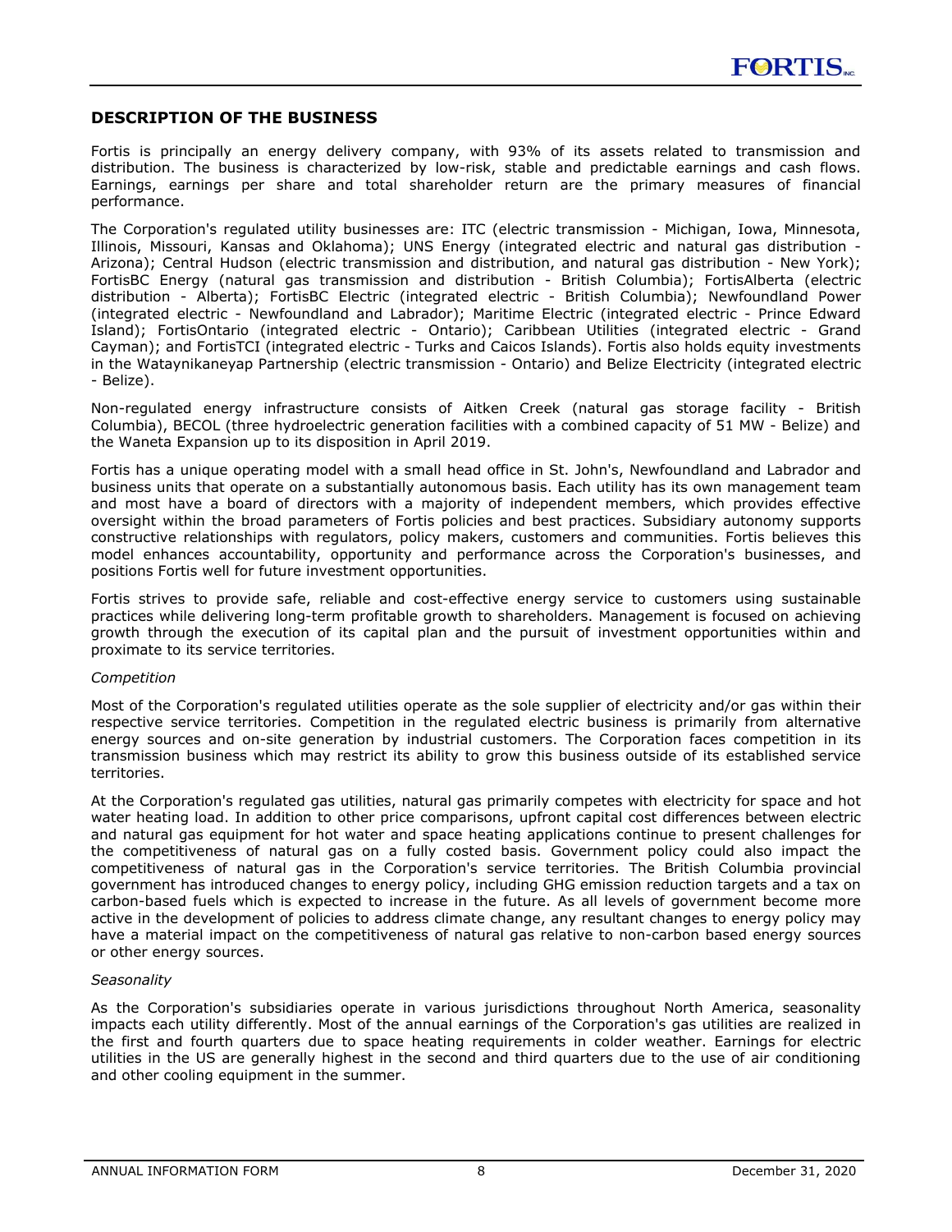## DESCRIPTION OF THE BUSINESS

Fortis is principally an energy delivery company, with 93% of its assets related to transmission and distribution. The business is characterized by low-risk, stable and predictable earnings and cash flows. Earnings, earnings per share and total shareholder return are the primary measures of financial performance.

The Corporation's regulated utility businesses are: ITC (electric transmission - Michigan, Iowa, Minnesota, Illinois, Missouri, Kansas and Oklahoma); UNS Energy (integrated electric and natural gas distribution - Arizona); Central Hudson (electric transmission and distribution, and natural gas distribution - New York); FortisBC Energy (natural gas transmission and distribution - British Columbia); FortisAlberta (electric distribution - Alberta); FortisBC Electric (integrated electric - British Columbia); Newfoundland Power (integrated electric - Newfoundland and Labrador); Maritime Electric (integrated electric - Prince Edward Island); FortisOntario (integrated electric - Ontario); Caribbean Utilities (integrated electric - Grand Cayman); and FortisTCI (integrated electric - Turks and Caicos Islands). Fortis also holds equity investments in the Wataynikaneyap Partnership (electric transmission - Ontario) and Belize Electricity (integrated electric - Belize).

Non-regulated energy infrastructure consists of Aitken Creek (natural gas storage facility - British Columbia), BECOL (three hydroelectric generation facilities with a combined capacity of 51 MW - Belize) and the Waneta Expansion up to its disposition in April 2019.

Fortis has a unique operating model with a small head office in St. John's, Newfoundland and Labrador and business units that operate on a substantially autonomous basis. Each utility has its own management team and most have a board of directors with a majority of independent members, which provides effective oversight within the broad parameters of Fortis policies and best practices. Subsidiary autonomy supports constructive relationships with regulators, policy makers, customers and communities. Fortis believes this model enhances accountability, opportunity and performance across the Corporation's businesses, and positions Fortis well for future investment opportunities.

Fortis strives to provide safe, reliable and cost-effective energy service to customers using sustainable practices while delivering long-term profitable growth to shareholders. Management is focused on achieving growth through the execution of its capital plan and the pursuit of investment opportunities within and proximate to its service territories.

*Competition*

Most of the Corporation's regulated utilities operate as the sole supplier of electricity and/or gas within their respective service territories. Competition in the regulated electric business is primarily from alternative energy sources and on-site generation by industrial customers. The Corporation faces competition in its transmission business which may restrict its ability to grow this business outside of its established service territories.

At the Corporation's regulated gas utilities, natural gas primarily competes with electricity for space and hot water heating load. In addition to other price comparisons, upfront capital cost differences between electric and natural gas equipment for hot water and space heating applications continue to present challenges for the competitiveness of natural gas on a fully costed basis. Government policy could also impact the competitiveness of natural gas in the Corporation's service territories. The British Columbia provincial government has introduced changes to energy policy, including GHG emission reduction targets and a tax on carbon-based fuels which is expected to increase in the future. As all levels of government become more active in the development of policies to address climate change, any resultant changes to energy policy may have a material impact on the competitiveness of natural gas relative to non-carbon based energy sources or other energy sources.

*Seasonality*

As the Corporation's subsidiaries operate in various jurisdictions throughout North America, seasonality impacts each utility differently. Most of the annual earnings of the Corporation's gas utilities are realized in the first and fourth quarters due to space heating requirements in colder weather. Earnings for electric utilities in the US are generally highest in the second and third quarters due to the use of air conditioning and other cooling equipment in the summer.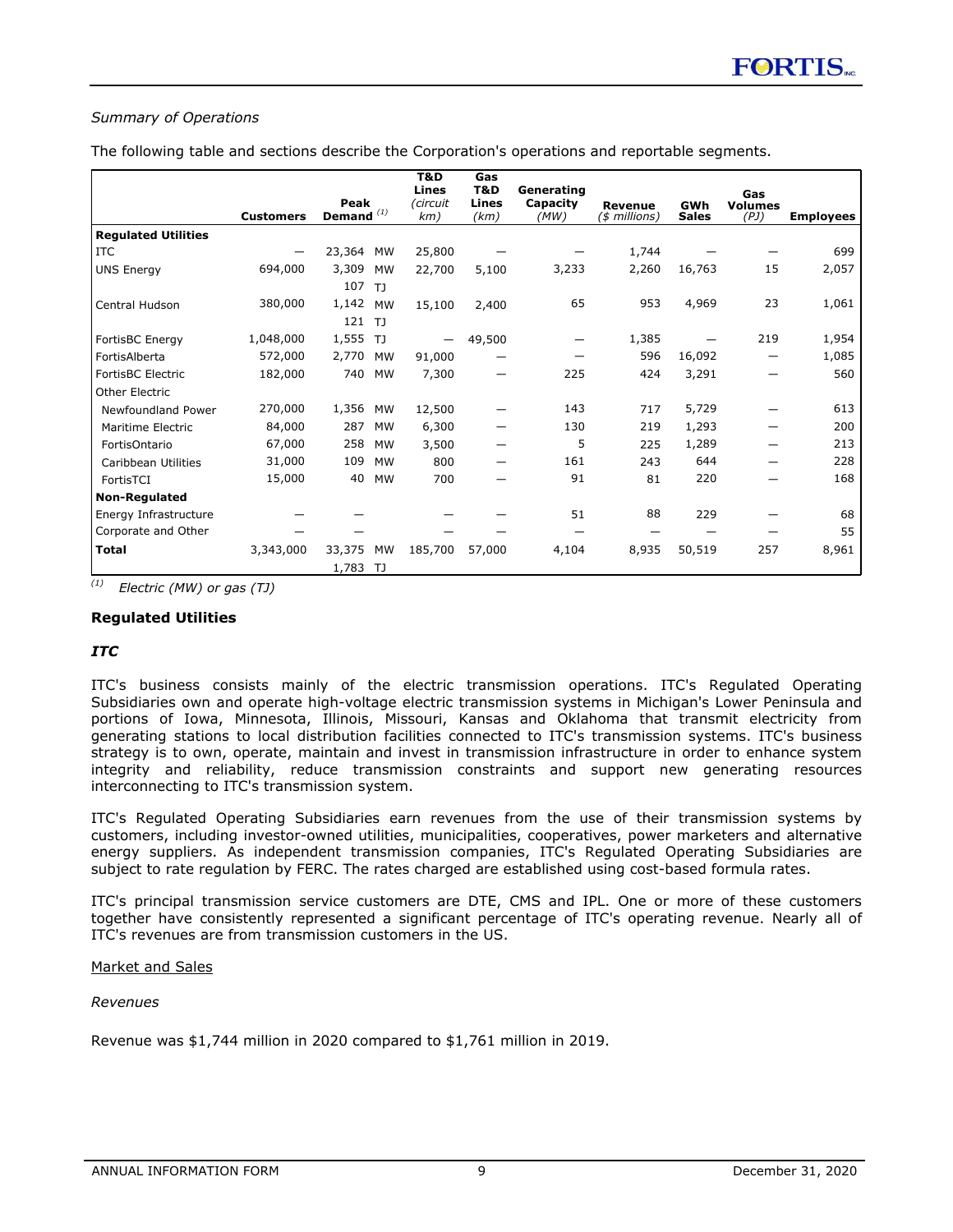*Summary of Operations*

The following table and sections describe the Corporation's operations and reportable segments.

| | Customers | Peak Demand [(1)] | T&D Lines (circuit km) | Gas T&D Lines (km) | Generating Capacity (MW) | Revenue ($ millions) | GWh Sales | Gas Volumes (PJ) | Employees |
|---|---|---|---|---|---|---|---|---|---|
| **Regulated Utilities** | | | | | | | | | |
| ITC | — | 23,364 MW | 25,800 | — | — | 1,744 | — | — | 699 |
| UNS Energy | 694,000 | 3,309 MW<br>107 TJ | 22,700 | 5,100 | 3,233 | 2,260 | 16,763 | 15 | 2,057 |
| Central Hudson | 380,000 | 1,142 MW<br>121 TJ | 15,100 | 2,400 | 65 | 953 | 4,969 | 23 | 1,061 |
| FortisBC Energy | 1,048,000 | 1,555 TJ | — | 49,500 | — | 1,385 | — | 219 | 1,954 |
| FortisAlberta | 572,000 | 2,770 MW | 91,000 | — | — | 596 | 16,092 | — | 1,085 |
| FortisBC Electric | 182,000 | 740 MW | 7,300 | — | 225 | 424 | 3,291 | — | 560 |
| Other Electric | | | | | | | | | |
| Newfoundland Power | 270,000 | 1,356 MW | 12,500 | — | 143 | 717 | 5,729 | — | 613 |
| Maritime Electric | 84,000 | 287 MW | 6,300 | — | 130 | 219 | 1,293 | — | 200 |
| FortisOntario | 67,000 | 258 MW | 3,500 | — | 5 | 225 | 1,289 | — | 213 |
| Caribbean Utilities | 31,000 | 109 MW | 800 | — | 161 | 243 | 644 | — | 228 |
| FortisTCI | 15,000 | 40 MW | 700 | — | 91 | 81 | 220 | — | 168 |
| **Non-Regulated** | | | | | | | | | |
| Energy Infrastructure | — | — | — | — | 51 | 88 | 229 | — | 68 |
| Corporate and Other | — | — | — | — | — | — | — | — | 55 |
| **Total** | 3,343,000 | 33,375 MW<br>1,783 TJ | 185,700 | 57,000 | 4,104 | 8,935 | 50,519 | 257 | 8,961 |

[(1)] *Electric (MW) or gas (TJ)*

## Regulated Utilities

### *ITC*

ITC's business consists mainly of the electric transmission operations. ITC's Regulated Operating Subsidiaries own and operate high-voltage electric transmission systems in Michigan's Lower Peninsula and portions of Iowa, Minnesota, Illinois, Missouri, Kansas and Oklahoma that transmit electricity from generating stations to local distribution facilities connected to ITC's transmission systems. ITC's business strategy is to own, operate, maintain and invest in transmission infrastructure in order to enhance system integrity and reliability, reduce transmission constraints and support new generating resources interconnecting to ITC's transmission system.

ITC's Regulated Operating Subsidiaries earn revenues from the use of their transmission systems by customers, including investor-owned utilities, municipalities, cooperatives, power marketers and alternative energy suppliers. As independent transmission companies, ITC's Regulated Operating Subsidiaries are subject to rate regulation by FERC. The rates charged are established using cost-based formula rates.

ITC's principal transmission service customers are DTE, CMS and IPL. One or more of these customers together have consistently represented a significant percentage of ITC's operating revenue. Nearly all of ITC's revenues are from transmission customers in the US.

Market and Sales

*Revenues*

Revenue was $1,744 million in 2020 compared to $1,761 million in 2019.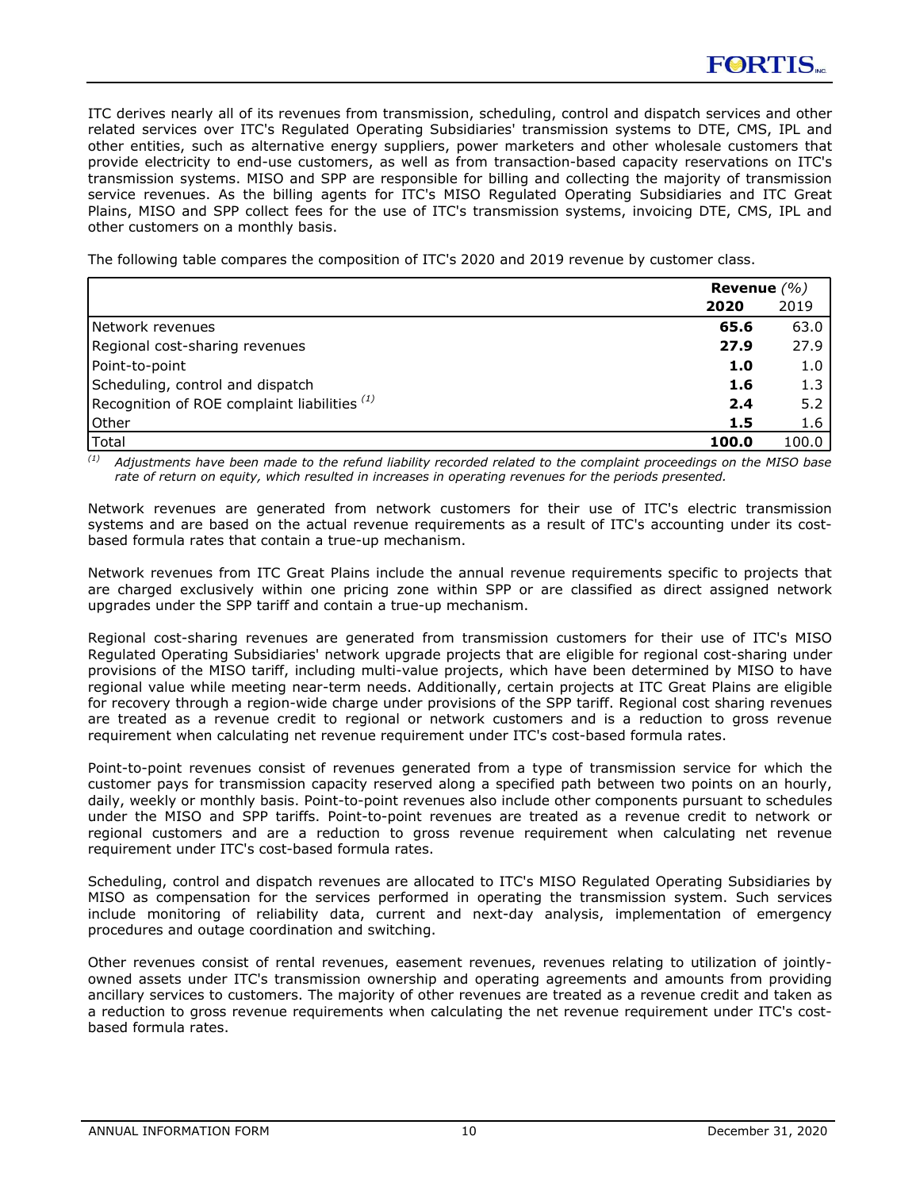ITC derives nearly all of its revenues from transmission, scheduling, control and dispatch services and other related services over ITC's Regulated Operating Subsidiaries' transmission systems to DTE, CMS, IPL and other entities, such as alternative energy suppliers, power marketers and other wholesale customers that provide electricity to end-use customers, as well as from transaction-based capacity reservations on ITC's transmission systems. MISO and SPP are responsible for billing and collecting the majority of transmission service revenues. As the billing agents for ITC's MISO Regulated Operating Subsidiaries and ITC Great Plains, MISO and SPP collect fees for the use of ITC's transmission systems, invoicing DTE, CMS, IPL and other customers on a monthly basis.

The following table compares the composition of ITC's 2020 and 2019 revenue by customer class.

| | **Revenue** *(%)* | |
|---|---|---|
| | **2020** | 2019 |
| Network revenues | **65.6** | 63.0 |
| Regional cost-sharing revenues | **27.9** | 27.9 |
| Point-to-point | **1.0** | 1.0 |
| Scheduling, control and dispatch | **1.6** | 1.3 |
| Recognition of ROE complaint liabilities [(1)] | **2.4** | 5.2 |
| Other | **1.5** | 1.6 |
| Total | **100.0** | 100.0 |

[(1)] *Adjustments have been made to the refund liability recorded related to the complaint proceedings on the MISO base rate of return on equity, which resulted in increases in operating revenues for the periods presented.*

Network revenues are generated from network customers for their use of ITC's electric transmission systems and are based on the actual revenue requirements as a result of ITC's accounting under its cost-based formula rates that contain a true-up mechanism.

Network revenues from ITC Great Plains include the annual revenue requirements specific to projects that are charged exclusively within one pricing zone within SPP or are classified as direct assigned network upgrades under the SPP tariff and contain a true-up mechanism.

Regional cost-sharing revenues are generated from transmission customers for their use of ITC's MISO Regulated Operating Subsidiaries' network upgrade projects that are eligible for regional cost-sharing under provisions of the MISO tariff, including multi-value projects, which have been determined by MISO to have regional value while meeting near-term needs. Additionally, certain projects at ITC Great Plains are eligible for recovery through a region-wide charge under provisions of the SPP tariff. Regional cost sharing revenues are treated as a revenue credit to regional or network customers and is a reduction to gross revenue requirement when calculating net revenue requirement under ITC's cost-based formula rates.

Point-to-point revenues consist of revenues generated from a type of transmission service for which the customer pays for transmission capacity reserved along a specified path between two points on an hourly, daily, weekly or monthly basis. Point-to-point revenues also include other components pursuant to schedules under the MISO and SPP tariffs. Point-to-point revenues are treated as a revenue credit to network or regional customers and are a reduction to gross revenue requirement when calculating net revenue requirement under ITC's cost-based formula rates.

Scheduling, control and dispatch revenues are allocated to ITC's MISO Regulated Operating Subsidiaries by MISO as compensation for the services performed in operating the transmission system. Such services include monitoring of reliability data, current and next-day analysis, implementation of emergency procedures and outage coordination and switching.

Other revenues consist of rental revenues, easement revenues, revenues relating to utilization of jointly-owned assets under ITC's transmission ownership and operating agreements and amounts from providing ancillary services to customers. The majority of other revenues are treated as a revenue credit and taken as a reduction to gross revenue requirements when calculating the net revenue requirement under ITC's cost-based formula rates.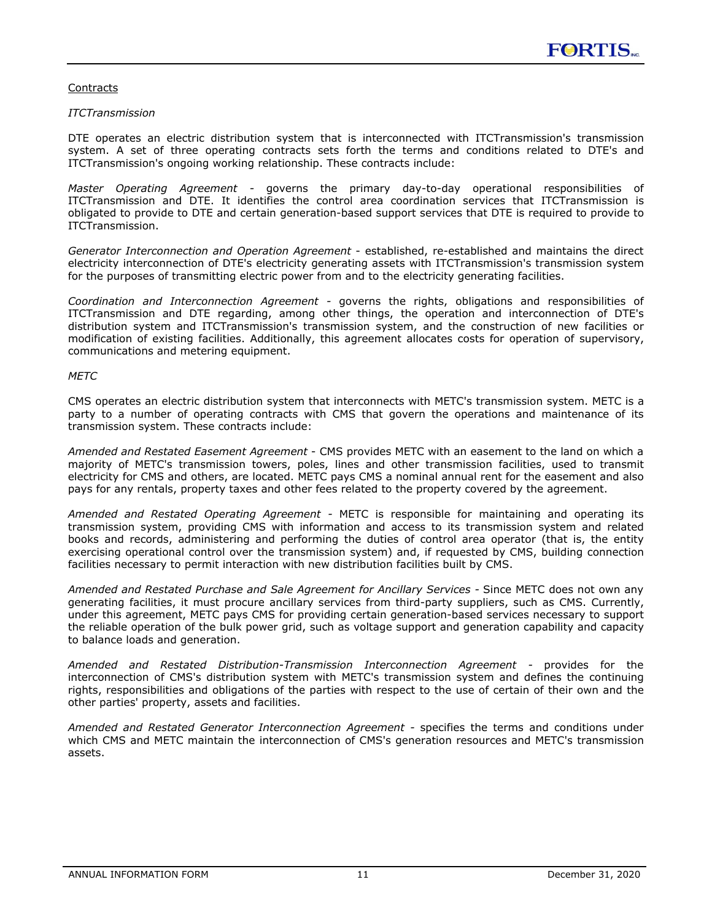Contracts

*ITCTransmission*

DTE operates an electric distribution system that is interconnected with ITCTransmission's transmission system. A set of three operating contracts sets forth the terms and conditions related to DTE's and ITCTransmission's ongoing working relationship. These contracts include:

*Master Operating Agreement* - governs the primary day-to-day operational responsibilities of ITCTransmission and DTE. It identifies the control area coordination services that ITCTransmission is obligated to provide to DTE and certain generation-based support services that DTE is required to provide to ITCTransmission.

*Generator Interconnection and Operation Agreement* - established, re-established and maintains the direct electricity interconnection of DTE's electricity generating assets with ITCTransmission's transmission system for the purposes of transmitting electric power from and to the electricity generating facilities.

*Coordination and Interconnection Agreement* - governs the rights, obligations and responsibilities of ITCTransmission and DTE regarding, among other things, the operation and interconnection of DTE's distribution system and ITCTransmission's transmission system, and the construction of new facilities or modification of existing facilities. Additionally, this agreement allocates costs for operation of supervisory, communications and metering equipment.

*METC*

CMS operates an electric distribution system that interconnects with METC's transmission system. METC is a party to a number of operating contracts with CMS that govern the operations and maintenance of its transmission system. These contracts include:

*Amended and Restated Easement Agreement* - CMS provides METC with an easement to the land on which a majority of METC's transmission towers, poles, lines and other transmission facilities, used to transmit electricity for CMS and others, are located. METC pays CMS a nominal annual rent for the easement and also pays for any rentals, property taxes and other fees related to the property covered by the agreement.

*Amended and Restated Operating Agreement* - METC is responsible for maintaining and operating its transmission system, providing CMS with information and access to its transmission system and related books and records, administering and performing the duties of control area operator (that is, the entity exercising operational control over the transmission system) and, if requested by CMS, building connection facilities necessary to permit interaction with new distribution facilities built by CMS.

*Amended and Restated Purchase and Sale Agreement for Ancillary Services* - Since METC does not own any generating facilities, it must procure ancillary services from third-party suppliers, such as CMS. Currently, under this agreement, METC pays CMS for providing certain generation-based services necessary to support the reliable operation of the bulk power grid, such as voltage support and generation capability and capacity to balance loads and generation.

*Amended and Restated Distribution-Transmission Interconnection Agreement* - provides for the interconnection of CMS's distribution system with METC's transmission system and defines the continuing rights, responsibilities and obligations of the parties with respect to the use of certain of their own and the other parties' property, assets and facilities.

*Amended and Restated Generator Interconnection Agreement* - specifies the terms and conditions under which CMS and METC maintain the interconnection of CMS's generation resources and METC's transmission assets.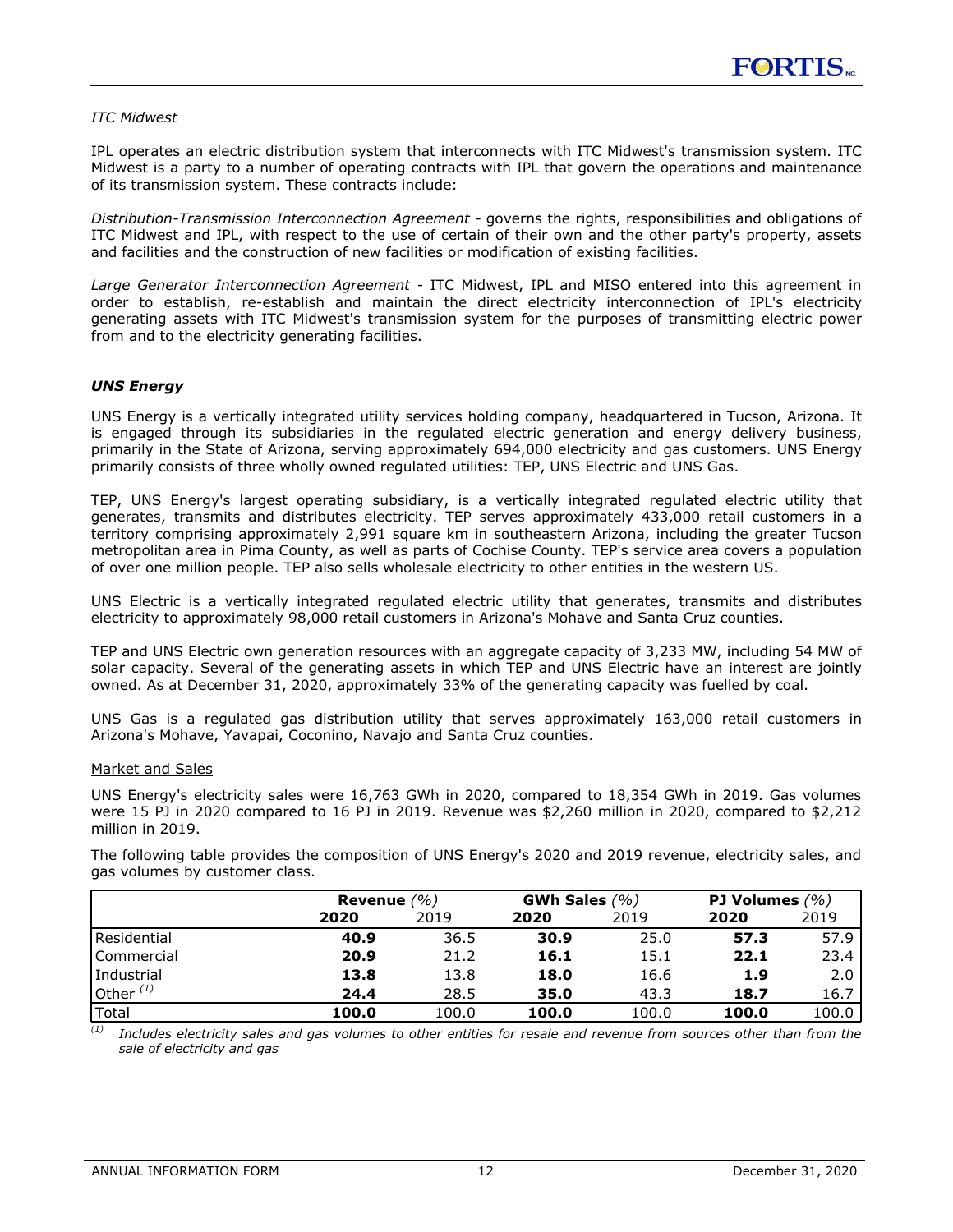*ITC Midwest*

IPL operates an electric distribution system that interconnects with ITC Midwest's transmission system. ITC Midwest is a party to a number of operating contracts with IPL that govern the operations and maintenance of its transmission system. These contracts include:

*Distribution-Transmission Interconnection Agreement* - governs the rights, responsibilities and obligations of ITC Midwest and IPL, with respect to the use of certain of their own and the other party's property, assets and facilities and the construction of new facilities or modification of existing facilities.

*Large Generator Interconnection Agreement* - ITC Midwest, IPL and MISO entered into this agreement in order to establish, re-establish and maintain the direct electricity interconnection of IPL's electricity generating assets with ITC Midwest's transmission system for the purposes of transmitting electric power from and to the electricity generating facilities.

***UNS Energy***

UNS Energy is a vertically integrated utility services holding company, headquartered in Tucson, Arizona. It is engaged through its subsidiaries in the regulated electric generation and energy delivery business, primarily in the State of Arizona, serving approximately 694,000 electricity and gas customers. UNS Energy primarily consists of three wholly owned regulated utilities: TEP, UNS Electric and UNS Gas.

TEP, UNS Energy's largest operating subsidiary, is a vertically integrated regulated electric utility that generates, transmits and distributes electricity. TEP serves approximately 433,000 retail customers in a territory comprising approximately 2,991 square km in southeastern Arizona, including the greater Tucson metropolitan area in Pima County, as well as parts of Cochise County. TEP's service area covers a population of over one million people. TEP also sells wholesale electricity to other entities in the western US.

UNS Electric is a vertically integrated regulated electric utility that generates, transmits and distributes electricity to approximately 98,000 retail customers in Arizona's Mohave and Santa Cruz counties.

TEP and UNS Electric own generation resources with an aggregate capacity of 3,233 MW, including 54 MW of solar capacity. Several of the generating assets in which TEP and UNS Electric have an interest are jointly owned. As at December 31, 2020, approximately 33% of the generating capacity was fuelled by coal.

UNS Gas is a regulated gas distribution utility that serves approximately 163,000 retail customers in Arizona's Mohave, Yavapai, Coconino, Navajo and Santa Cruz counties.

Market and Sales

UNS Energy's electricity sales were 16,763 GWh in 2020, compared to 18,354 GWh in 2019. Gas volumes were 15 PJ in 2020 compared to 16 PJ in 2019. Revenue was $2,260 million in 2020, compared to $2,212 million in 2019.

The following table provides the composition of UNS Energy's 2020 and 2019 revenue, electricity sales, and gas volumes by customer class.

| | **Revenue** *(%)* | | **GWh Sales** *(%)* | | **PJ Volumes** *(%)* | |
|---|---|---|---|---|---|---|
| | **2020** | 2019 | **2020** | 2019 | **2020** | 2019 |
| Residential | **40.9** | 36.5 | **30.9** | 25.0 | **57.3** | 57.9 |
| Commercial | **20.9** | 21.2 | **16.1** | 15.1 | **22.1** | 23.4 |
| Industrial | **13.8** | 13.8 | **18.0** | 16.6 | **1.9** | 2.0 |
| Other [(1)] | **24.4** | 28.5 | **35.0** | 43.3 | **18.7** | 16.7 |
| Total | **100.0** | 100.0 | **100.0** | 100.0 | **100.0** | 100.0 |

[(1)] *Includes electricity sales and gas volumes to other entities for resale and revenue from sources other than from the sale of electricity and gas*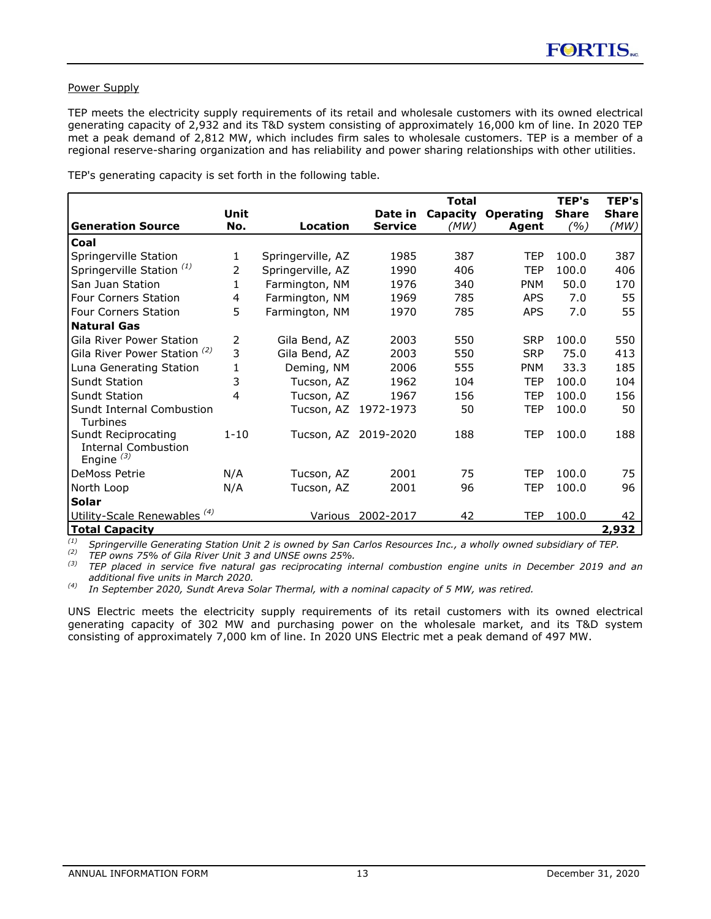Power Supply

TEP meets the electricity supply requirements of its retail and wholesale customers with its owned electrical generating capacity of 2,932 and its T&D system consisting of approximately 16,000 km of line. In 2020 TEP met a peak demand of 2,812 MW, which includes firm sales to wholesale customers. TEP is a member of a regional reserve-sharing organization and has reliability and power sharing relationships with other utilities.

TEP's generating capacity is set forth in the following table.

| Generation Source | Unit No. | Location | Date in Service | Total Capacity (MW) | Operating Agent | TEP's Share (%) | TEP's Share (MW) |
|---|---|---|---|---|---|---|---|
| **Coal** | | | | | | | |
| Springerville Station | 1 | Springerville, AZ | 1985 | 387 | TEP | 100.0 | 387 |
| Springerville Station (1) | 2 | Springerville, AZ | 1990 | 406 | TEP | 100.0 | 406 |
| San Juan Station | 1 | Farmington, NM | 1976 | 340 | PNM | 50.0 | 170 |
| Four Corners Station | 4 | Farmington, NM | 1969 | 785 | APS | 7.0 | 55 |
| Four Corners Station | 5 | Farmington, NM | 1970 | 785 | APS | 7.0 | 55 |
| **Natural Gas** | | | | | | | |
| Gila River Power Station | 2 | Gila Bend, AZ | 2003 | 550 | SRP | 100.0 | 550 |
| Gila River Power Station (2) | 3 | Gila Bend, AZ | 2003 | 550 | SRP | 75.0 | 413 |
| Luna Generating Station | 1 | Deming, NM | 2006 | 555 | PNM | 33.3 | 185 |
| Sundt Station | 3 | Tucson, AZ | 1962 | 104 | TEP | 100.0 | 104 |
| Sundt Station | 4 | Tucson, AZ | 1967 | 156 | TEP | 100.0 | 156 |
| Sundt Internal Combustion Turbines | | Tucson, AZ | 1972-1973 | 50 | TEP | 100.0 | 50 |
| Sundt Reciprocating Internal Combustion Engine (3) | 1-10 | Tucson, AZ | 2019-2020 | 188 | TEP | 100.0 | 188 |
| DeMoss Petrie | N/A | Tucson, AZ | 2001 | 75 | TEP | 100.0 | 75 |
| North Loop | N/A | Tucson, AZ | 2001 | 96 | TEP | 100.0 | 96 |
| **Solar** | | | | | | | |
| Utility-Scale Renewables (4) | | Various | 2002-2017 | 42 | TEP | 100.0 | 42 |
| **Total Capacity** | | | | | | | **2,932** |

*(1) Springerville Generating Station Unit 2 is owned by San Carlos Resources Inc., a wholly owned subsidiary of TEP.*
*(2) TEP owns 75% of Gila River Unit 3 and UNSE owns 25%.*
*(3) TEP placed in service five natural gas reciprocating internal combustion engine units in December 2019 and an additional five units in March 2020.*
*(4) In September 2020, Sundt Areva Solar Thermal, with a nominal capacity of 5 MW, was retired.*

UNS Electric meets the electricity supply requirements of its retail customers with its owned electrical generating capacity of 302 MW and purchasing power on the wholesale market, and its T&D system consisting of approximately 7,000 km of line. In 2020 UNS Electric met a peak demand of 497 MW.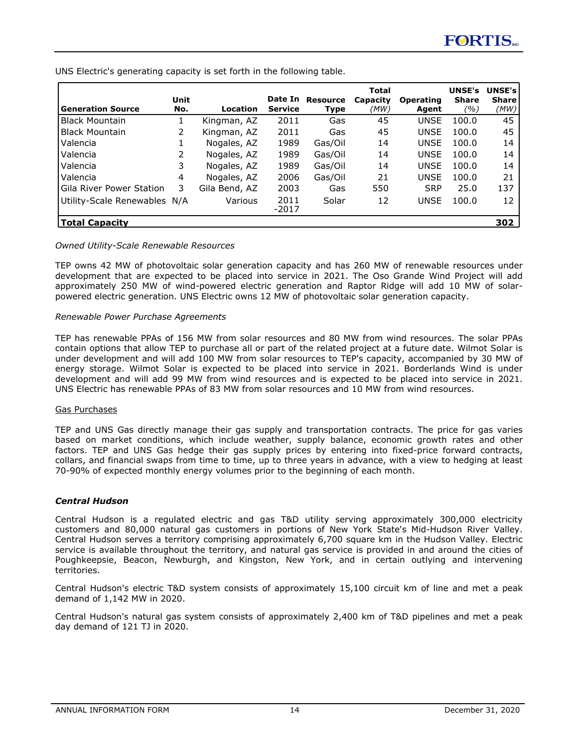UNS Electric's generating capacity is set forth in the following table.

| Generation Source | Unit No. | Location | Date In Service | Resource Type | Total Capacity (MW) | Operating Agent | UNSE's Share (%) | UNSE's Share (MW) |
|---|---|---|---|---|---|---|---|---|
| Black Mountain | 1 | Kingman, AZ | 2011 | Gas | 45 | UNSE | 100.0 | 45 |
| Black Mountain | 2 | Kingman, AZ | 2011 | Gas | 45 | UNSE | 100.0 | 45 |
| Valencia | 1 | Nogales, AZ | 1989 | Gas/Oil | 14 | UNSE | 100.0 | 14 |
| Valencia | 2 | Nogales, AZ | 1989 | Gas/Oil | 14 | UNSE | 100.0 | 14 |
| Valencia | 3 | Nogales, AZ | 1989 | Gas/Oil | 14 | UNSE | 100.0 | 14 |
| Valencia | 4 | Nogales, AZ | 2006 | Gas/Oil | 21 | UNSE | 100.0 | 21 |
| Gila River Power Station | 3 | Gila Bend, AZ | 2003 | Gas | 550 | SRP | 25.0 | 137 |
| Utility-Scale Renewables | N/A | Various | 2011 -2017 | Solar | 12 | UNSE | 100.0 | 12 |
| **Total Capacity** | | | | | | | | **302** |

*Owned Utility-Scale Renewable Resources*

TEP owns 42 MW of photovoltaic solar generation capacity and has 260 MW of renewable resources under development that are expected to be placed into service in 2021. The Oso Grande Wind Project will add approximately 250 MW of wind-powered electric generation and Raptor Ridge will add 10 MW of solar-powered electric generation. UNS Electric owns 12 MW of photovoltaic solar generation capacity.

*Renewable Power Purchase Agreements*

TEP has renewable PPAs of 156 MW from solar resources and 80 MW from wind resources. The solar PPAs contain options that allow TEP to purchase all or part of the related project at a future date. Wilmot Solar is under development and will add 100 MW from solar resources to TEP's capacity, accompanied by 30 MW of energy storage. Wilmot Solar is expected to be placed into service in 2021. Borderlands Wind is under development and will add 99 MW from wind resources and is expected to be placed into service in 2021. UNS Electric has renewable PPAs of 83 MW from solar resources and 10 MW from wind resources.

Gas Purchases

TEP and UNS Gas directly manage their gas supply and transportation contracts. The price for gas varies based on market conditions, which include weather, supply balance, economic growth rates and other factors. TEP and UNS Gas hedge their gas supply prices by entering into fixed-price forward contracts, collars, and financial swaps from time to time, up to three years in advance, with a view to hedging at least 70-90% of expected monthly energy volumes prior to the beginning of each month.

### *Central Hudson*

Central Hudson is a regulated electric and gas T&D utility serving approximately 300,000 electricity customers and 80,000 natural gas customers in portions of New York State's Mid-Hudson River Valley. Central Hudson serves a territory comprising approximately 6,700 square km in the Hudson Valley. Electric service is available throughout the territory, and natural gas service is provided in and around the cities of Poughkeepsie, Beacon, Newburgh, and Kingston, New York, and in certain outlying and intervening territories.

Central Hudson's electric T&D system consists of approximately 15,100 circuit km of line and met a peak demand of 1,142 MW in 2020.

Central Hudson's natural gas system consists of approximately 2,400 km of T&D pipelines and met a peak day demand of 121 TJ in 2020.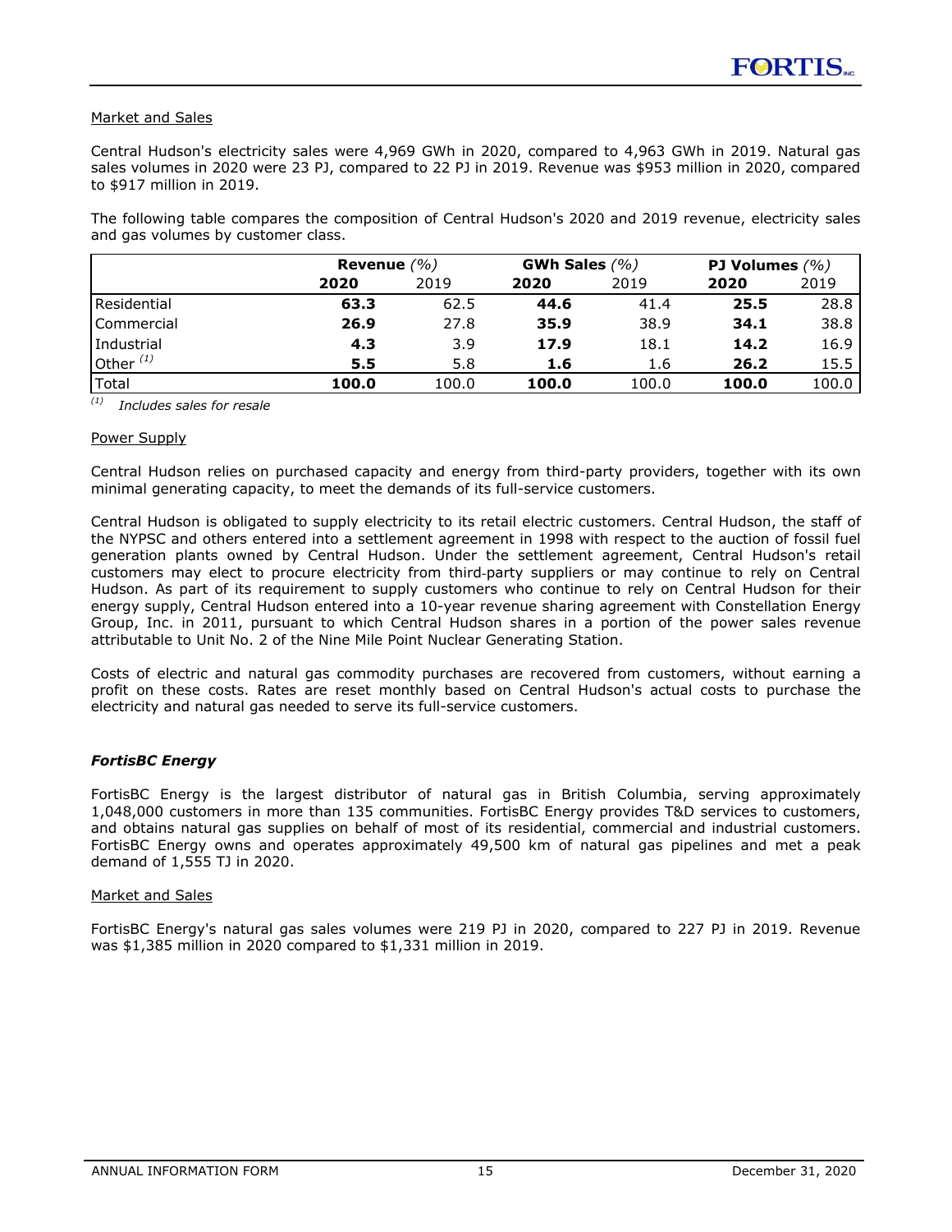Market and Sales

Central Hudson's electricity sales were 4,969 GWh in 2020, compared to 4,963 GWh in 2019. Natural gas sales volumes in 2020 were 23 PJ, compared to 22 PJ in 2019. Revenue was $953 million in 2020, compared to $917 million in 2019.

The following table compares the composition of Central Hudson's 2020 and 2019 revenue, electricity sales and gas volumes by customer class.

| | **Revenue** *(%)* | | **GWh Sales** *(%)* | | **PJ Volumes** *(%)* | |
|---|---|---|---|---|---|---|
| | **2020** | 2019 | **2020** | 2019 | **2020** | 2019 |
| Residential | **63.3** | 62.5 | **44.6** | 41.4 | **25.5** | 28.8 |
| Commercial | **26.9** | 27.8 | **35.9** | 38.9 | **34.1** | 38.8 |
| Industrial | **4.3** | 3.9 | **17.9** | 18.1 | **14.2** | 16.9 |
| Other [(1)] | **5.5** | 5.8 | **1.6** | 1.6 | **26.2** | 15.5 |
| Total | **100.0** | 100.0 | **100.0** | 100.0 | **100.0** | 100.0 |

[(1)] *Includes sales for resale*

Power Supply

Central Hudson relies on purchased capacity and energy from third-party providers, together with its own minimal generating capacity, to meet the demands of its full-service customers.

Central Hudson is obligated to supply electricity to its retail electric customers. Central Hudson, the staff of the NYPSC and others entered into a settlement agreement in 1998 with respect to the auction of fossil fuel generation plants owned by Central Hudson. Under the settlement agreement, Central Hudson's retail customers may elect to procure electricity from third-party suppliers or may continue to rely on Central Hudson. As part of its requirement to supply customers who continue to rely on Central Hudson for their energy supply, Central Hudson entered into a 10-year revenue sharing agreement with Constellation Energy Group, Inc. in 2011, pursuant to which Central Hudson shares in a portion of the power sales revenue attributable to Unit No. 2 of the Nine Mile Point Nuclear Generating Station.

Costs of electric and natural gas commodity purchases are recovered from customers, without earning a profit on these costs. Rates are reset monthly based on Central Hudson's actual costs to purchase the electricity and natural gas needed to serve its full-service customers.

### *FortisBC Energy*

FortisBC Energy is the largest distributor of natural gas in British Columbia, serving approximately 1,048,000 customers in more than 135 communities. FortisBC Energy provides T&D services to customers, and obtains natural gas supplies on behalf of most of its residential, commercial and industrial customers. FortisBC Energy owns and operates approximately 49,500 km of natural gas pipelines and met a peak demand of 1,555 TJ in 2020.

Market and Sales

FortisBC Energy's natural gas sales volumes were 219 PJ in 2020, compared to 227 PJ in 2019. Revenue was $1,385 million in 2020 compared to $1,331 million in 2019.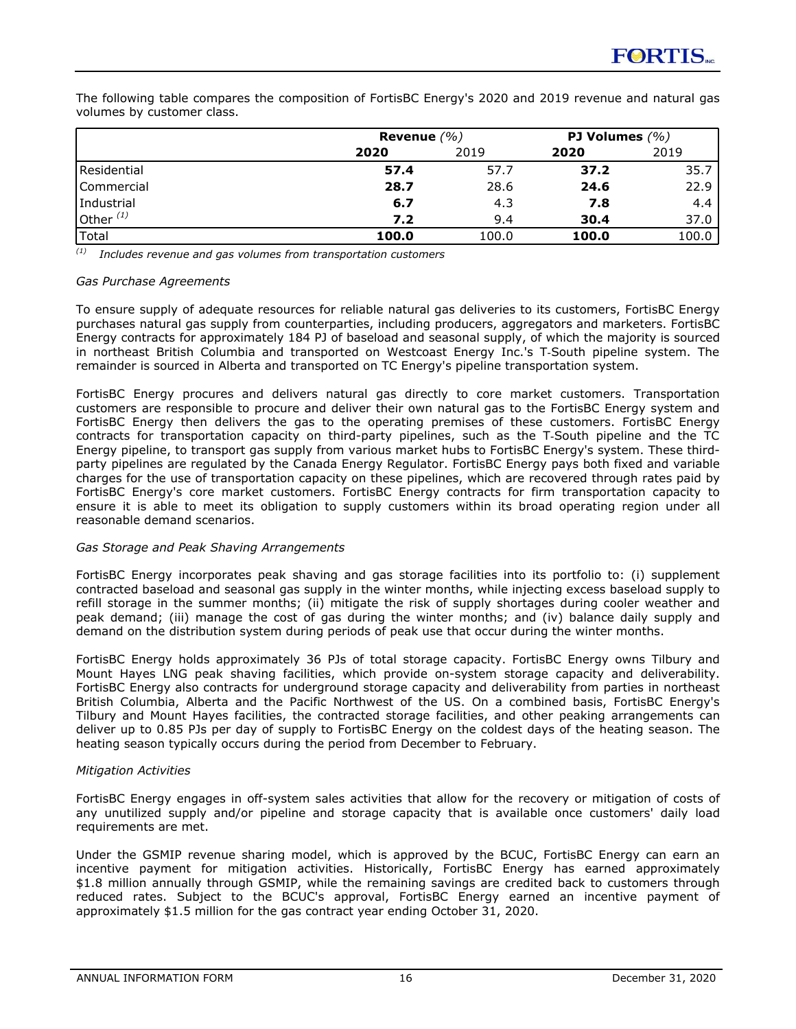The following table compares the composition of FortisBC Energy's 2020 and 2019 revenue and natural gas volumes by customer class.

| | **Revenue** *(%)* | | **PJ Volumes** *(%)* | |
|---|---|---|---|---|
| | **2020** | 2019 | **2020** | 2019 |
| Residential | **57.4** | 57.7 | **37.2** | 35.7 |
| Commercial | **28.7** | 28.6 | **24.6** | 22.9 |
| Industrial | **6.7** | 4.3 | **7.8** | 4.4 |
| Other [(1)] | **7.2** | 9.4 | **30.4** | 37.0 |
| Total | **100.0** | 100.0 | **100.0** | 100.0 |

[(1)] *Includes revenue and gas volumes from transportation customers*

*Gas Purchase Agreements*

To ensure supply of adequate resources for reliable natural gas deliveries to its customers, FortisBC Energy purchases natural gas supply from counterparties, including producers, aggregators and marketers. FortisBC Energy contracts for approximately 184 PJ of baseload and seasonal supply, of which the majority is sourced in northeast British Columbia and transported on Westcoast Energy Inc.'s T-South pipeline system. The remainder is sourced in Alberta and transported on TC Energy's pipeline transportation system.

FortisBC Energy procures and delivers natural gas directly to core market customers. Transportation customers are responsible to procure and deliver their own natural gas to the FortisBC Energy system and FortisBC Energy then delivers the gas to the operating premises of these customers. FortisBC Energy contracts for transportation capacity on third-party pipelines, such as the T-South pipeline and the TC Energy pipeline, to transport gas supply from various market hubs to FortisBC Energy's system. These third-party pipelines are regulated by the Canada Energy Regulator. FortisBC Energy pays both fixed and variable charges for the use of transportation capacity on these pipelines, which are recovered through rates paid by FortisBC Energy's core market customers. FortisBC Energy contracts for firm transportation capacity to ensure it is able to meet its obligation to supply customers within its broad operating region under all reasonable demand scenarios.

*Gas Storage and Peak Shaving Arrangements*

FortisBC Energy incorporates peak shaving and gas storage facilities into its portfolio to: (i) supplement contracted baseload and seasonal gas supply in the winter months, while injecting excess baseload supply to refill storage in the summer months; (ii) mitigate the risk of supply shortages during cooler weather and peak demand; (iii) manage the cost of gas during the winter months; and (iv) balance daily supply and demand on the distribution system during periods of peak use that occur during the winter months.

FortisBC Energy holds approximately 36 PJs of total storage capacity. FortisBC Energy owns Tilbury and Mount Hayes LNG peak shaving facilities, which provide on-system storage capacity and deliverability. FortisBC Energy also contracts for underground storage capacity and deliverability from parties in northeast British Columbia, Alberta and the Pacific Northwest of the US. On a combined basis, FortisBC Energy's Tilbury and Mount Hayes facilities, the contracted storage facilities, and other peaking arrangements can deliver up to 0.85 PJs per day of supply to FortisBC Energy on the coldest days of the heating season. The heating season typically occurs during the period from December to February.

*Mitigation Activities*

FortisBC Energy engages in off-system sales activities that allow for the recovery or mitigation of costs of any unutilized supply and/or pipeline and storage capacity that is available once customers' daily load requirements are met.

Under the GSMIP revenue sharing model, which is approved by the BCUC, FortisBC Energy can earn an incentive payment for mitigation activities. Historically, FortisBC Energy has earned approximately $1.8 million annually through GSMIP, while the remaining savings are credited back to customers through reduced rates. Subject to the BCUC's approval, FortisBC Energy earned an incentive payment of approximately $1.5 million for the gas contract year ending October 31, 2020.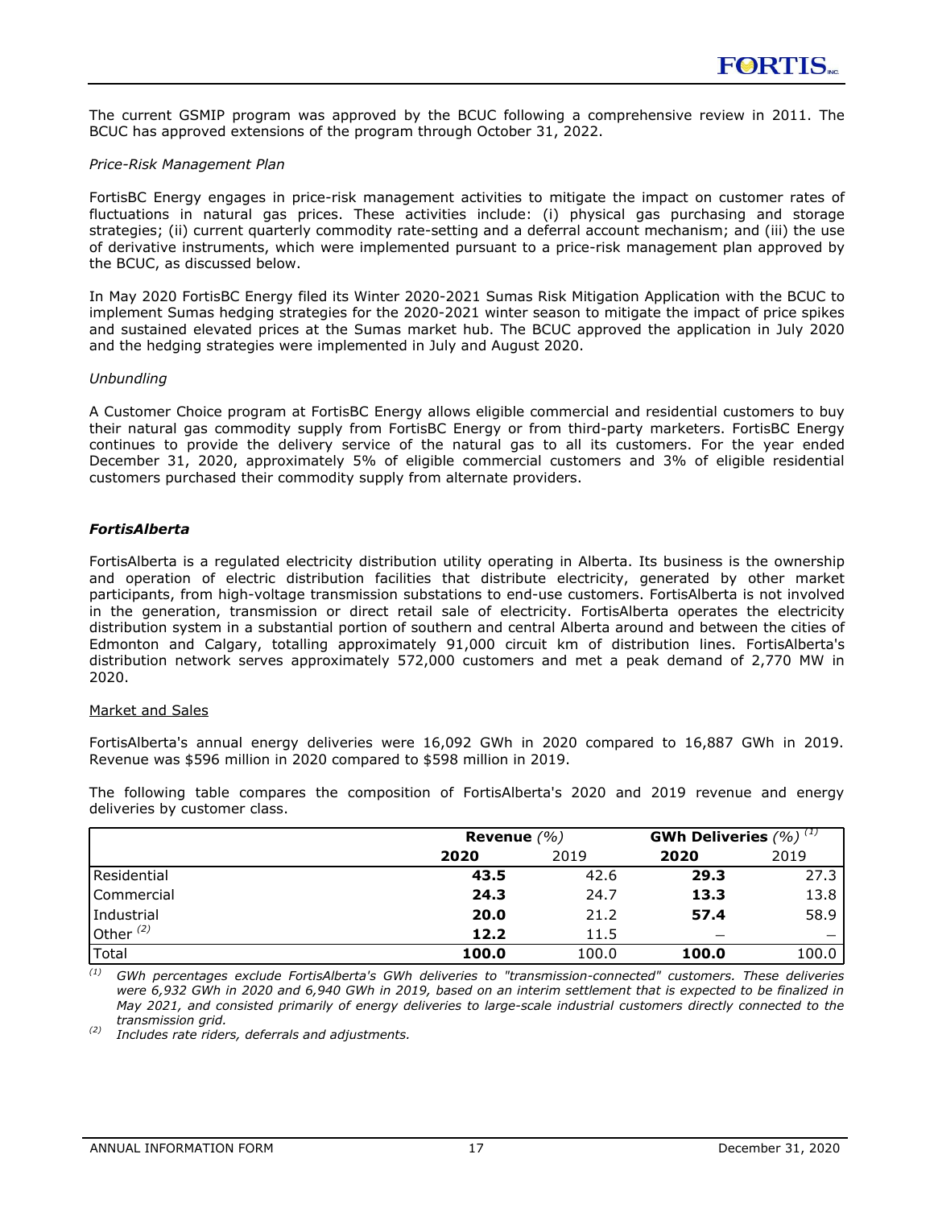The current GSMIP program was approved by the BCUC following a comprehensive review in 2011. The BCUC has approved extensions of the program through October 31, 2022.

*Price-Risk Management Plan*

FortisBC Energy engages in price-risk management activities to mitigate the impact on customer rates of fluctuations in natural gas prices. These activities include: (i) physical gas purchasing and storage strategies; (ii) current quarterly commodity rate-setting and a deferral account mechanism; and (iii) the use of derivative instruments, which were implemented pursuant to a price-risk management plan approved by the BCUC, as discussed below.

In May 2020 FortisBC Energy filed its Winter 2020-2021 Sumas Risk Mitigation Application with the BCUC to implement Sumas hedging strategies for the 2020-2021 winter season to mitigate the impact of price spikes and sustained elevated prices at the Sumas market hub. The BCUC approved the application in July 2020 and the hedging strategies were implemented in July and August 2020.

*Unbundling*

A Customer Choice program at FortisBC Energy allows eligible commercial and residential customers to buy their natural gas commodity supply from FortisBC Energy or from third-party marketers. FortisBC Energy continues to provide the delivery service of the natural gas to all its customers. For the year ended December 31, 2020, approximately 5% of eligible commercial customers and 3% of eligible residential customers purchased their commodity supply from alternate providers.

### ***FortisAlberta***

FortisAlberta is a regulated electricity distribution utility operating in Alberta. Its business is the ownership and operation of electric distribution facilities that distribute electricity, generated by other market participants, from high-voltage transmission substations to end-use customers. FortisAlberta is not involved in the generation, transmission or direct retail sale of electricity. FortisAlberta operates the electricity distribution system in a substantial portion of southern and central Alberta around and between the cities of Edmonton and Calgary, totalling approximately 91,000 circuit km of distribution lines. FortisAlberta's distribution network serves approximately 572,000 customers and met a peak demand of 2,770 MW in 2020.

Market and Sales

FortisAlberta's annual energy deliveries were 16,092 GWh in 2020 compared to 16,887 GWh in 2019. Revenue was $596 million in 2020 compared to $598 million in 2019.

The following table compares the composition of FortisAlberta's 2020 and 2019 revenue and energy deliveries by customer class.

| | **Revenue** *(%)* | | **GWh Deliveries** *(%)* [(1)] | |
|---|---|---|---|---|
| | **2020** | 2019 | **2020** | 2019 |
| Residential | **43.5** | 42.6 | **29.3** | 27.3 |
| Commercial | **24.3** | 24.7 | **13.3** | 13.8 |
| Industrial | **20.0** | 21.2 | **57.4** | 58.9 |
| Other [(2)] | **12.2** | 11.5 | **–** | – |
| Total | **100.0** | 100.0 | **100.0** | 100.0 |

*(1) GWh percentages exclude FortisAlberta's GWh deliveries to "transmission-connected" customers. These deliveries were 6,932 GWh in 2020 and 6,940 GWh in 2019, based on an interim settlement that is expected to be finalized in May 2021, and consisted primarily of energy deliveries to large-scale industrial customers directly connected to the transmission grid.*

*(2) Includes rate riders, deferrals and adjustments.*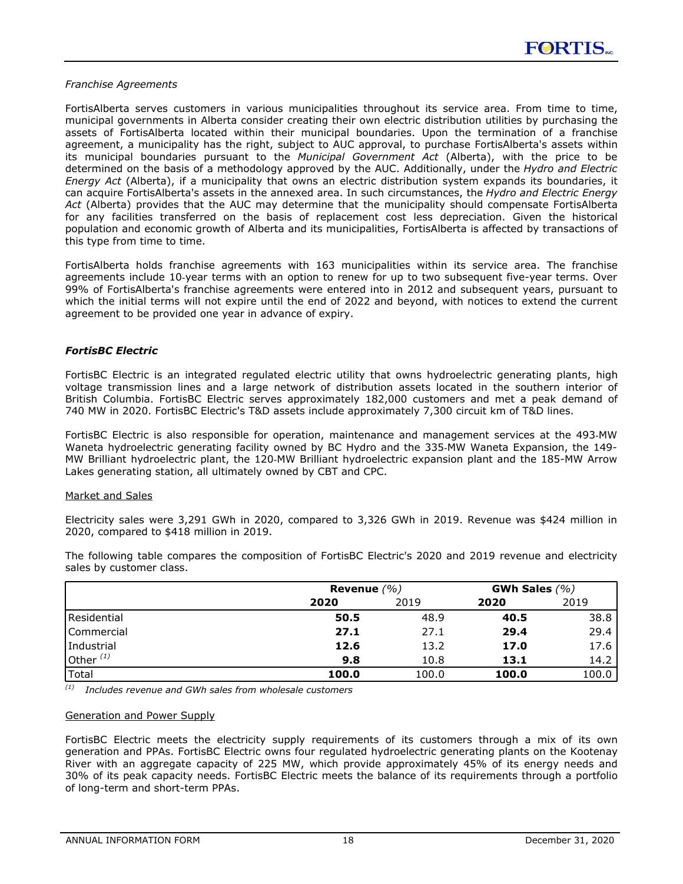*Franchise Agreements*

FortisAlberta serves customers in various municipalities throughout its service area. From time to time, municipal governments in Alberta consider creating their own electric distribution utilities by purchasing the assets of FortisAlberta located within their municipal boundaries. Upon the termination of a franchise agreement, a municipality has the right, subject to AUC approval, to purchase FortisAlberta's assets within its municipal boundaries pursuant to the *Municipal Government Act* (Alberta), with the price to be determined on the basis of a methodology approved by the AUC. Additionally, under the *Hydro and Electric Energy Act* (Alberta), if a municipality that owns an electric distribution system expands its boundaries, it can acquire FortisAlberta's assets in the annexed area. In such circumstances, the *Hydro and Electric Energy Act* (Alberta) provides that the AUC may determine that the municipality should compensate FortisAlberta for any facilities transferred on the basis of replacement cost less depreciation. Given the historical population and economic growth of Alberta and its municipalities, FortisAlberta is affected by transactions of this type from time to time.

FortisAlberta holds franchise agreements with 163 municipalities within its service area. The franchise agreements include 10-year terms with an option to renew for up to two subsequent five-year terms. Over 99% of FortisAlberta's franchise agreements were entered into in 2012 and subsequent years, pursuant to which the initial terms will not expire until the end of 2022 and beyond, with notices to extend the current agreement to be provided one year in advance of expiry.

### *FortisBC Electric*

FortisBC Electric is an integrated regulated electric utility that owns hydroelectric generating plants, high voltage transmission lines and a large network of distribution assets located in the southern interior of British Columbia. FortisBC Electric serves approximately 182,000 customers and met a peak demand of 740 MW in 2020. FortisBC Electric's T&D assets include approximately 7,300 circuit km of T&D lines.

FortisBC Electric is also responsible for operation, maintenance and management services at the 493-MW Waneta hydroelectric generating facility owned by BC Hydro and the 335-MW Waneta Expansion, the 149-MW Brilliant hydroelectric plant, the 120-MW Brilliant hydroelectric expansion plant and the 185-MW Arrow Lakes generating station, all ultimately owned by CBT and CPC.

Market and Sales

Electricity sales were 3,291 GWh in 2020, compared to 3,326 GWh in 2019. Revenue was $424 million in 2020, compared to $418 million in 2019.

The following table compares the composition of FortisBC Electric's 2020 and 2019 revenue and electricity sales by customer class.

| | **Revenue** *(%)* | | **GWh Sales** *(%)* | |
|---|---|---|---|---|
| | **2020** | 2019 | **2020** | 2019 |
| Residential | **50.5** | 48.9 | **40.5** | 38.8 |
| Commercial | **27.1** | 27.1 | **29.4** | 29.4 |
| Industrial | **12.6** | 13.2 | **17.0** | 17.6 |
| Other [(1)] | **9.8** | 10.8 | **13.1** | 14.2 |
| Total | **100.0** | 100.0 | **100.0** | 100.0 |

[(1)] *Includes revenue and GWh sales from wholesale customers*

Generation and Power Supply

FortisBC Electric meets the electricity supply requirements of its customers through a mix of its own generation and PPAs. FortisBC Electric owns four regulated hydroelectric generating plants on the Kootenay River with an aggregate capacity of 225 MW, which provide approximately 45% of its energy needs and 30% of its peak capacity needs. FortisBC Electric meets the balance of its requirements through a portfolio of long-term and short-term PPAs.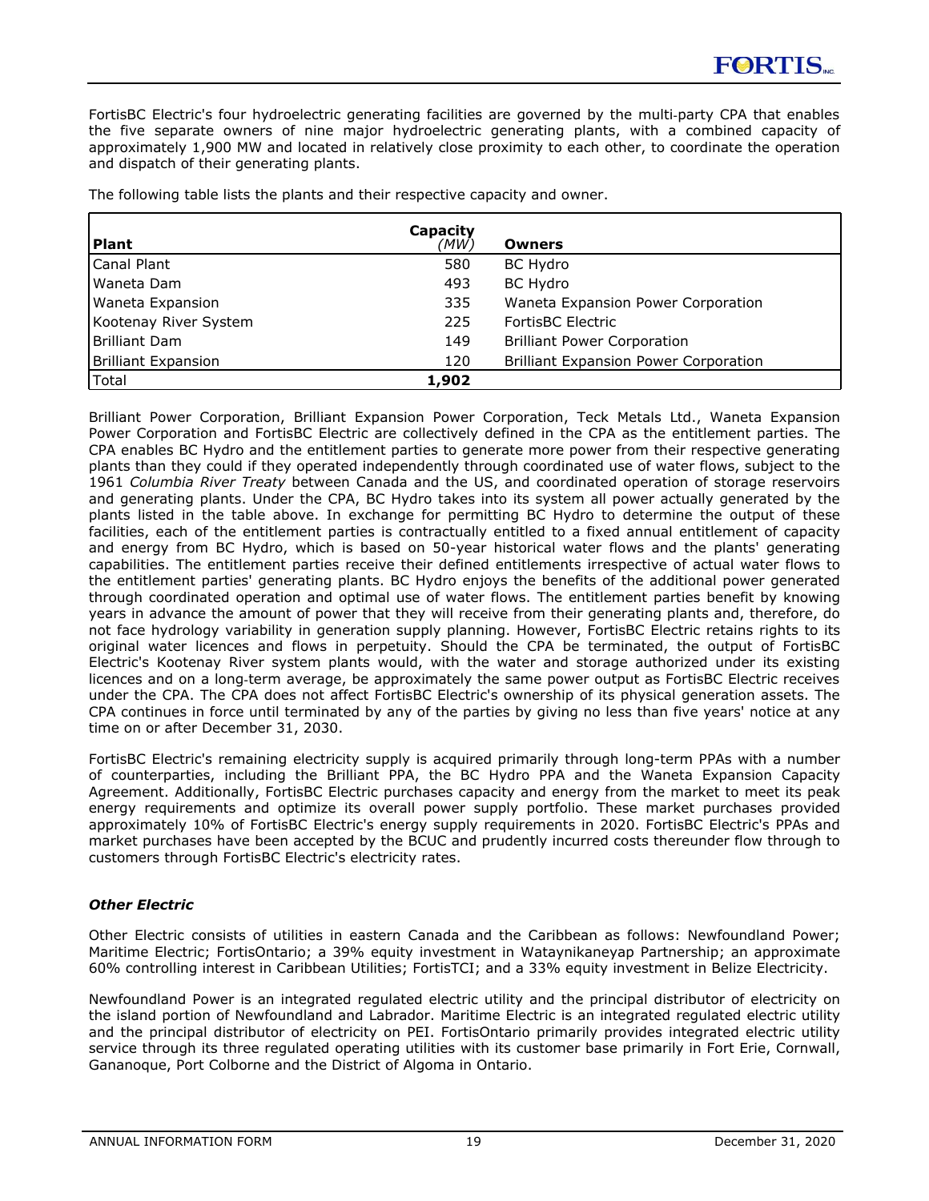FortisBC Electric's four hydroelectric generating facilities are governed by the multi-party CPA that enables the five separate owners of nine major hydroelectric generating plants, with a combined capacity of approximately 1,900 MW and located in relatively close proximity to each other, to coordinate the operation and dispatch of their generating plants.

The following table lists the plants and their respective capacity and owner.

| Plant | Capacity *(MW)* | Owners |
|---|---|---|
| Canal Plant | 580 | BC Hydro |
| Waneta Dam | 493 | BC Hydro |
| Waneta Expansion | 335 | Waneta Expansion Power Corporation |
| Kootenay River System | 225 | FortisBC Electric |
| Brilliant Dam | 149 | Brilliant Power Corporation |
| Brilliant Expansion | 120 | Brilliant Expansion Power Corporation |
| Total | **1,902** | |

Brilliant Power Corporation, Brilliant Expansion Power Corporation, Teck Metals Ltd., Waneta Expansion Power Corporation and FortisBC Electric are collectively defined in the CPA as the entitlement parties. The CPA enables BC Hydro and the entitlement parties to generate more power from their respective generating plants than they could if they operated independently through coordinated use of water flows, subject to the 1961 *Columbia River Treaty* between Canada and the US, and coordinated operation of storage reservoirs and generating plants. Under the CPA, BC Hydro takes into its system all power actually generated by the plants listed in the table above. In exchange for permitting BC Hydro to determine the output of these facilities, each of the entitlement parties is contractually entitled to a fixed annual entitlement of capacity and energy from BC Hydro, which is based on 50-year historical water flows and the plants' generating capabilities. The entitlement parties receive their defined entitlements irrespective of actual water flows to the entitlement parties' generating plants. BC Hydro enjoys the benefits of the additional power generated through coordinated operation and optimal use of water flows. The entitlement parties benefit by knowing years in advance the amount of power that they will receive from their generating plants and, therefore, do not face hydrology variability in generation supply planning. However, FortisBC Electric retains rights to its original water licences and flows in perpetuity. Should the CPA be terminated, the output of FortisBC Electric's Kootenay River system plants would, with the water and storage authorized under its existing licences and on a long-term average, be approximately the same power output as FortisBC Electric receives under the CPA. The CPA does not affect FortisBC Electric's ownership of its physical generation assets. The CPA continues in force until terminated by any of the parties by giving no less than five years' notice at any time on or after December 31, 2030.

FortisBC Electric's remaining electricity supply is acquired primarily through long-term PPAs with a number of counterparties, including the Brilliant PPA, the BC Hydro PPA and the Waneta Expansion Capacity Agreement. Additionally, FortisBC Electric purchases capacity and energy from the market to meet its peak energy requirements and optimize its overall power supply portfolio. These market purchases provided approximately 10% of FortisBC Electric's energy supply requirements in 2020. FortisBC Electric's PPAs and market purchases have been accepted by the BCUC and prudently incurred costs thereunder flow through to customers through FortisBC Electric's electricity rates.

### *Other Electric*

Other Electric consists of utilities in eastern Canada and the Caribbean as follows: Newfoundland Power; Maritime Electric; FortisOntario; a 39% equity investment in Wataynikaneyap Partnership; an approximate 60% controlling interest in Caribbean Utilities; FortisTCI; and a 33% equity investment in Belize Electricity.

Newfoundland Power is an integrated regulated electric utility and the principal distributor of electricity on the island portion of Newfoundland and Labrador. Maritime Electric is an integrated regulated electric utility and the principal distributor of electricity on PEI. FortisOntario primarily provides integrated electric utility service through its three regulated operating utilities with its customer base primarily in Fort Erie, Cornwall, Gananoque, Port Colborne and the District of Algoma in Ontario.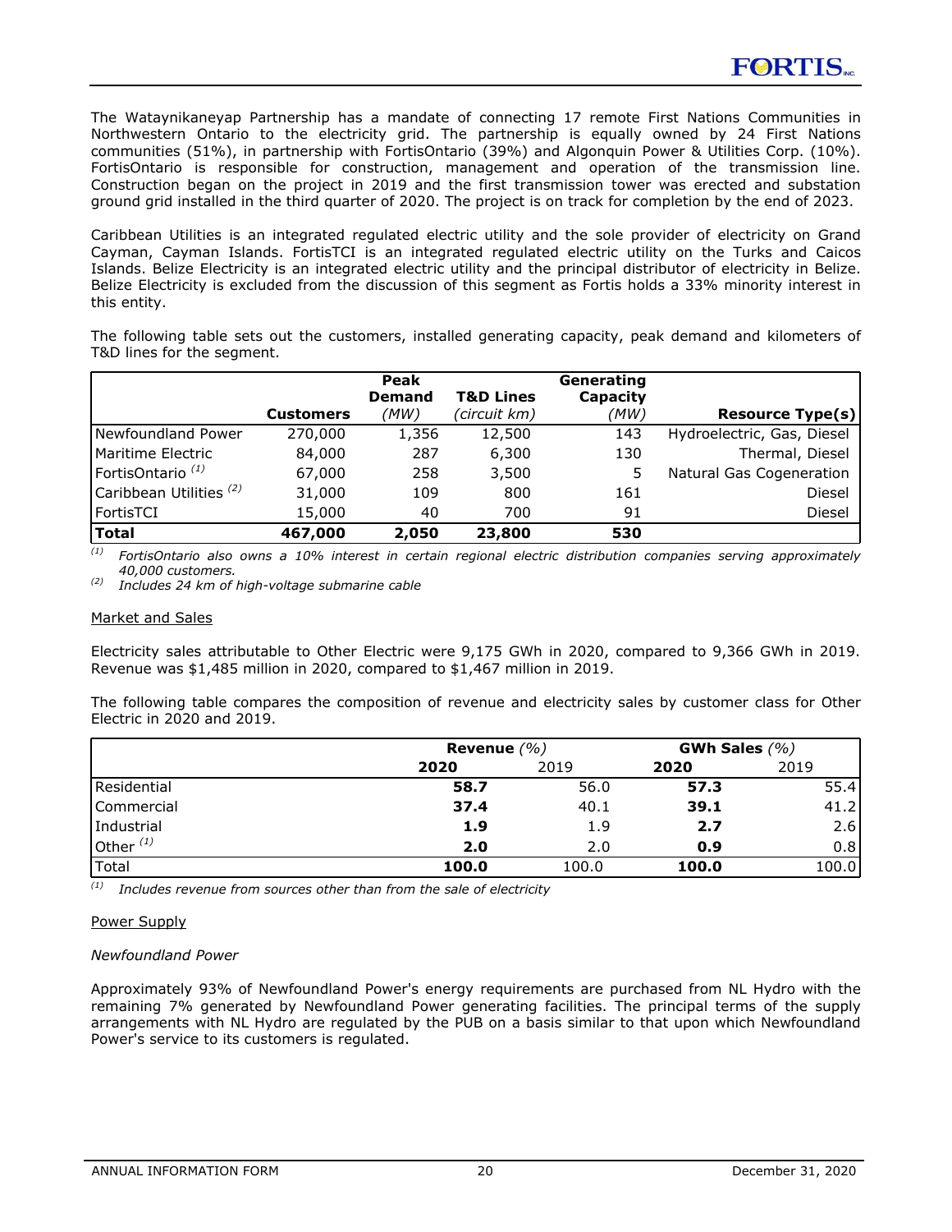The Wataynikaneyap Partnership has a mandate of connecting 17 remote First Nations Communities in Northwestern Ontario to the electricity grid. The partnership is equally owned by 24 First Nations communities (51%), in partnership with FortisOntario (39%) and Algonquin Power & Utilities Corp. (10%). FortisOntario is responsible for construction, management and operation of the transmission line. Construction began on the project in 2019 and the first transmission tower was erected and substation ground grid installed in the third quarter of 2020. The project is on track for completion by the end of 2023.

Caribbean Utilities is an integrated regulated electric utility and the sole provider of electricity on Grand Cayman, Cayman Islands. FortisTCI is an integrated regulated electric utility on the Turks and Caicos Islands. Belize Electricity is an integrated electric utility and the principal distributor of electricity in Belize. Belize Electricity is excluded from the discussion of this segment as Fortis holds a 33% minority interest in this entity.

The following table sets out the customers, installed generating capacity, peak demand and kilometers of T&D lines for the segment.

| | **Customers** | **Peak Demand** *(MW)* | **T&D Lines** *(circuit km)* | **Generating Capacity** *(MW)* | **Resource Type(s)** |
|---|---|---|---|---|---|
| Newfoundland Power | 270,000 | 1,356 | 12,500 | 143 | Hydroelectric, Gas, Diesel |
| Maritime Electric | 84,000 | 287 | 6,300 | 130 | Thermal, Diesel |
| FortisOntario *(1)* | 67,000 | 258 | 3,500 | 5 | Natural Gas Cogeneration |
| Caribbean Utilities *(2)* | 31,000 | 109 | 800 | 161 | Diesel |
| FortisTCI | 15,000 | 40 | 700 | 91 | Diesel |
| **Total** | **467,000** | **2,050** | **23,800** | **530** | |

*(1)* *FortisOntario also owns a 10% interest in certain regional electric distribution companies serving approximately 40,000 customers.*
*(2)* *Includes 24 km of high-voltage submarine cable*

Market and Sales

Electricity sales attributable to Other Electric were 9,175 GWh in 2020, compared to 9,366 GWh in 2019. Revenue was $1,485 million in 2020, compared to $1,467 million in 2019.

The following table compares the composition of revenue and electricity sales by customer class for Other Electric in 2020 and 2019.

| | **Revenue** *(%)* | | **GWh Sales** *(%)* | |
|---|---|---|---|---|
| | **2020** | 2019 | **2020** | 2019 |
| Residential | **58.7** | 56.0 | **57.3** | 55.4 |
| Commercial | **37.4** | 40.1 | **39.1** | 41.2 |
| Industrial | **1.9** | 1.9 | **2.7** | 2.6 |
| Other *(1)* | **2.0** | 2.0 | **0.9** | 0.8 |
| Total | **100.0** | 100.0 | **100.0** | 100.0 |

*(1)* *Includes revenue from sources other than from the sale of electricity*

Power Supply

*Newfoundland Power*

Approximately 93% of Newfoundland Power's energy requirements are purchased from NL Hydro with the remaining 7% generated by Newfoundland Power generating facilities. The principal terms of the supply arrangements with NL Hydro are regulated by the PUB on a basis similar to that upon which Newfoundland Power's service to its customers is regulated.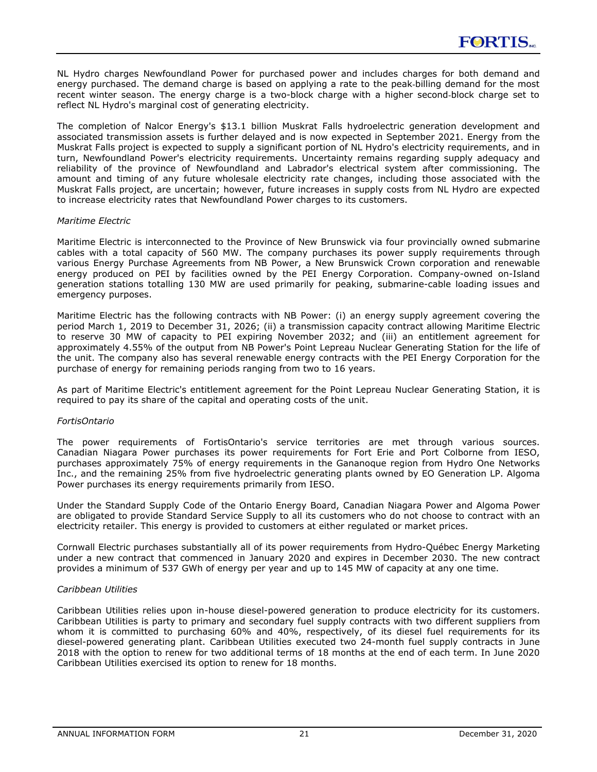NL Hydro charges Newfoundland Power for purchased power and includes charges for both demand and energy purchased. The demand charge is based on applying a rate to the peak-billing demand for the most recent winter season. The energy charge is a two-block charge with a higher second-block charge set to reflect NL Hydro's marginal cost of generating electricity.

The completion of Nalcor Energy's $13.1 billion Muskrat Falls hydroelectric generation development and associated transmission assets is further delayed and is now expected in September 2021. Energy from the Muskrat Falls project is expected to supply a significant portion of NL Hydro's electricity requirements, and in turn, Newfoundland Power's electricity requirements. Uncertainty remains regarding supply adequacy and reliability of the province of Newfoundland and Labrador's electrical system after commissioning. The amount and timing of any future wholesale electricity rate changes, including those associated with the Muskrat Falls project, are uncertain; however, future increases in supply costs from NL Hydro are expected to increase electricity rates that Newfoundland Power charges to its customers.

*Maritime Electric*

Maritime Electric is interconnected to the Province of New Brunswick via four provincially owned submarine cables with a total capacity of 560 MW. The company purchases its power supply requirements through various Energy Purchase Agreements from NB Power, a New Brunswick Crown corporation and renewable energy produced on PEI by facilities owned by the PEI Energy Corporation. Company-owned on-Island generation stations totalling 130 MW are used primarily for peaking, submarine-cable loading issues and emergency purposes.

Maritime Electric has the following contracts with NB Power: (i) an energy supply agreement covering the period March 1, 2019 to December 31, 2026; (ii) a transmission capacity contract allowing Maritime Electric to reserve 30 MW of capacity to PEI expiring November 2032; and (iii) an entitlement agreement for approximately 4.55% of the output from NB Power's Point Lepreau Nuclear Generating Station for the life of the unit. The company also has several renewable energy contracts with the PEI Energy Corporation for the purchase of energy for remaining periods ranging from two to 16 years.

As part of Maritime Electric's entitlement agreement for the Point Lepreau Nuclear Generating Station, it is required to pay its share of the capital and operating costs of the unit.

*FortisOntario*

The power requirements of FortisOntario's service territories are met through various sources. Canadian Niagara Power purchases its power requirements for Fort Erie and Port Colborne from IESO, purchases approximately 75% of energy requirements in the Gananoque region from Hydro One Networks Inc., and the remaining 25% from five hydroelectric generating plants owned by EO Generation LP. Algoma Power purchases its energy requirements primarily from IESO.

Under the Standard Supply Code of the Ontario Energy Board, Canadian Niagara Power and Algoma Power are obligated to provide Standard Service Supply to all its customers who do not choose to contract with an electricity retailer. This energy is provided to customers at either regulated or market prices.

Cornwall Electric purchases substantially all of its power requirements from Hydro-Québec Energy Marketing under a new contract that commenced in January 2020 and expires in December 2030. The new contract provides a minimum of 537 GWh of energy per year and up to 145 MW of capacity at any one time.

*Caribbean Utilities*

Caribbean Utilities relies upon in-house diesel-powered generation to produce electricity for its customers. Caribbean Utilities is party to primary and secondary fuel supply contracts with two different suppliers from whom it is committed to purchasing 60% and 40%, respectively, of its diesel fuel requirements for its diesel-powered generating plant. Caribbean Utilities executed two 24-month fuel supply contracts in June 2018 with the option to renew for two additional terms of 18 months at the end of each term. In June 2020 Caribbean Utilities exercised its option to renew for 18 months.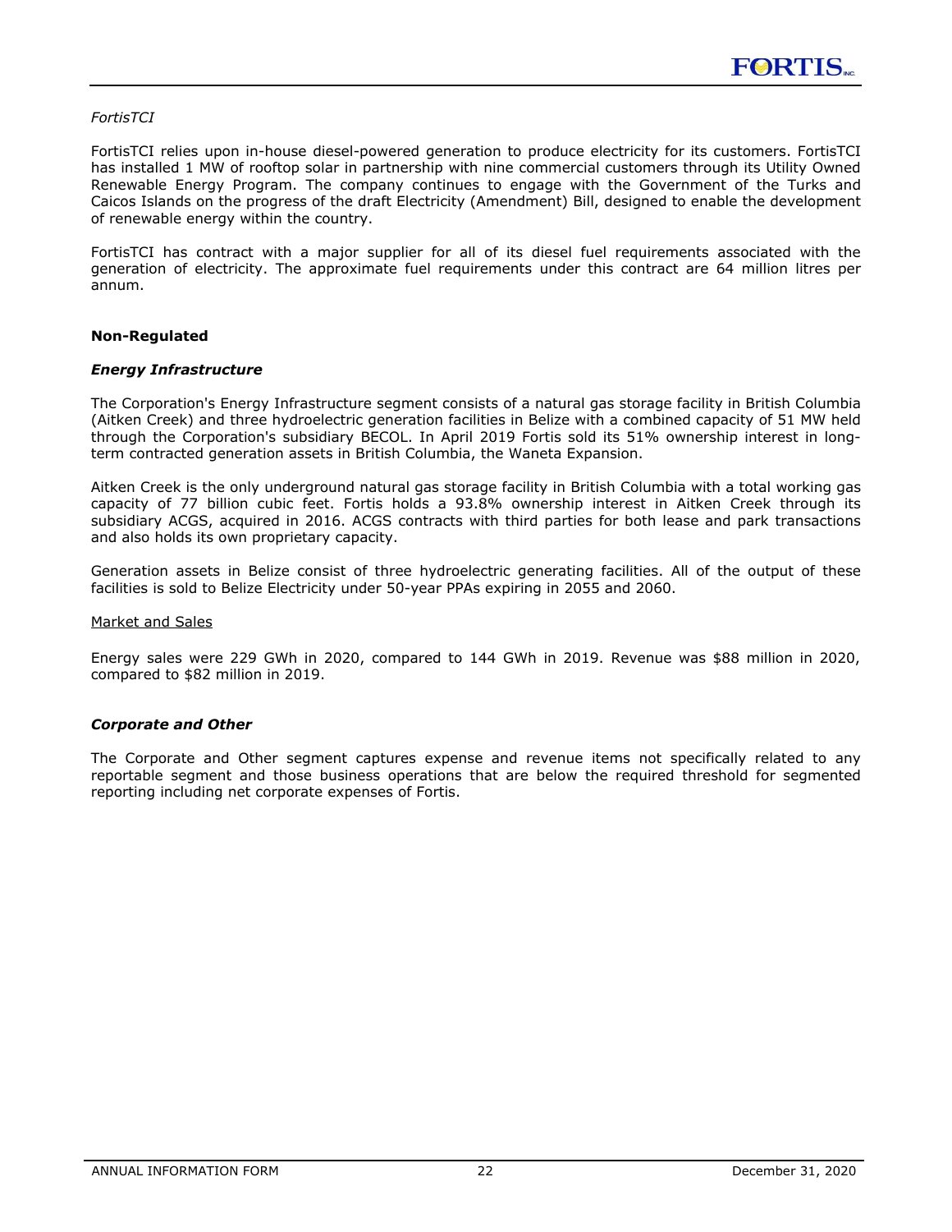*FortisTCI*

FortisTCI relies upon in-house diesel-powered generation to produce electricity for its customers. FortisTCI has installed 1 MW of rooftop solar in partnership with nine commercial customers through its Utility Owned Renewable Energy Program. The company continues to engage with the Government of the Turks and Caicos Islands on the progress of the draft Electricity (Amendment) Bill, designed to enable the development of renewable energy within the country.

FortisTCI has contract with a major supplier for all of its diesel fuel requirements associated with the generation of electricity. The approximate fuel requirements under this contract are 64 million litres per annum.

**Non-Regulated**

***Energy Infrastructure***

The Corporation's Energy Infrastructure segment consists of a natural gas storage facility in British Columbia (Aitken Creek) and three hydroelectric generation facilities in Belize with a combined capacity of 51 MW held through the Corporation's subsidiary BECOL. In April 2019 Fortis sold its 51% ownership interest in long-term contracted generation assets in British Columbia, the Waneta Expansion.

Aitken Creek is the only underground natural gas storage facility in British Columbia with a total working gas capacity of 77 billion cubic feet. Fortis holds a 93.8% ownership interest in Aitken Creek through its subsidiary ACGS, acquired in 2016. ACGS contracts with third parties for both lease and park transactions and also holds its own proprietary capacity.

Generation assets in Belize consist of three hydroelectric generating facilities. All of the output of these facilities is sold to Belize Electricity under 50-year PPAs expiring in 2055 and 2060.

Market and Sales

Energy sales were 229 GWh in 2020, compared to 144 GWh in 2019. Revenue was $88 million in 2020, compared to $82 million in 2019.

***Corporate and Other***

The Corporate and Other segment captures expense and revenue items not specifically related to any reportable segment and those business operations that are below the required threshold for segmented reporting including net corporate expenses of Fortis.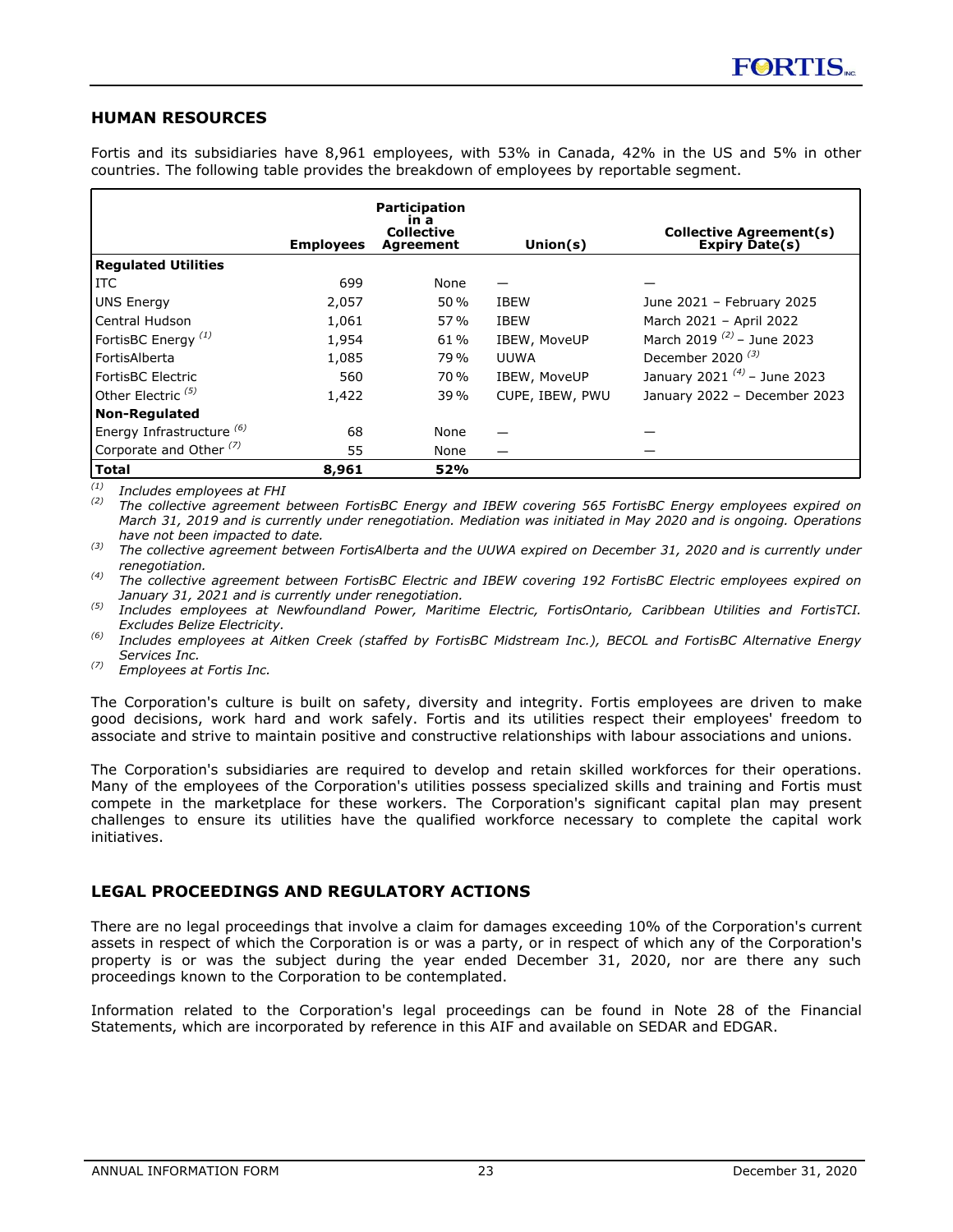## HUMAN RESOURCES

Fortis and its subsidiaries have 8,961 employees, with 53% in Canada, 42% in the US and 5% in other countries. The following table provides the breakdown of employees by reportable segment.

| | Employees | Participation in a Collective Agreement | Union(s) | Collective Agreement(s) Expiry Date(s) |
|---|---|---|---|---|
| **Regulated Utilities** | | | | |
| ITC | 699 | None | — | — |
| UNS Energy | 2,057 | 50 % | IBEW | June 2021 – February 2025 |
| Central Hudson | 1,061 | 57 % | IBEW | March 2021 – April 2022 |
| FortisBC Energy [(1)] | 1,954 | 61 % | IBEW, MoveUP | March 2019 [(2)] – June 2023 |
| FortisAlberta | 1,085 | 79 % | UUWA | December 2020 [(3)] |
| FortisBC Electric | 560 | 70 % | IBEW, MoveUP | January 2021 [(4)] – June 2023 |
| Other Electric [(5)] | 1,422 | 39 % | CUPE, IBEW, PWU | January 2022 – December 2023 |
| **Non-Regulated** | | | | |
| Energy Infrastructure [(6)] | 68 | None | — | — |
| Corporate and Other [(7)] | 55 | None | — | — |
| **Total** | **8,961** | **52%** | | |

*(1) Includes employees at FHI*

*(2) The collective agreement between FortisBC Energy and IBEW covering 565 FortisBC Energy employees expired on March 31, 2019 and is currently under renegotiation. Mediation was initiated in May 2020 and is ongoing. Operations have not been impacted to date.*

*(3) The collective agreement between FortisAlberta and the UUWA expired on December 31, 2020 and is currently under renegotiation.*

*(4) The collective agreement between FortisBC Electric and IBEW covering 192 FortisBC Electric employees expired on January 31, 2021 and is currently under renegotiation.*

*(5) Includes employees at Newfoundland Power, Maritime Electric, FortisOntario, Caribbean Utilities and FortisTCI. Excludes Belize Electricity.*

*(6) Includes employees at Aitken Creek (staffed by FortisBC Midstream Inc.), BECOL and FortisBC Alternative Energy Services Inc.*

*(7) Employees at Fortis Inc.*

The Corporation's culture is built on safety, diversity and integrity. Fortis employees are driven to make good decisions, work hard and work safely. Fortis and its utilities respect their employees' freedom to associate and strive to maintain positive and constructive relationships with labour associations and unions.

The Corporation's subsidiaries are required to develop and retain skilled workforces for their operations. Many of the employees of the Corporation's utilities possess specialized skills and training and Fortis must compete in the marketplace for these workers. The Corporation's significant capital plan may present challenges to ensure its utilities have the qualified workforce necessary to complete the capital work initiatives.

## LEGAL PROCEEDINGS AND REGULATORY ACTIONS

There are no legal proceedings that involve a claim for damages exceeding 10% of the Corporation's current assets in respect of which the Corporation is or was a party, or in respect of which any of the Corporation's property is or was the subject during the year ended December 31, 2020, nor are there any such proceedings known to the Corporation to be contemplated.

Information related to the Corporation's legal proceedings can be found in Note 28 of the Financial Statements, which are incorporated by reference in this AIF and available on SEDAR and EDGAR.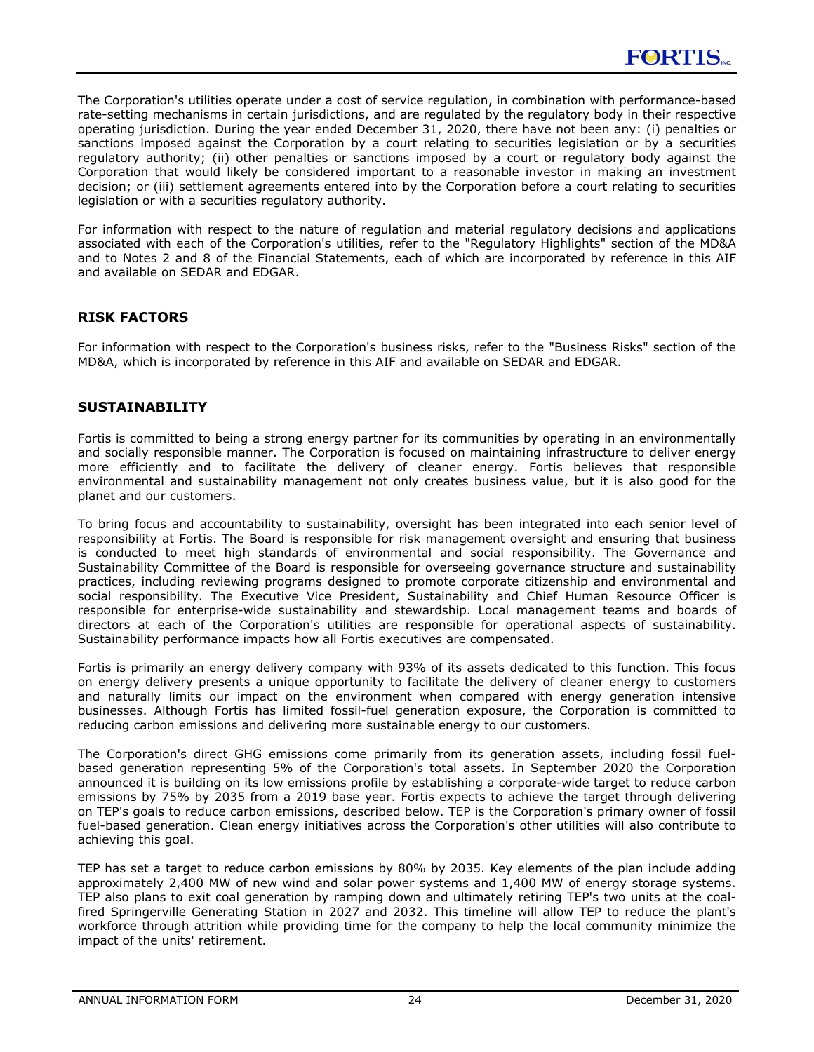The Corporation's utilities operate under a cost of service regulation, in combination with performance-based rate-setting mechanisms in certain jurisdictions, and are regulated by the regulatory body in their respective operating jurisdiction. During the year ended December 31, 2020, there have not been any: (i) penalties or sanctions imposed against the Corporation by a court relating to securities legislation or by a securities regulatory authority; (ii) other penalties or sanctions imposed by a court or regulatory body against the Corporation that would likely be considered important to a reasonable investor in making an investment decision; or (iii) settlement agreements entered into by the Corporation before a court relating to securities legislation or with a securities regulatory authority.

For information with respect to the nature of regulation and material regulatory decisions and applications associated with each of the Corporation's utilities, refer to the "Regulatory Highlights" section of the MD&A and to Notes 2 and 8 of the Financial Statements, each of which are incorporated by reference in this AIF and available on SEDAR and EDGAR.

## RISK FACTORS

For information with respect to the Corporation's business risks, refer to the "Business Risks" section of the MD&A, which is incorporated by reference in this AIF and available on SEDAR and EDGAR.

## SUSTAINABILITY

Fortis is committed to being a strong energy partner for its communities by operating in an environmentally and socially responsible manner. The Corporation is focused on maintaining infrastructure to deliver energy more efficiently and to facilitate the delivery of cleaner energy. Fortis believes that responsible environmental and sustainability management not only creates business value, but it is also good for the planet and our customers.

To bring focus and accountability to sustainability, oversight has been integrated into each senior level of responsibility at Fortis. The Board is responsible for risk management oversight and ensuring that business is conducted to meet high standards of environmental and social responsibility. The Governance and Sustainability Committee of the Board is responsible for overseeing governance structure and sustainability practices, including reviewing programs designed to promote corporate citizenship and environmental and social responsibility. The Executive Vice President, Sustainability and Chief Human Resource Officer is responsible for enterprise-wide sustainability and stewardship. Local management teams and boards of directors at each of the Corporation's utilities are responsible for operational aspects of sustainability. Sustainability performance impacts how all Fortis executives are compensated.

Fortis is primarily an energy delivery company with 93% of its assets dedicated to this function. This focus on energy delivery presents a unique opportunity to facilitate the delivery of cleaner energy to customers and naturally limits our impact on the environment when compared with energy generation intensive businesses. Although Fortis has limited fossil-fuel generation exposure, the Corporation is committed to reducing carbon emissions and delivering more sustainable energy to our customers.

The Corporation's direct GHG emissions come primarily from its generation assets, including fossil fuel-based generation representing 5% of the Corporation's total assets. In September 2020 the Corporation announced it is building on its low emissions profile by establishing a corporate-wide target to reduce carbon emissions by 75% by 2035 from a 2019 base year. Fortis expects to achieve the target through delivering on TEP's goals to reduce carbon emissions, described below. TEP is the Corporation's primary owner of fossil fuel-based generation. Clean energy initiatives across the Corporation's other utilities will also contribute to achieving this goal.

TEP has set a target to reduce carbon emissions by 80% by 2035. Key elements of the plan include adding approximately 2,400 MW of new wind and solar power systems and 1,400 MW of energy storage systems. TEP also plans to exit coal generation by ramping down and ultimately retiring TEP's two units at the coal-fired Springerville Generating Station in 2027 and 2032. This timeline will allow TEP to reduce the plant's workforce through attrition while providing time for the company to help the local community minimize the impact of the units' retirement.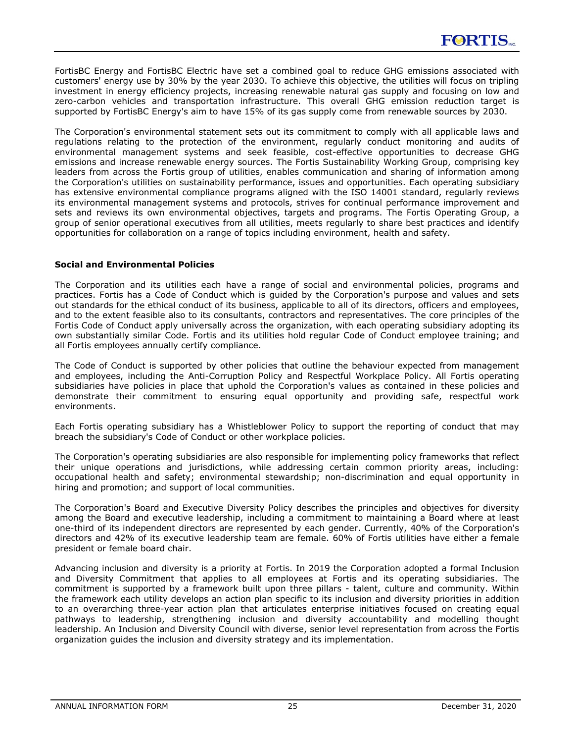FortisBC Energy and FortisBC Electric have set a combined goal to reduce GHG emissions associated with customers' energy use by 30% by the year 2030. To achieve this objective, the utilities will focus on tripling investment in energy efficiency projects, increasing renewable natural gas supply and focusing on low and zero-carbon vehicles and transportation infrastructure. This overall GHG emission reduction target is supported by FortisBC Energy's aim to have 15% of its gas supply come from renewable sources by 2030.

The Corporation's environmental statement sets out its commitment to comply with all applicable laws and regulations relating to the protection of the environment, regularly conduct monitoring and audits of environmental management systems and seek feasible, cost-effective opportunities to decrease GHG emissions and increase renewable energy sources. The Fortis Sustainability Working Group, comprising key leaders from across the Fortis group of utilities, enables communication and sharing of information among the Corporation's utilities on sustainability performance, issues and opportunities. Each operating subsidiary has extensive environmental compliance programs aligned with the ISO 14001 standard, regularly reviews its environmental management systems and protocols, strives for continual performance improvement and sets and reviews its own environmental objectives, targets and programs. The Fortis Operating Group, a group of senior operational executives from all utilities, meets regularly to share best practices and identify opportunities for collaboration on a range of topics including environment, health and safety.

**Social and Environmental Policies**

The Corporation and its utilities each have a range of social and environmental policies, programs and practices. Fortis has a Code of Conduct which is guided by the Corporation's purpose and values and sets out standards for the ethical conduct of its business, applicable to all of its directors, officers and employees, and to the extent feasible also to its consultants, contractors and representatives. The core principles of the Fortis Code of Conduct apply universally across the organization, with each operating subsidiary adopting its own substantially similar Code. Fortis and its utilities hold regular Code of Conduct employee training; and all Fortis employees annually certify compliance.

The Code of Conduct is supported by other policies that outline the behaviour expected from management and employees, including the Anti-Corruption Policy and Respectful Workplace Policy. All Fortis operating subsidiaries have policies in place that uphold the Corporation's values as contained in these policies and demonstrate their commitment to ensuring equal opportunity and providing safe, respectful work environments.

Each Fortis operating subsidiary has a Whistleblower Policy to support the reporting of conduct that may breach the subsidiary's Code of Conduct or other workplace policies.

The Corporation's operating subsidiaries are also responsible for implementing policy frameworks that reflect their unique operations and jurisdictions, while addressing certain common priority areas, including: occupational health and safety; environmental stewardship; non-discrimination and equal opportunity in hiring and promotion; and support of local communities.

The Corporation's Board and Executive Diversity Policy describes the principles and objectives for diversity among the Board and executive leadership, including a commitment to maintaining a Board where at least one-third of its independent directors are represented by each gender. Currently, 40% of the Corporation's directors and 42% of its executive leadership team are female. 60% of Fortis utilities have either a female president or female board chair.

Advancing inclusion and diversity is a priority at Fortis. In 2019 the Corporation adopted a formal Inclusion and Diversity Commitment that applies to all employees at Fortis and its operating subsidiaries. The commitment is supported by a framework built upon three pillars - talent, culture and community. Within the framework each utility develops an action plan specific to its inclusion and diversity priorities in addition to an overarching three-year action plan that articulates enterprise initiatives focused on creating equal pathways to leadership, strengthening inclusion and diversity accountability and modelling thought leadership. An Inclusion and Diversity Council with diverse, senior level representation from across the Fortis organization guides the inclusion and diversity strategy and its implementation.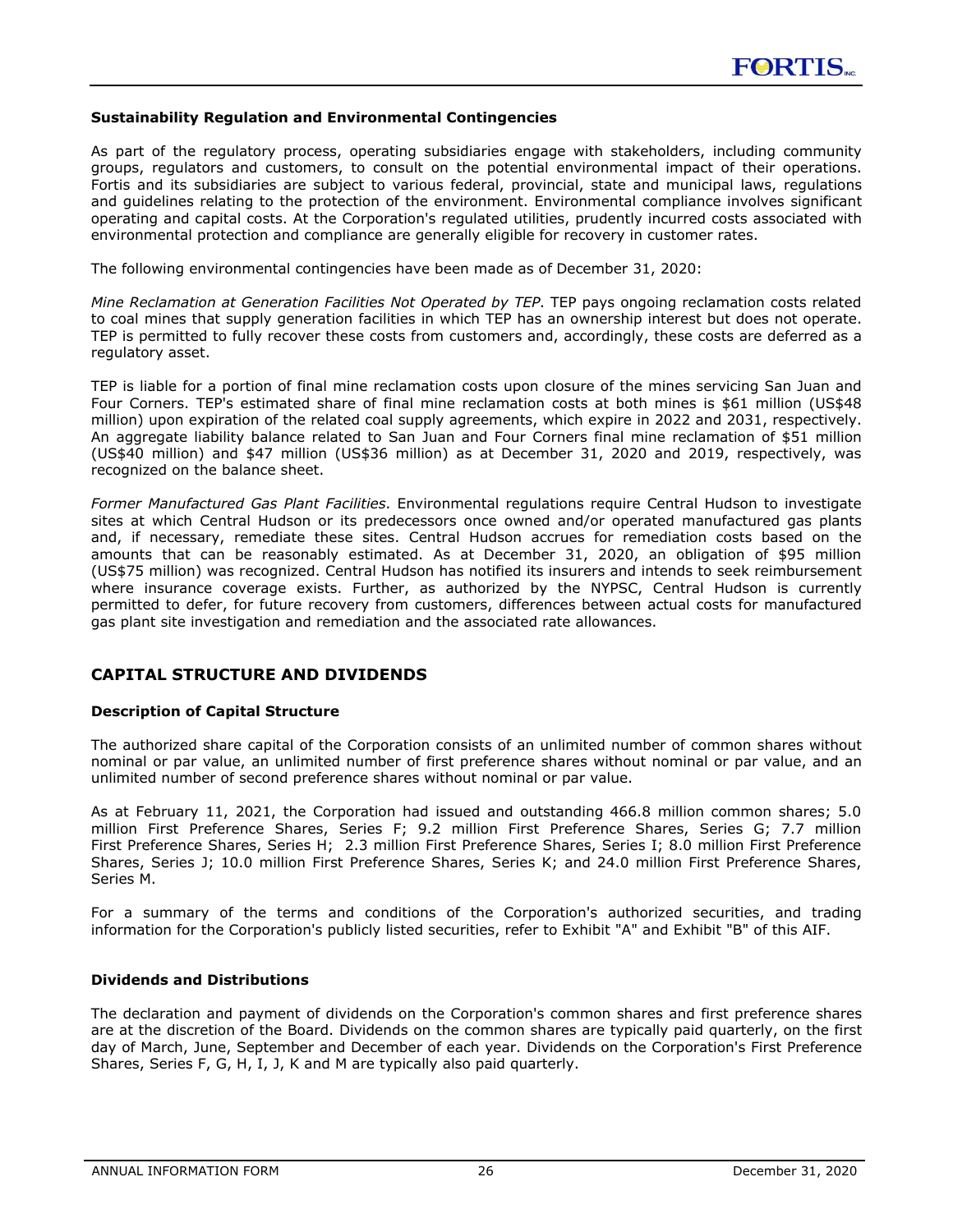### Sustainability Regulation and Environmental Contingencies

As part of the regulatory process, operating subsidiaries engage with stakeholders, including community groups, regulators and customers, to consult on the potential environmental impact of their operations. Fortis and its subsidiaries are subject to various federal, provincial, state and municipal laws, regulations and guidelines relating to the protection of the environment. Environmental compliance involves significant operating and capital costs. At the Corporation's regulated utilities, prudently incurred costs associated with environmental protection and compliance are generally eligible for recovery in customer rates.

The following environmental contingencies have been made as of December 31, 2020:

*Mine Reclamation at Generation Facilities Not Operated by TEP*. TEP pays ongoing reclamation costs related to coal mines that supply generation facilities in which TEP has an ownership interest but does not operate. TEP is permitted to fully recover these costs from customers and, accordingly, these costs are deferred as a regulatory asset.

TEP is liable for a portion of final mine reclamation costs upon closure of the mines servicing San Juan and Four Corners. TEP's estimated share of final mine reclamation costs at both mines is $61 million (US$48 million) upon expiration of the related coal supply agreements, which expire in 2022 and 2031, respectively. An aggregate liability balance related to San Juan and Four Corners final mine reclamation of $51 million (US$40 million) and $47 million (US$36 million) as at December 31, 2020 and 2019, respectively, was recognized on the balance sheet.

*Former Manufactured Gas Plant Facilities*. Environmental regulations require Central Hudson to investigate sites at which Central Hudson or its predecessors once owned and/or operated manufactured gas plants and, if necessary, remediate these sites. Central Hudson accrues for remediation costs based on the amounts that can be reasonably estimated. As at December 31, 2020, an obligation of $95 million (US$75 million) was recognized. Central Hudson has notified its insurers and intends to seek reimbursement where insurance coverage exists. Further, as authorized by the NYPSC, Central Hudson is currently permitted to defer, for future recovery from customers, differences between actual costs for manufactured gas plant site investigation and remediation and the associated rate allowances.

## CAPITAL STRUCTURE AND DIVIDENDS

### Description of Capital Structure

The authorized share capital of the Corporation consists of an unlimited number of common shares without nominal or par value, an unlimited number of first preference shares without nominal or par value, and an unlimited number of second preference shares without nominal or par value.

As at February 11, 2021, the Corporation had issued and outstanding 466.8 million common shares; 5.0 million First Preference Shares, Series F; 9.2 million First Preference Shares, Series G; 7.7 million First Preference Shares, Series H; 2.3 million First Preference Shares, Series I; 8.0 million First Preference Shares, Series J; 10.0 million First Preference Shares, Series K; and 24.0 million First Preference Shares, Series M.

For a summary of the terms and conditions of the Corporation's authorized securities, and trading information for the Corporation's publicly listed securities, refer to Exhibit "A" and Exhibit "B" of this AIF.

### Dividends and Distributions

The declaration and payment of dividends on the Corporation's common shares and first preference shares are at the discretion of the Board. Dividends on the common shares are typically paid quarterly, on the first day of March, June, September and December of each year. Dividends on the Corporation's First Preference Shares, Series F, G, H, I, J, K and M are typically also paid quarterly.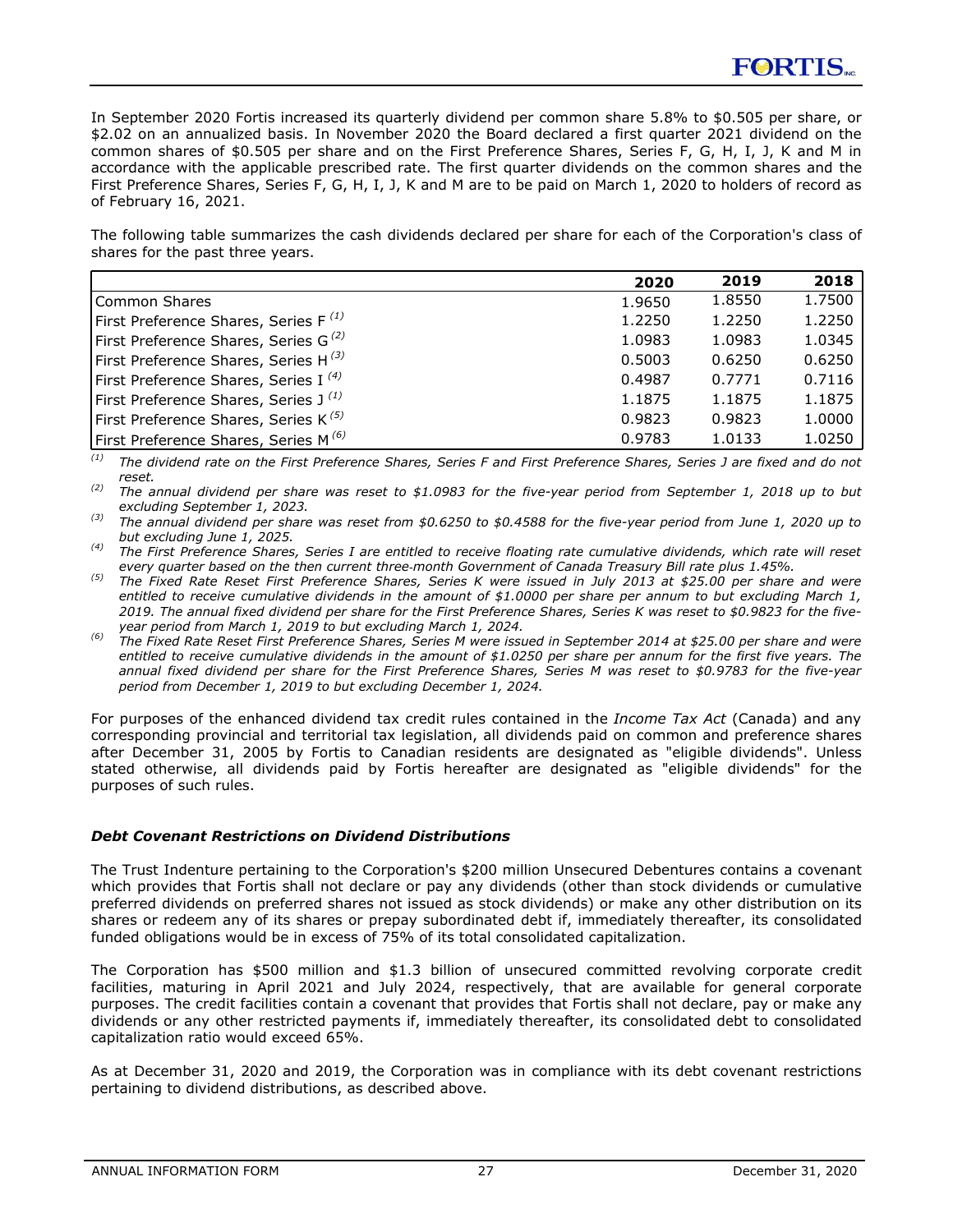In September 2020 Fortis increased its quarterly dividend per common share 5.8% to $0.505 per share, or $2.02 on an annualized basis. In November 2020 the Board declared a first quarter 2021 dividend on the common shares of $0.505 per share and on the First Preference Shares, Series F, G, H, I, J, K and M in accordance with the applicable prescribed rate. The first quarter dividends on the common shares and the First Preference Shares, Series F, G, H, I, J, K and M are to be paid on March 1, 2020 to holders of record as of February 16, 2021.

The following table summarizes the cash dividends declared per share for each of the Corporation's class of shares for the past three years.

| | 2020 | 2019 | 2018 |
|---|---|---|---|
| Common Shares | 1.9650 | 1.8550 | 1.7500 |
| First Preference Shares, Series F [(1)] | 1.2250 | 1.2250 | 1.2250 |
| First Preference Shares, Series G [(2)] | 1.0983 | 1.0983 | 1.0345 |
| First Preference Shares, Series H [(3)] | 0.5003 | 0.6250 | 0.6250 |
| First Preference Shares, Series I [(4)] | 0.4987 | 0.7771 | 0.7116 |
| First Preference Shares, Series J [(1)] | 1.1875 | 1.1875 | 1.1875 |
| First Preference Shares, Series K [(5)] | 0.9823 | 0.9823 | 1.0000 |
| First Preference Shares, Series M [(6)] | 0.9783 | 1.0133 | 1.0250 |

*(1) The dividend rate on the First Preference Shares, Series F and First Preference Shares, Series J are fixed and do not reset.*
*(2) The annual dividend per share was reset to $1.0983 for the five-year period from September 1, 2018 up to but excluding September 1, 2023.*
*(3) The annual dividend per share was reset from $0.6250 to $0.4588 for the five-year period from June 1, 2020 up to but excluding June 1, 2025.*
*(4) The First Preference Shares, Series I are entitled to receive floating rate cumulative dividends, which rate will reset every quarter based on the then current three-month Government of Canada Treasury Bill rate plus 1.45%.*
*(5) The Fixed Rate Reset First Preference Shares, Series K were issued in July 2013 at $25.00 per share and were entitled to receive cumulative dividends in the amount of $1.0000 per share per annum to but excluding March 1, 2019. The annual fixed dividend per share for the First Preference Shares, Series K was reset to $0.9823 for the five-year period from March 1, 2019 to but excluding March 1, 2024.*
*(6) The Fixed Rate Reset First Preference Shares, Series M were issued in September 2014 at $25.00 per share and were entitled to receive cumulative dividends in the amount of $1.0250 per share per annum for the first five years. The annual fixed dividend per share for the First Preference Shares, Series M was reset to $0.9783 for the five-year period from December 1, 2019 to but excluding December 1, 2024.*

For purposes of the enhanced dividend tax credit rules contained in the *Income Tax Act* (Canada) and any corresponding provincial and territorial tax legislation, all dividends paid on common and preference shares after December 31, 2005 by Fortis to Canadian residents are designated as "eligible dividends". Unless stated otherwise, all dividends paid by Fortis hereafter are designated as "eligible dividends" for the purposes of such rules.

### *Debt Covenant Restrictions on Dividend Distributions*

The Trust Indenture pertaining to the Corporation's $200 million Unsecured Debentures contains a covenant which provides that Fortis shall not declare or pay any dividends (other than stock dividends or cumulative preferred dividends on preferred shares not issued as stock dividends) or make any other distribution on its shares or redeem any of its shares or prepay subordinated debt if, immediately thereafter, its consolidated funded obligations would be in excess of 75% of its total consolidated capitalization.

The Corporation has $500 million and $1.3 billion of unsecured committed revolving corporate credit facilities, maturing in April 2021 and July 2024, respectively, that are available for general corporate purposes. The credit facilities contain a covenant that provides that Fortis shall not declare, pay or make any dividends or any other restricted payments if, immediately thereafter, its consolidated debt to consolidated capitalization ratio would exceed 65%.

As at December 31, 2020 and 2019, the Corporation was in compliance with its debt covenant restrictions pertaining to dividend distributions, as described above.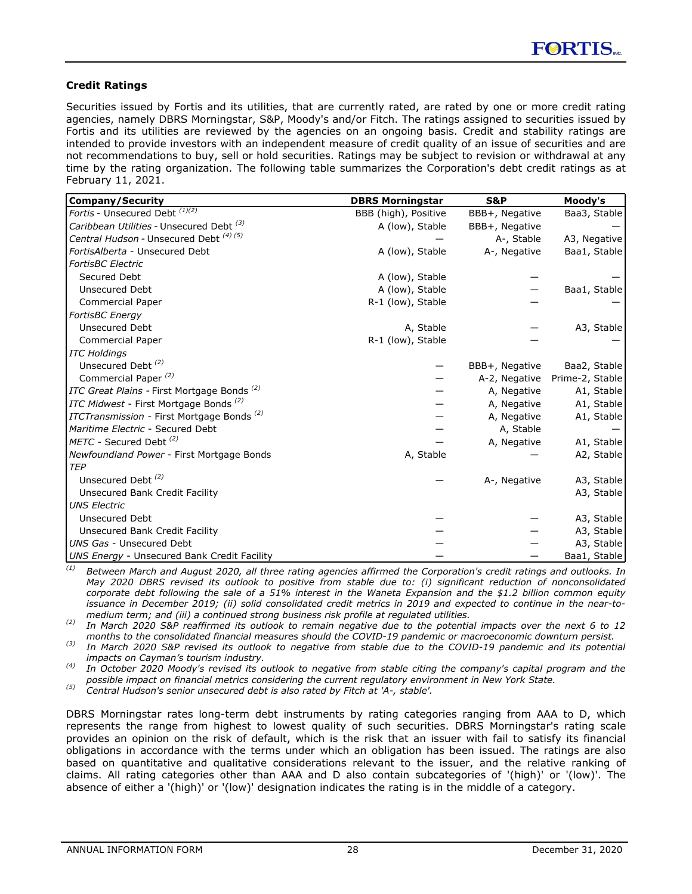### Credit Ratings

Securities issued by Fortis and its utilities, that are currently rated, are rated by one or more credit rating agencies, namely DBRS Morningstar, S&P, Moody's and/or Fitch. The ratings assigned to securities issued by Fortis and its utilities are reviewed by the agencies on an ongoing basis. Credit and stability ratings are intended to provide investors with an independent measure of credit quality of an issue of securities and are not recommendations to buy, sell or hold securities. Ratings may be subject to revision or withdrawal at any time by the rating organization. The following table summarizes the Corporation's debt credit ratings as at February 11, 2021.

| Company/Security | DBRS Morningstar | S&P | Moody's |
|---|---|---|---|
| *Fortis* - Unsecured Debt (1)(2) | BBB (high), Positive | BBB+, Negative | Baa3, Stable |
| *Caribbean Utilities* - Unsecured Debt (3) | A (low), Stable | BBB+, Negative | — |
| *Central Hudson* - Unsecured Debt (4) (5) | — | A-, Stable | A3, Negative |
| *FortisAlberta* - Unsecured Debt | A (low), Stable | A-, Negative | Baa1, Stable |
| *FortisBC Electric* | | | |
| Secured Debt | A (low), Stable | — | — |
| Unsecured Debt | A (low), Stable | — | Baa1, Stable |
| Commercial Paper | R-1 (low), Stable | — | — |
| *FortisBC Energy* | | | |
| Unsecured Debt | A, Stable | — | A3, Stable |
| Commercial Paper | R-1 (low), Stable | — | — |
| *ITC Holdings* | | | |
| Unsecured Debt (2) | — | BBB+, Negative | Baa2, Stable |
| Commercial Paper (2) | — | A-2, Negative | Prime-2, Stable |
| *ITC Great Plains* - First Mortgage Bonds (2) | — | A, Negative | A1, Stable |
| *ITC Midwest* - First Mortgage Bonds (2) | — | A, Negative | A1, Stable |
| *ITCTransmission* - First Mortgage Bonds (2) | — | A, Negative | A1, Stable |
| *Maritime Electric* - Secured Debt | — | A, Stable | — |
| *METC* - Secured Debt (2) | — | A, Negative | A1, Stable |
| *Newfoundland Power* - First Mortgage Bonds | A, Stable | — | A2, Stable |
| *TEP* | | | |
| Unsecured Debt (2) | — | A-, Negative | A3, Stable |
| Unsecured Bank Credit Facility | | | A3, Stable |
| *UNS Electric* | | | |
| Unsecured Debt | — | — | A3, Stable |
| Unsecured Bank Credit Facility | — | — | A3, Stable |
| *UNS Gas* - Unsecured Debt | — | — | A3, Stable |
| *UNS Energy* - Unsecured Bank Credit Facility | — | — | Baa1, Stable |

*(1) Between March and August 2020, all three rating agencies affirmed the Corporation's credit ratings and outlooks. In May 2020 DBRS revised its outlook to positive from stable due to: (i) significant reduction of nonconsolidated corporate debt following the sale of a 51% interest in the Waneta Expansion and the $1.2 billion common equity issuance in December 2019; (ii) solid consolidated credit metrics in 2019 and expected to continue in the near-to-medium term; and (iii) a continued strong business risk profile at regulated utilities.*

*(2) In March 2020 S&P reaffirmed its outlook to remain negative due to the potential impacts over the next 6 to 12 months to the consolidated financial measures should the COVID-19 pandemic or macroeconomic downturn persist.*

*(3) In March 2020 S&P revised its outlook to negative from stable due to the COVID-19 pandemic and its potential impacts on Cayman's tourism industry.*

*(4) In October 2020 Moody's revised its outlook to negative from stable citing the company's capital program and the possible impact on financial metrics considering the current regulatory environment in New York State.*

*(5) Central Hudson's senior unsecured debt is also rated by Fitch at 'A-, stable'.*

DBRS Morningstar rates long-term debt instruments by rating categories ranging from AAA to D, which represents the range from highest to lowest quality of such securities. DBRS Morningstar's rating scale provides an opinion on the risk of default, which is the risk that an issuer with fail to satisfy its financial obligations in accordance with the terms under which an obligation has been issued. The ratings are also based on quantitative and qualitative considerations relevant to the issuer, and the relative ranking of claims. All rating categories other than AAA and D also contain subcategories of '(high)' or '(low)'. The absence of either a '(high)' or '(low)' designation indicates the rating is in the middle of a category.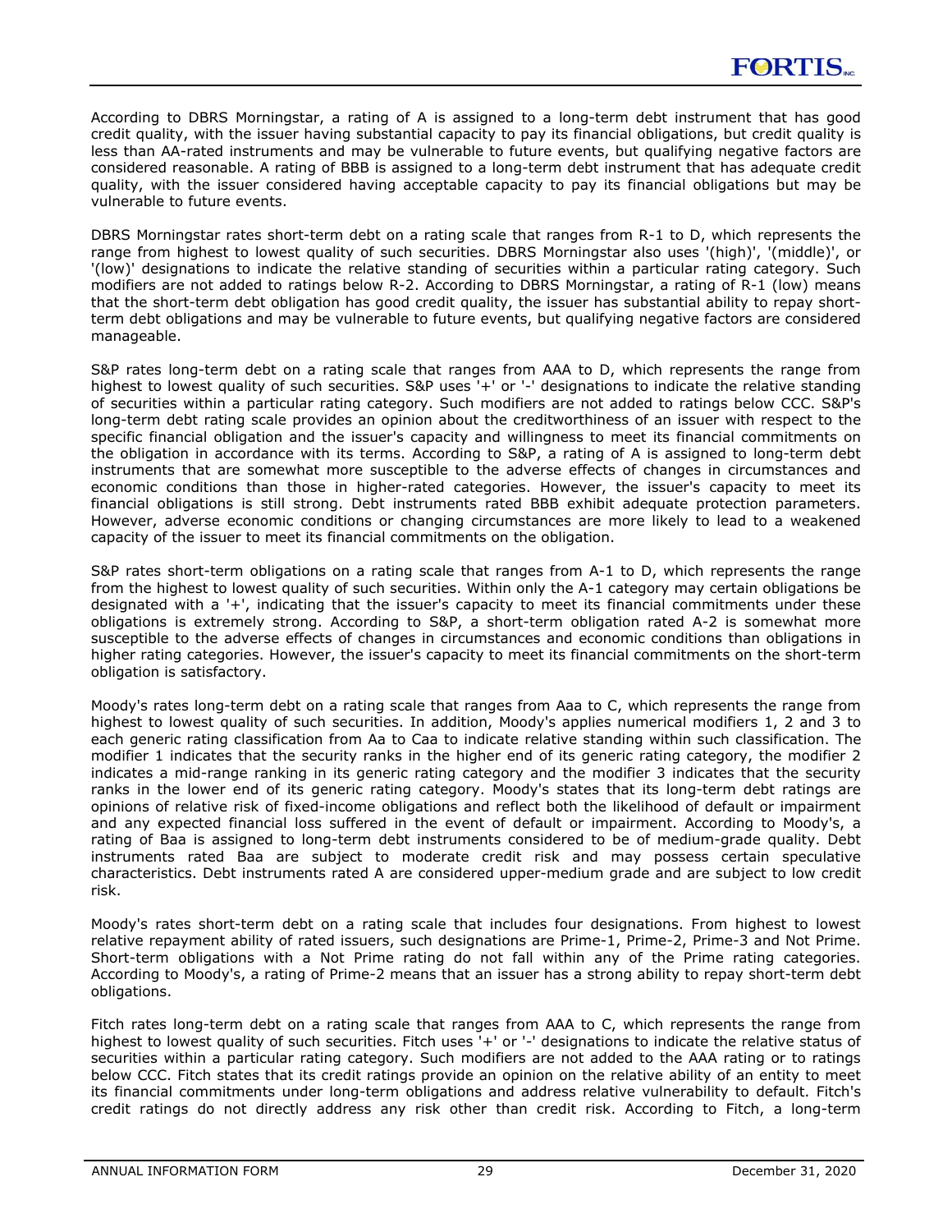According to DBRS Morningstar, a rating of A is assigned to a long-term debt instrument that has good credit quality, with the issuer having substantial capacity to pay its financial obligations, but credit quality is less than AA-rated instruments and may be vulnerable to future events, but qualifying negative factors are considered reasonable. A rating of BBB is assigned to a long-term debt instrument that has adequate credit quality, with the issuer considered having acceptable capacity to pay its financial obligations but may be vulnerable to future events.

DBRS Morningstar rates short-term debt on a rating scale that ranges from R-1 to D, which represents the range from highest to lowest quality of such securities. DBRS Morningstar also uses '(high)', '(middle)', or '(low)' designations to indicate the relative standing of securities within a particular rating category. Such modifiers are not added to ratings below R-2. According to DBRS Morningstar, a rating of R-1 (low) means that the short-term debt obligation has good credit quality, the issuer has substantial ability to repay short-term debt obligations and may be vulnerable to future events, but qualifying negative factors are considered manageable.

S&P rates long-term debt on a rating scale that ranges from AAA to D, which represents the range from highest to lowest quality of such securities. S&P uses '+' or '-' designations to indicate the relative standing of securities within a particular rating category. Such modifiers are not added to ratings below CCC. S&P's long-term debt rating scale provides an opinion about the creditworthiness of an issuer with respect to the specific financial obligation and the issuer's capacity and willingness to meet its financial commitments on the obligation in accordance with its terms. According to S&P, a rating of A is assigned to long-term debt instruments that are somewhat more susceptible to the adverse effects of changes in circumstances and economic conditions than those in higher-rated categories. However, the issuer's capacity to meet its financial obligations is still strong. Debt instruments rated BBB exhibit adequate protection parameters. However, adverse economic conditions or changing circumstances are more likely to lead to a weakened capacity of the issuer to meet its financial commitments on the obligation.

S&P rates short-term obligations on a rating scale that ranges from A-1 to D, which represents the range from the highest to lowest quality of such securities. Within only the A-1 category may certain obligations be designated with a '+', indicating that the issuer's capacity to meet its financial commitments under these obligations is extremely strong. According to S&P, a short-term obligation rated A-2 is somewhat more susceptible to the adverse effects of changes in circumstances and economic conditions than obligations in higher rating categories. However, the issuer's capacity to meet its financial commitments on the short-term obligation is satisfactory.

Moody's rates long-term debt on a rating scale that ranges from Aaa to C, which represents the range from highest to lowest quality of such securities. In addition, Moody's applies numerical modifiers 1, 2 and 3 to each generic rating classification from Aa to Caa to indicate relative standing within such classification. The modifier 1 indicates that the security ranks in the higher end of its generic rating category, the modifier 2 indicates a mid-range ranking in its generic rating category and the modifier 3 indicates that the security ranks in the lower end of its generic rating category. Moody's states that its long-term debt ratings are opinions of relative risk of fixed-income obligations and reflect both the likelihood of default or impairment and any expected financial loss suffered in the event of default or impairment. According to Moody's, a rating of Baa is assigned to long-term debt instruments considered to be of medium-grade quality. Debt instruments rated Baa are subject to moderate credit risk and may possess certain speculative characteristics. Debt instruments rated A are considered upper-medium grade and are subject to low credit risk.

Moody's rates short-term debt on a rating scale that includes four designations. From highest to lowest relative repayment ability of rated issuers, such designations are Prime-1, Prime-2, Prime-3 and Not Prime. Short-term obligations with a Not Prime rating do not fall within any of the Prime rating categories. According to Moody's, a rating of Prime-2 means that an issuer has a strong ability to repay short-term debt obligations.

Fitch rates long-term debt on a rating scale that ranges from AAA to C, which represents the range from highest to lowest quality of such securities. Fitch uses '+' or '-' designations to indicate the relative status of securities within a particular rating category. Such modifiers are not added to the AAA rating or to ratings below CCC. Fitch states that its credit ratings provide an opinion on the relative ability of an entity to meet its financial commitments under long-term obligations and address relative vulnerability to default. Fitch's credit ratings do not directly address any risk other than credit risk. According to Fitch, a long-term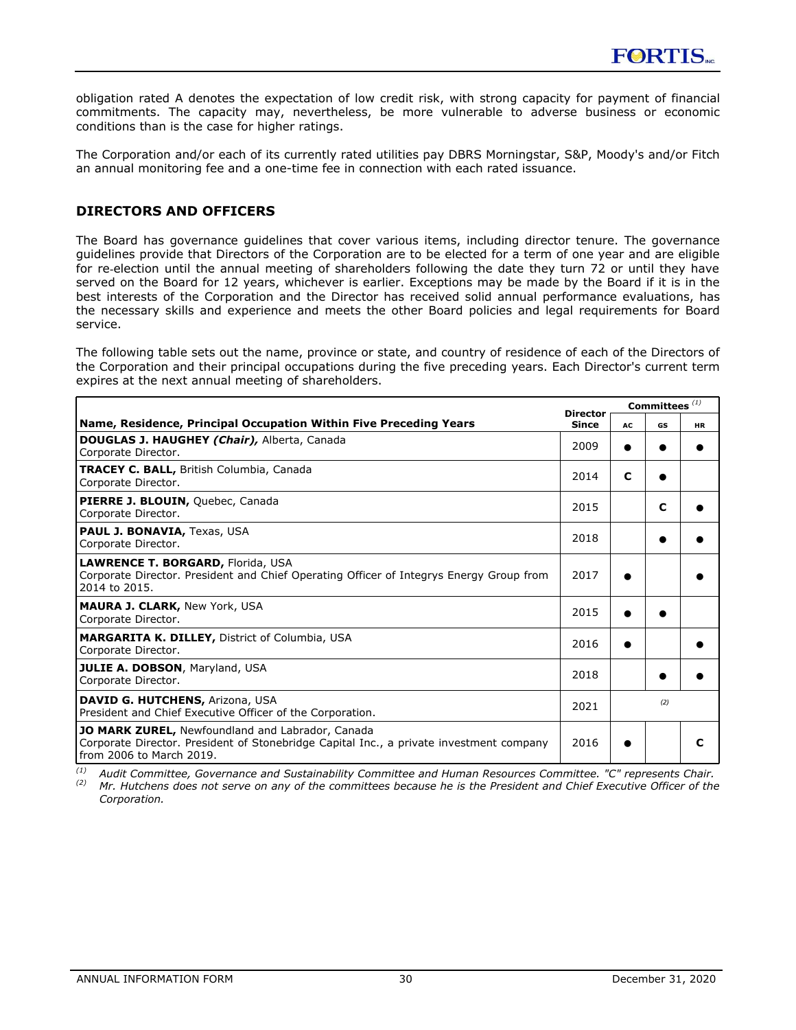obligation rated A denotes the expectation of low credit risk, with strong capacity for payment of financial commitments. The capacity may, nevertheless, be more vulnerable to adverse business or economic conditions than is the case for higher ratings.

The Corporation and/or each of its currently rated utilities pay DBRS Morningstar, S&P, Moody's and/or Fitch an annual monitoring fee and a one-time fee in connection with each rated issuance.

## DIRECTORS AND OFFICERS

The Board has governance guidelines that cover various items, including director tenure. The governance guidelines provide that Directors of the Corporation are to be elected for a term of one year and are eligible for re-election until the annual meeting of shareholders following the date they turn 72 or until they have served on the Board for 12 years, whichever is earlier. Exceptions may be made by the Board if it is in the best interests of the Corporation and the Director has received solid annual performance evaluations, has the necessary skills and experience and meets the other Board policies and legal requirements for Board service.

The following table sets out the name, province or state, and country of residence of each of the Directors of the Corporation and their principal occupations during the five preceding years. Each Director's current term expires at the next annual meeting of shareholders.

| Name, Residence, Principal Occupation Within Five Preceding Years | Director Since | Committees [1] | | |
|---|---|---|---|---|
| | | AC | GS | HR |
| **DOUGLAS J. HAUGHEY *(Chair)*,** Alberta, Canada<br>Corporate Director. | 2009 | ● | ● | ● |
| **TRACEY C. BALL,** British Columbia, Canada<br>Corporate Director. | 2014 | C | ● | |
| **PIERRE J. BLOUIN,** Quebec, Canada<br>Corporate Director. | 2015 | | C | ● |
| **PAUL J. BONAVIA,** Texas, USA<br>Corporate Director. | 2018 | | ● | ● |
| **LAWRENCE T. BORGARD,** Florida, USA<br>Corporate Director. President and Chief Operating Officer of Integrys Energy Group from 2014 to 2015. | 2017 | ● | | ● |
| **MAURA J. CLARK,** New York, USA<br>Corporate Director. | 2015 | ● | ● | |
| **MARGARITA K. DILLEY,** District of Columbia, USA<br>Corporate Director. | 2016 | ● | | ● |
| **JULIE A. DOBSON**, Maryland, USA<br>Corporate Director. | 2018 | | ● | ● |
| **DAVID G. HUTCHENS,** Arizona, USA<br>President and Chief Executive Officer of the Corporation. | 2021 | | [2] | |
| **JO MARK ZUREL,** Newfoundland and Labrador, Canada<br>Corporate Director. President of Stonebridge Capital Inc., a private investment company from 2006 to March 2019. | 2016 | ● | | C |

*(1) Audit Committee, Governance and Sustainability Committee and Human Resources Committee. "C" represents Chair.*
*(2) Mr. Hutchens does not serve on any of the committees because he is the President and Chief Executive Officer of the Corporation.*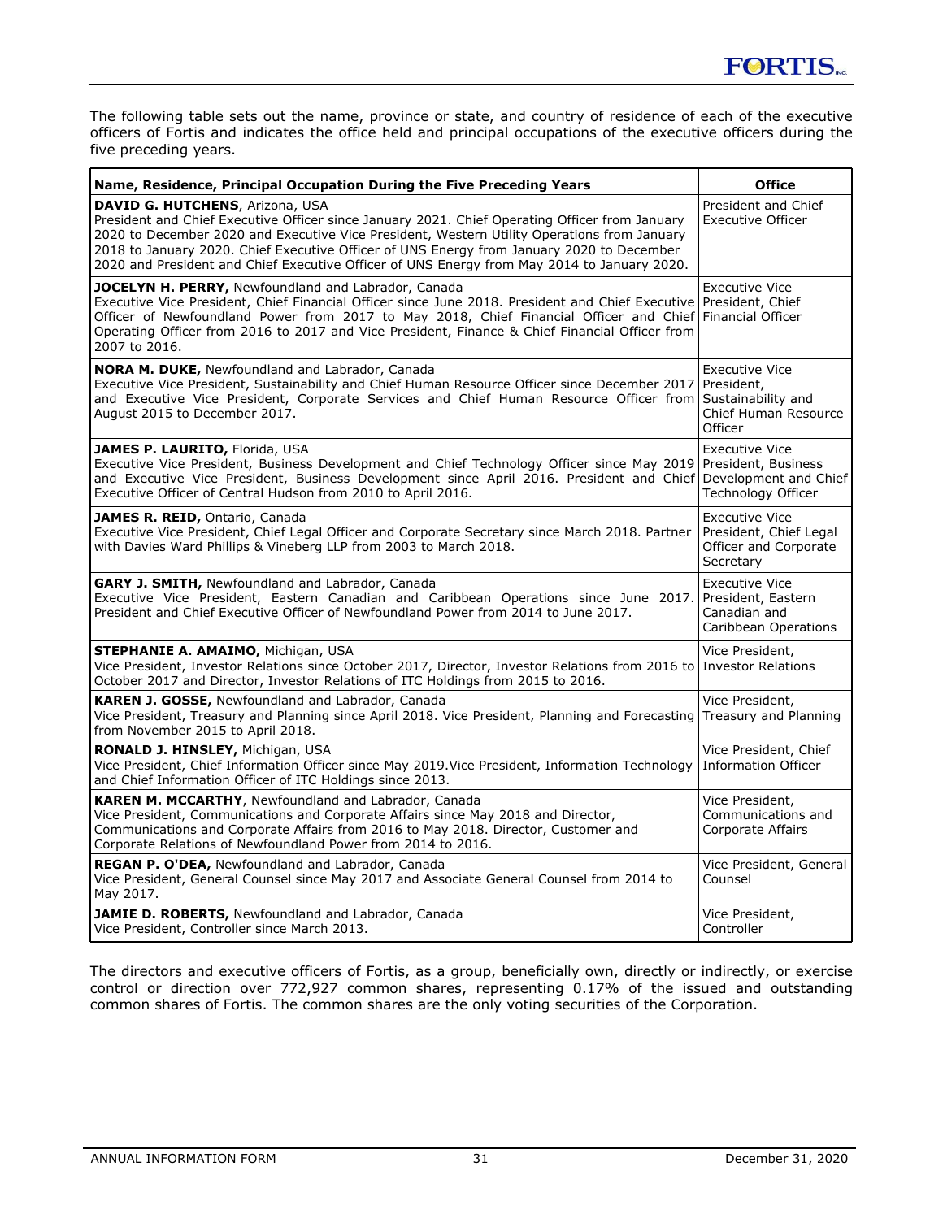The following table sets out the name, province or state, and country of residence of each of the executive officers of Fortis and indicates the office held and principal occupations of the executive officers during the five preceding years.

| Name, Residence, Principal Occupation During the Five Preceding Years | Office |
|---|---|
| **DAVID G. HUTCHENS**, Arizona, USA<br>President and Chief Executive Officer since January 2021. Chief Operating Officer from January 2020 to December 2020 and Executive Vice President, Western Utility Operations from January 2018 to January 2020. Chief Executive Officer of UNS Energy from January 2020 to December 2020 and President and Chief Executive Officer of UNS Energy from May 2014 to January 2020. | President and Chief Executive Officer |
| **JOCELYN H. PERRY,** Newfoundland and Labrador, Canada<br>Executive Vice President, Chief Financial Officer since June 2018. President and Chief Executive Officer of Newfoundland Power from 2017 to May 2018, Chief Financial Officer and Chief Operating Officer from 2016 to 2017 and Vice President, Finance & Chief Financial Officer from 2007 to 2016. | Executive Vice President, Chief Financial Officer |
| **NORA M. DUKE,** Newfoundland and Labrador, Canada<br>Executive Vice President, Sustainability and Chief Human Resource Officer since December 2017 and Executive Vice President, Corporate Services and Chief Human Resource Officer from August 2015 to December 2017. | Executive Vice President, Sustainability and Chief Human Resource Officer |
| **JAMES P. LAURITO,** Florida, USA<br>Executive Vice President, Business Development and Chief Technology Officer since May 2019 and Executive Vice President, Business Development since April 2016. President and Chief Executive Officer of Central Hudson from 2010 to April 2016. | Executive Vice President, Business Development and Chief Technology Officer |
| **JAMES R. REID,** Ontario, Canada<br>Executive Vice President, Chief Legal Officer and Corporate Secretary since March 2018. Partner with Davies Ward Phillips & Vineberg LLP from 2003 to March 2018. | Executive Vice President, Chief Legal Officer and Corporate Secretary |
| **GARY J. SMITH,** Newfoundland and Labrador, Canada<br>Executive Vice President, Eastern Canadian and Caribbean Operations since June 2017. President and Chief Executive Officer of Newfoundland Power from 2014 to June 2017. | Executive Vice President, Eastern Canadian and Caribbean Operations |
| **STEPHANIE A. AMAIMO,** Michigan, USA<br>Vice President, Investor Relations since October 2017, Director, Investor Relations from 2016 to October 2017 and Director, Investor Relations of ITC Holdings from 2015 to 2016. | Vice President, Investor Relations |
| **KAREN J. GOSSE,** Newfoundland and Labrador, Canada<br>Vice President, Treasury and Planning since April 2018. Vice President, Planning and Forecasting from November 2015 to April 2018. | Vice President, Treasury and Planning |
| **RONALD J. HINSLEY,** Michigan, USA<br>Vice President, Chief Information Officer since May 2019.Vice President, Information Technology and Chief Information Officer of ITC Holdings since 2013. | Vice President, Chief Information Officer |
| **KAREN M. MCCARTHY**, Newfoundland and Labrador, Canada<br>Vice President, Communications and Corporate Affairs since May 2018 and Director, Communications and Corporate Affairs from 2016 to May 2018. Director, Customer and Corporate Relations of Newfoundland Power from 2014 to 2016. | Vice President, Communications and Corporate Affairs |
| **REGAN P. O'DEA,** Newfoundland and Labrador, Canada<br>Vice President, General Counsel since May 2017 and Associate General Counsel from 2014 to May 2017. | Vice President, General Counsel |
| **JAMIE D. ROBERTS,** Newfoundland and Labrador, Canada<br>Vice President, Controller since March 2013. | Vice President, Controller |

The directors and executive officers of Fortis, as a group, beneficially own, directly or indirectly, or exercise control or direction over 772,927 common shares, representing 0.17% of the issued and outstanding common shares of Fortis. The common shares are the only voting securities of the Corporation.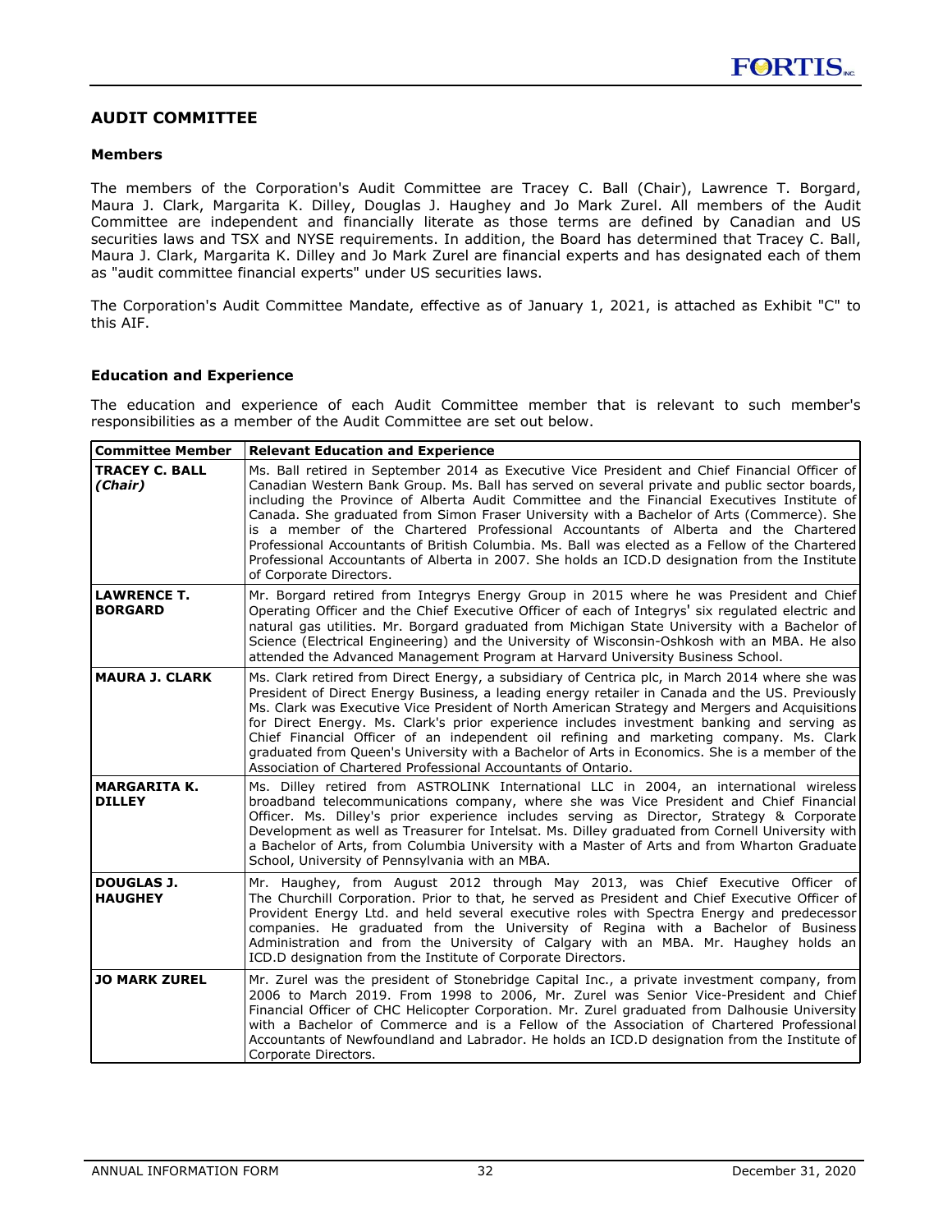## AUDIT COMMITTEE

### Members

The members of the Corporation's Audit Committee are Tracey C. Ball (Chair), Lawrence T. Borgard, Maura J. Clark, Margarita K. Dilley, Douglas J. Haughey and Jo Mark Zurel. All members of the Audit Committee are independent and financially literate as those terms are defined by Canadian and US securities laws and TSX and NYSE requirements. In addition, the Board has determined that Tracey C. Ball, Maura J. Clark, Margarita K. Dilley and Jo Mark Zurel are financial experts and has designated each of them as "audit committee financial experts" under US securities laws.

The Corporation's Audit Committee Mandate, effective as of January 1, 2021, is attached as Exhibit "C" to this AIF.

### Education and Experience

The education and experience of each Audit Committee member that is relevant to such member's responsibilities as a member of the Audit Committee are set out below.

| Committee Member | Relevant Education and Experience |
|---|---|
| **TRACEY C. BALL *(Chair)*** | Ms. Ball retired in September 2014 as Executive Vice President and Chief Financial Officer of Canadian Western Bank Group. Ms. Ball has served on several private and public sector boards, including the Province of Alberta Audit Committee and the Financial Executives Institute of Canada. She graduated from Simon Fraser University with a Bachelor of Arts (Commerce). She is a member of the Chartered Professional Accountants of Alberta and the Chartered Professional Accountants of British Columbia. Ms. Ball was elected as a Fellow of the Chartered Professional Accountants of Alberta in 2007. She holds an ICD.D designation from the Institute of Corporate Directors. |
| **LAWRENCE T. BORGARD** | Mr. Borgard retired from Integrys Energy Group in 2015 where he was President and Chief Operating Officer and the Chief Executive Officer of each of Integrys' six regulated electric and natural gas utilities. Mr. Borgard graduated from Michigan State University with a Bachelor of Science (Electrical Engineering) and the University of Wisconsin-Oshkosh with an MBA. He also attended the Advanced Management Program at Harvard University Business School. |
| **MAURA J. CLARK** | Ms. Clark retired from Direct Energy, a subsidiary of Centrica plc, in March 2014 where she was President of Direct Energy Business, a leading energy retailer in Canada and the US. Previously Ms. Clark was Executive Vice President of North American Strategy and Mergers and Acquisitions for Direct Energy. Ms. Clark's prior experience includes investment banking and serving as Chief Financial Officer of an independent oil refining and marketing company. Ms. Clark graduated from Queen's University with a Bachelor of Arts in Economics. She is a member of the Association of Chartered Professional Accountants of Ontario. |
| **MARGARITA K. DILLEY** | Ms. Dilley retired from ASTROLINK International LLC in 2004, an international wireless broadband telecommunications company, where she was Vice President and Chief Financial Officer. Ms. Dilley's prior experience includes serving as Director, Strategy & Corporate Development as well as Treasurer for Intelsat. Ms. Dilley graduated from Cornell University with a Bachelor of Arts, from Columbia University with a Master of Arts and from Wharton Graduate School, University of Pennsylvania with an MBA. |
| **DOUGLAS J. HAUGHEY** | Mr. Haughey, from August 2012 through May 2013, was Chief Executive Officer of The Churchill Corporation. Prior to that, he served as President and Chief Executive Officer of Provident Energy Ltd. and held several executive roles with Spectra Energy and predecessor companies. He graduated from the University of Regina with a Bachelor of Business Administration and from the University of Calgary with an MBA. Mr. Haughey holds an ICD.D designation from the Institute of Corporate Directors. |
| **JO MARK ZUREL** | Mr. Zurel was the president of Stonebridge Capital Inc., a private investment company, from 2006 to March 2019. From 1998 to 2006, Mr. Zurel was Senior Vice-President and Chief Financial Officer of CHC Helicopter Corporation. Mr. Zurel graduated from Dalhousie University with a Bachelor of Commerce and is a Fellow of the Association of Chartered Professional Accountants of Newfoundland and Labrador. He holds an ICD.D designation from the Institute of Corporate Directors. |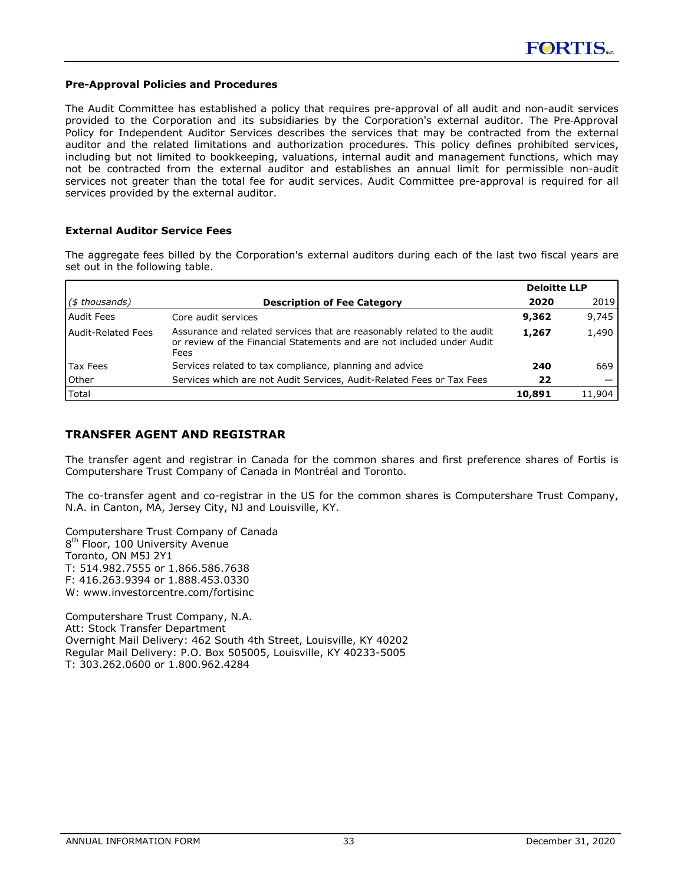### Pre-Approval Policies and Procedures

The Audit Committee has established a policy that requires pre-approval of all audit and non-audit services provided to the Corporation and its subsidiaries by the Corporation's external auditor. The Pre-Approval Policy for Independent Auditor Services describes the services that may be contracted from the external auditor and the related limitations and authorization procedures. This policy defines prohibited services, including but not limited to bookkeeping, valuations, internal audit and management functions, which may not be contracted from the external auditor and establishes an annual limit for permissible non-audit services not greater than the total fee for audit services. Audit Committee pre-approval is required for all services provided by the external auditor.

### External Auditor Service Fees

The aggregate fees billed by the Corporation's external auditors during each of the last two fiscal years are set out in the following table.

| | | Deloitte LLP | |
|---|---|---|---|
| *($ thousands)* | **Description of Fee Category** | **2020** | 2019 |
| Audit Fees | Core audit services | **9,362** | 9,745 |
| Audit-Related Fees | Assurance and related services that are reasonably related to the audit or review of the Financial Statements and are not included under Audit Fees | **1,267** | 1,490 |
| Tax Fees | Services related to tax compliance, planning and advice | **240** | 669 |
| Other | Services which are not Audit Services, Audit-Related Fees or Tax Fees | **22** | — |
| Total | | **10,891** | 11,904 |

## TRANSFER AGENT AND REGISTRAR

The transfer agent and registrar in Canada for the common shares and first preference shares of Fortis is Computershare Trust Company of Canada in Montréal and Toronto.

The co-transfer agent and co-registrar in the US for the common shares is Computershare Trust Company, N.A. in Canton, MA, Jersey City, NJ and Louisville, KY.

Computershare Trust Company of Canada
8th Floor, 100 University Avenue
Toronto, ON M5J 2Y1
T: 514.982.7555 or 1.866.586.7638
F: 416.263.9394 or 1.888.453.0330
W: www.investorcentre.com/fortisinc

Computershare Trust Company, N.A.
Att: Stock Transfer Department
Overnight Mail Delivery: 462 South 4th Street, Louisville, KY 40202
Regular Mail Delivery: P.O. Box 505005, Louisville, KY 40233-5005
T: 303.262.0600 or 1.800.962.4284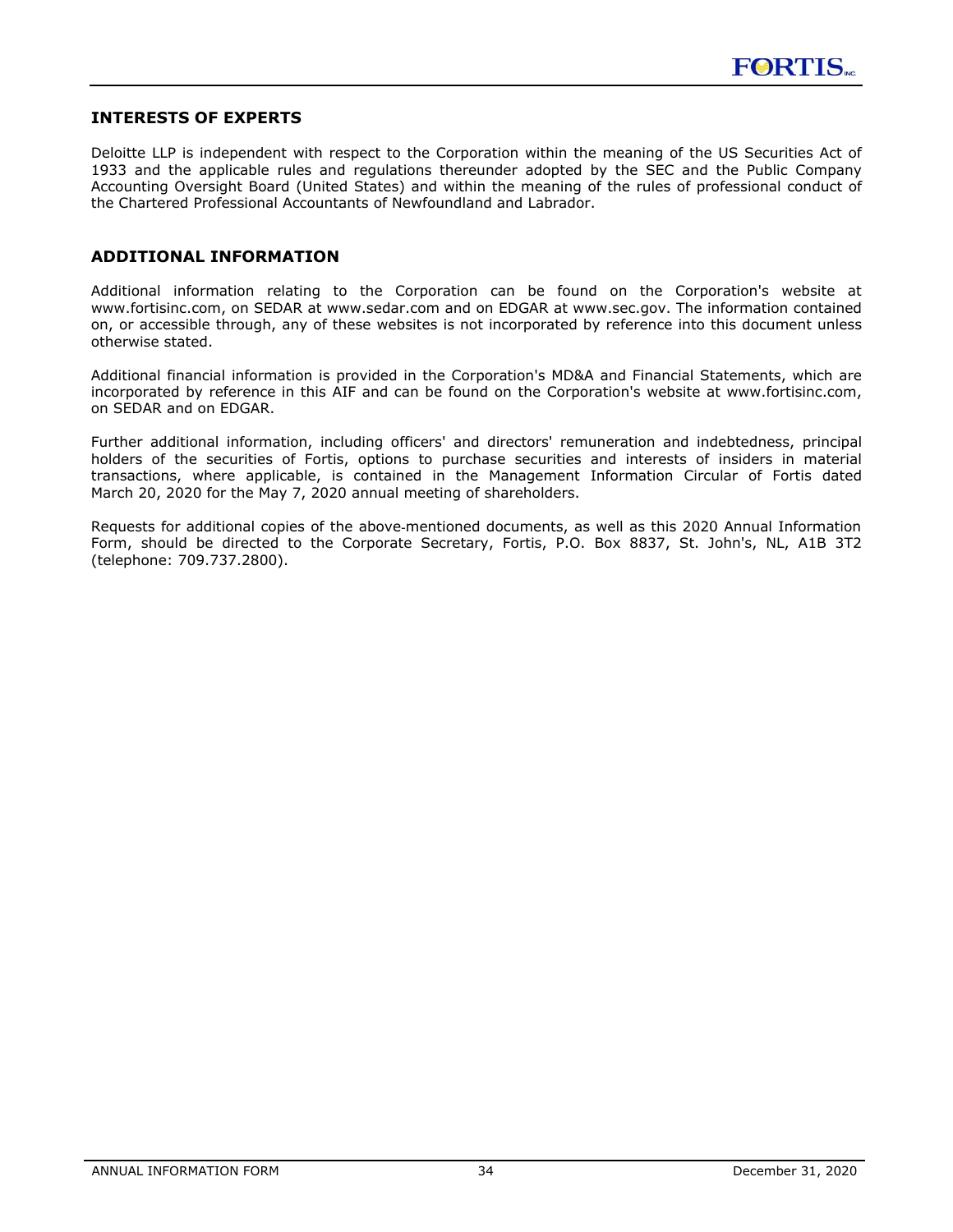## INTERESTS OF EXPERTS

Deloitte LLP is independent with respect to the Corporation within the meaning of the US Securities Act of 1933 and the applicable rules and regulations thereunder adopted by the SEC and the Public Company Accounting Oversight Board (United States) and within the meaning of the rules of professional conduct of the Chartered Professional Accountants of Newfoundland and Labrador.

## ADDITIONAL INFORMATION

Additional information relating to the Corporation can be found on the Corporation's website at www.fortisinc.com, on SEDAR at www.sedar.com and on EDGAR at www.sec.gov. The information contained on, or accessible through, any of these websites is not incorporated by reference into this document unless otherwise stated.

Additional financial information is provided in the Corporation's MD&A and Financial Statements, which are incorporated by reference in this AIF and can be found on the Corporation's website at www.fortisinc.com, on SEDAR and on EDGAR.

Further additional information, including officers' and directors' remuneration and indebtedness, principal holders of the securities of Fortis, options to purchase securities and interests of insiders in material transactions, where applicable, is contained in the Management Information Circular of Fortis dated March 20, 2020 for the May 7, 2020 annual meeting of shareholders.

Requests for additional copies of the above-mentioned documents, as well as this 2020 Annual Information Form, should be directed to the Corporate Secretary, Fortis, P.O. Box 8837, St. John's, NL, A1B 3T2 (telephone: 709.737.2800).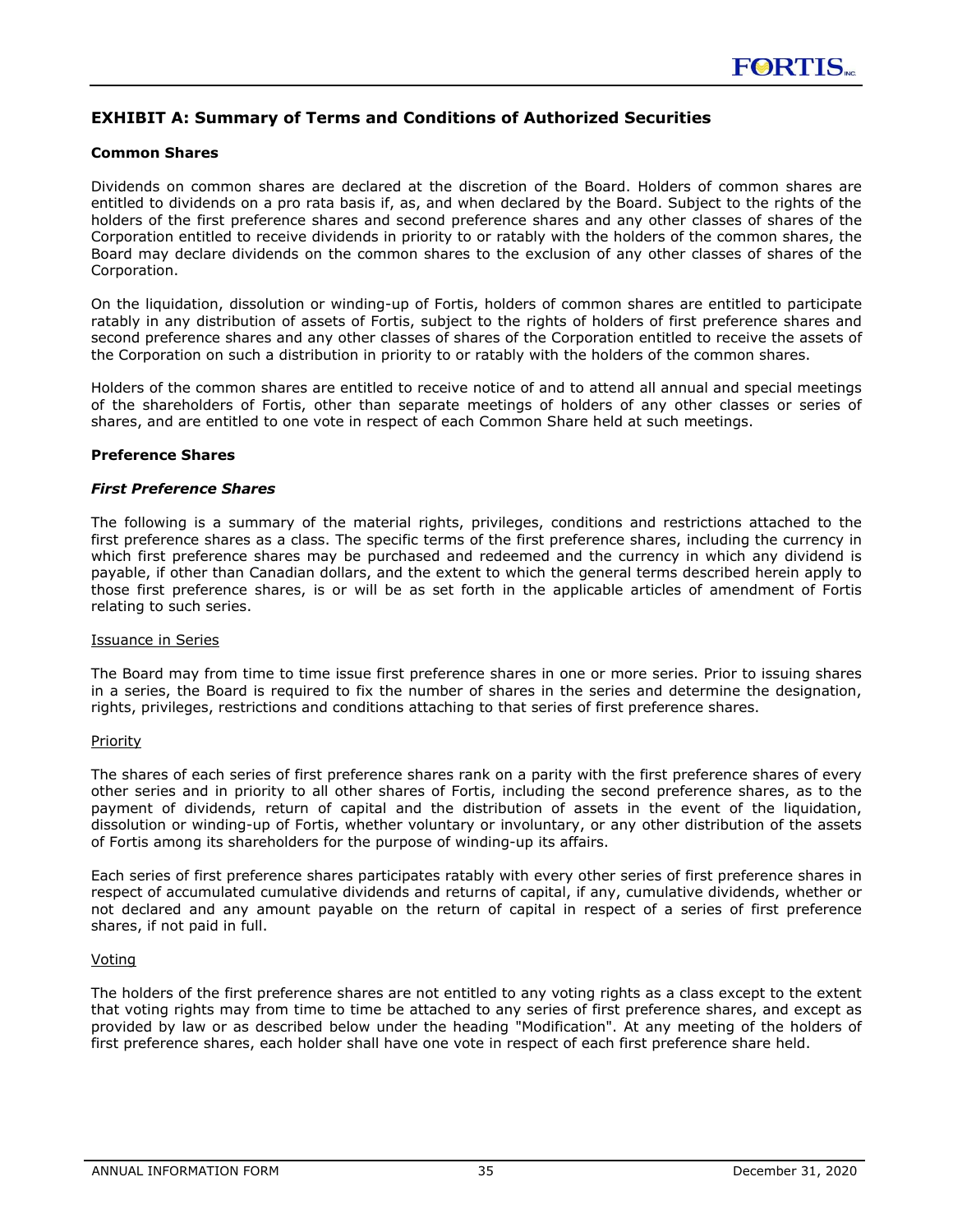## EXHIBIT A: Summary of Terms and Conditions of Authorized Securities

### Common Shares

Dividends on common shares are declared at the discretion of the Board. Holders of common shares are entitled to dividends on a pro rata basis if, as, and when declared by the Board. Subject to the rights of the holders of the first preference shares and second preference shares and any other classes of shares of the Corporation entitled to receive dividends in priority to or ratably with the holders of the common shares, the Board may declare dividends on the common shares to the exclusion of any other classes of shares of the Corporation.

On the liquidation, dissolution or winding-up of Fortis, holders of common shares are entitled to participate ratably in any distribution of assets of Fortis, subject to the rights of holders of first preference shares and second preference shares and any other classes of shares of the Corporation entitled to receive the assets of the Corporation on such a distribution in priority to or ratably with the holders of the common shares.

Holders of the common shares are entitled to receive notice of and to attend all annual and special meetings of the shareholders of Fortis, other than separate meetings of holders of any other classes or series of shares, and are entitled to one vote in respect of each Common Share held at such meetings.

### Preference Shares

#### *First Preference Shares*

The following is a summary of the material rights, privileges, conditions and restrictions attached to the first preference shares as a class. The specific terms of the first preference shares, including the currency in which first preference shares may be purchased and redeemed and the currency in which any dividend is payable, if other than Canadian dollars, and the extent to which the general terms described herein apply to those first preference shares, is or will be as set forth in the applicable articles of amendment of Fortis relating to such series.

<u>Issuance in Series</u>

The Board may from time to time issue first preference shares in one or more series. Prior to issuing shares in a series, the Board is required to fix the number of shares in the series and determine the designation, rights, privileges, restrictions and conditions attaching to that series of first preference shares.

<u>Priority</u>

The shares of each series of first preference shares rank on a parity with the first preference shares of every other series and in priority to all other shares of Fortis, including the second preference shares, as to the payment of dividends, return of capital and the distribution of assets in the event of the liquidation, dissolution or winding-up of Fortis, whether voluntary or involuntary, or any other distribution of the assets of Fortis among its shareholders for the purpose of winding-up its affairs.

Each series of first preference shares participates ratably with every other series of first preference shares in respect of accumulated cumulative dividends and returns of capital, if any, cumulative dividends, whether or not declared and any amount payable on the return of capital in respect of a series of first preference shares, if not paid in full.

<u>Voting</u>

The holders of the first preference shares are not entitled to any voting rights as a class except to the extent that voting rights may from time to time be attached to any series of first preference shares, and except as provided by law or as described below under the heading "Modification". At any meeting of the holders of first preference shares, each holder shall have one vote in respect of each first preference share held.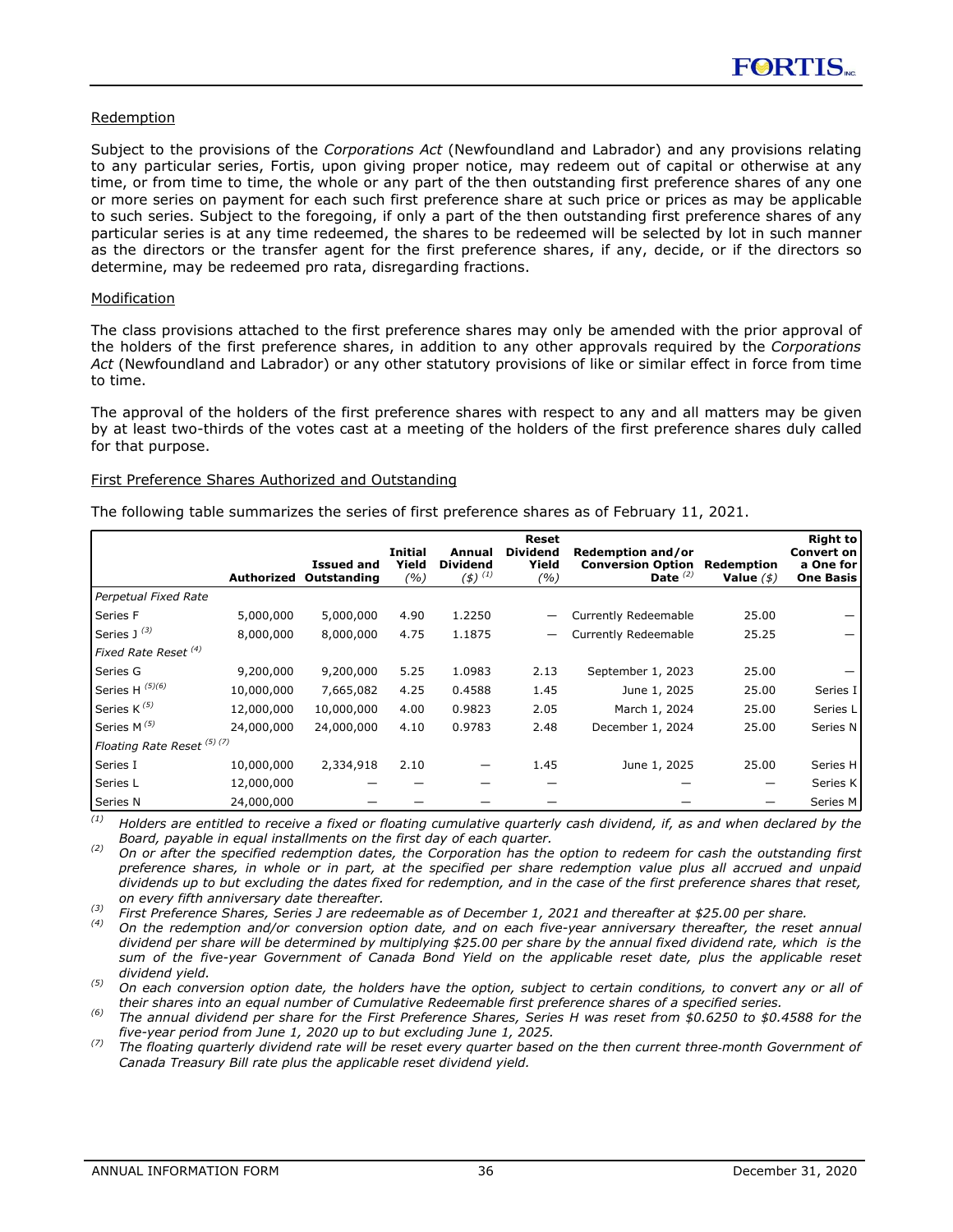### Redemption

Subject to the provisions of the *Corporations Act* (Newfoundland and Labrador) and any provisions relating to any particular series, Fortis, upon giving proper notice, may redeem out of capital or otherwise at any time, or from time to time, the whole or any part of the then outstanding first preference shares of any one or more series on payment for each such first preference share at such price or prices as may be applicable to such series. Subject to the foregoing, if only a part of the then outstanding first preference shares of any particular series is at any time redeemed, the shares to be redeemed will be selected by lot in such manner as the directors or the transfer agent for the first preference shares, if any, decide, or if the directors so determine, may be redeemed pro rata, disregarding fractions.

### Modification

The class provisions attached to the first preference shares may only be amended with the prior approval of the holders of the first preference shares, in addition to any other approvals required by the *Corporations Act* (Newfoundland and Labrador) or any other statutory provisions of like or similar effect in force from time to time.

The approval of the holders of the first preference shares with respect to any and all matters may be given by at least two-thirds of the votes cast at a meeting of the holders of the first preference shares duly called for that purpose.

### First Preference Shares Authorized and Outstanding

The following table summarizes the series of first preference shares as of February 11, 2021.

| | Authorized | Issued and Outstanding | Initial Yield (%) | Annual Dividend ($) [(1)] | Reset Dividend Yield (%) | Redemption and/or Conversion Option Date [(2)] | Redemption Value ($) | Right to Convert on a One for One Basis |
|---|---|---|---|---|---|---|---|---|
| *Perpetual Fixed Rate* | | | | | | | | |
| Series F | 5,000,000 | 5,000,000 | 4.90 | 1.2250 | — | Currently Redeemable | 25.00 | — |
| Series J [(3)] | 8,000,000 | 8,000,000 | 4.75 | 1.1875 | — | Currently Redeemable | 25.25 | — |
| *Fixed Rate Reset [(4)]* | | | | | | | | |
| Series G | 9,200,000 | 9,200,000 | 5.25 | 1.0983 | 2.13 | September 1, 2023 | 25.00 | — |
| Series H [(5)(6)] | 10,000,000 | 7,665,082 | 4.25 | 0.4588 | 1.45 | June 1, 2025 | 25.00 | Series I |
| Series K [(5)] | 12,000,000 | 10,000,000 | 4.00 | 0.9823 | 2.05 | March 1, 2024 | 25.00 | Series L |
| Series M [(5)] | 24,000,000 | 24,000,000 | 4.10 | 0.9783 | 2.48 | December 1, 2024 | 25.00 | Series N |
| *Floating Rate Reset [(5) (7)]* | | | | | | | | |
| Series I | 10,000,000 | 2,334,918 | 2.10 | — | 1.45 | June 1, 2025 | 25.00 | Series H |
| Series L | 12,000,000 | — | — | — | — | — | — | Series K |
| Series N | 24,000,000 | — | — | — | — | — | — | Series M |

*(1) Holders are entitled to receive a fixed or floating cumulative quarterly cash dividend, if, as and when declared by the Board, payable in equal installments on the first day of each quarter.*

*(2) On or after the specified redemption dates, the Corporation has the option to redeem for cash the outstanding first preference shares, in whole or in part, at the specified per share redemption value plus all accrued and unpaid dividends up to but excluding the dates fixed for redemption, and in the case of the first preference shares that reset, on every fifth anniversary date thereafter.*

*(3) First Preference Shares, Series J are redeemable as of December 1, 2021 and thereafter at $25.00 per share.*

*(4) On the redemption and/or conversion option date, and on each five-year anniversary thereafter, the reset annual dividend per share will be determined by multiplying $25.00 per share by the annual fixed dividend rate, which is the sum of the five-year Government of Canada Bond Yield on the applicable reset date, plus the applicable reset dividend yield.*

*(5) On each conversion option date, the holders have the option, subject to certain conditions, to convert any or all of their shares into an equal number of Cumulative Redeemable first preference shares of a specified series.*

*(6) The annual dividend per share for the First Preference Shares, Series H was reset from $0.6250 to $0.4588 for the five-year period from June 1, 2020 up to but excluding June 1, 2025.*

*(7) The floating quarterly dividend rate will be reset every quarter based on the then current three-month Government of Canada Treasury Bill rate plus the applicable reset dividend yield.*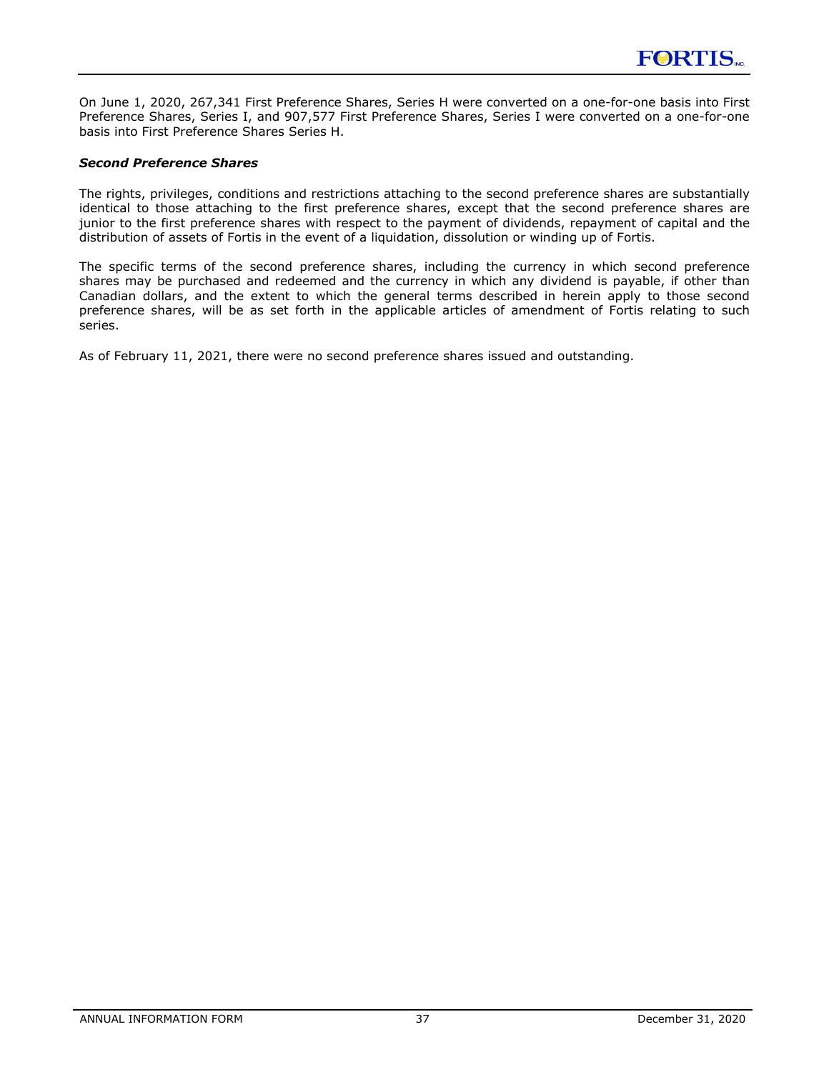On June 1, 2020, 267,341 First Preference Shares, Series H were converted on a one-for-one basis into First Preference Shares, Series I, and 907,577 First Preference Shares, Series I were converted on a one-for-one basis into First Preference Shares Series H.

***Second Preference Shares***

The rights, privileges, conditions and restrictions attaching to the second preference shares are substantially identical to those attaching to the first preference shares, except that the second preference shares are junior to the first preference shares with respect to the payment of dividends, repayment of capital and the distribution of assets of Fortis in the event of a liquidation, dissolution or winding up of Fortis.

The specific terms of the second preference shares, including the currency in which second preference shares may be purchased and redeemed and the currency in which any dividend is payable, if other than Canadian dollars, and the extent to which the general terms described in herein apply to those second preference shares, will be as set forth in the applicable articles of amendment of Fortis relating to such series.

As of February 11, 2021, there were no second preference shares issued and outstanding.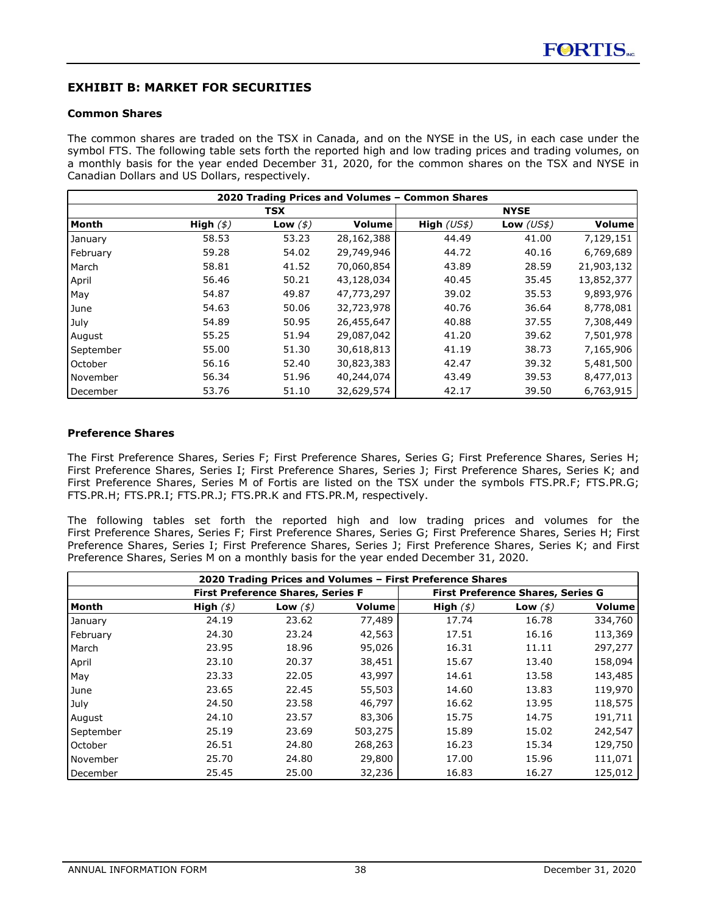## EXHIBIT B: MARKET FOR SECURITIES

### Common Shares

The common shares are traded on the TSX in Canada, and on the NYSE in the US, in each case under the symbol FTS. The following table sets forth the reported high and low trading prices and trading volumes, on a monthly basis for the year ended December 31, 2020, for the common shares on the TSX and NYSE in Canadian Dollars and US Dollars, respectively.

| 2020 Trading Prices and Volumes – Common Shares | | | | | | |
|---|---|---|---|---|---|---|
| | TSX | | | NYSE | | |
| **Month** | **High** *($)* | **Low** *($)* | **Volume** | **High** *(US$)* | **Low** *(US$)* | **Volume** |
| January | 58.53 | 53.23 | 28,162,388 | 44.49 | 41.00 | 7,129,151 |
| February | 59.28 | 54.02 | 29,749,946 | 44.72 | 40.16 | 6,769,689 |
| March | 58.81 | 41.52 | 70,060,854 | 43.89 | 28.59 | 21,903,132 |
| April | 56.46 | 50.21 | 43,128,034 | 40.45 | 35.45 | 13,852,377 |
| May | 54.87 | 49.87 | 47,773,297 | 39.02 | 35.53 | 9,893,976 |
| June | 54.63 | 50.06 | 32,723,978 | 40.76 | 36.64 | 8,778,081 |
| July | 54.89 | 50.95 | 26,455,647 | 40.88 | 37.55 | 7,308,449 |
| August | 55.25 | 51.94 | 29,087,042 | 41.20 | 39.62 | 7,501,978 |
| September | 55.00 | 51.30 | 30,618,813 | 41.19 | 38.73 | 7,165,906 |
| October | 56.16 | 52.40 | 30,823,383 | 42.47 | 39.32 | 5,481,500 |
| November | 56.34 | 51.96 | 40,244,074 | 43.49 | 39.53 | 8,477,013 |
| December | 53.76 | 51.10 | 32,629,574 | 42.17 | 39.50 | 6,763,915 |

### Preference Shares

The First Preference Shares, Series F; First Preference Shares, Series G; First Preference Shares, Series H; First Preference Shares, Series I; First Preference Shares, Series J; First Preference Shares, Series K; and First Preference Shares, Series M of Fortis are listed on the TSX under the symbols FTS.PR.F; FTS.PR.G; FTS.PR.H; FTS.PR.I; FTS.PR.J; FTS.PR.K and FTS.PR.M, respectively.

The following tables set forth the reported high and low trading prices and volumes for the First Preference Shares, Series F; First Preference Shares, Series G; First Preference Shares, Series H; First Preference Shares, Series I; First Preference Shares, Series J; First Preference Shares, Series K; and First Preference Shares, Series M on a monthly basis for the year ended December 31, 2020.

| 2020 Trading Prices and Volumes – First Preference Shares | | | | | | |
|---|---|---|---|---|---|---|
| | First Preference Shares, Series F | | | First Preference Shares, Series G | | |
| **Month** | **High** *($)* | **Low** *($)* | **Volume** | **High** *($)* | **Low** *($)* | **Volume** |
| January | 24.19 | 23.62 | 77,489 | 17.74 | 16.78 | 334,760 |
| February | 24.30 | 23.24 | 42,563 | 17.51 | 16.16 | 113,369 |
| March | 23.95 | 18.96 | 95,026 | 16.31 | 11.11 | 297,277 |
| April | 23.10 | 20.37 | 38,451 | 15.67 | 13.40 | 158,094 |
| May | 23.33 | 22.05 | 43,997 | 14.61 | 13.58 | 143,485 |
| June | 23.65 | 22.45 | 55,503 | 14.60 | 13.83 | 119,970 |
| July | 24.50 | 23.58 | 46,797 | 16.62 | 13.95 | 118,575 |
| August | 24.10 | 23.57 | 83,306 | 15.75 | 14.75 | 191,711 |
| September | 25.19 | 23.69 | 503,275 | 15.89 | 15.02 | 242,547 |
| October | 26.51 | 24.80 | 268,263 | 16.23 | 15.34 | 129,750 |
| November | 25.70 | 24.80 | 29,800 | 17.00 | 15.96 | 111,071 |
| December | 25.45 | 25.00 | 32,236 | 16.83 | 16.27 | 125,012 |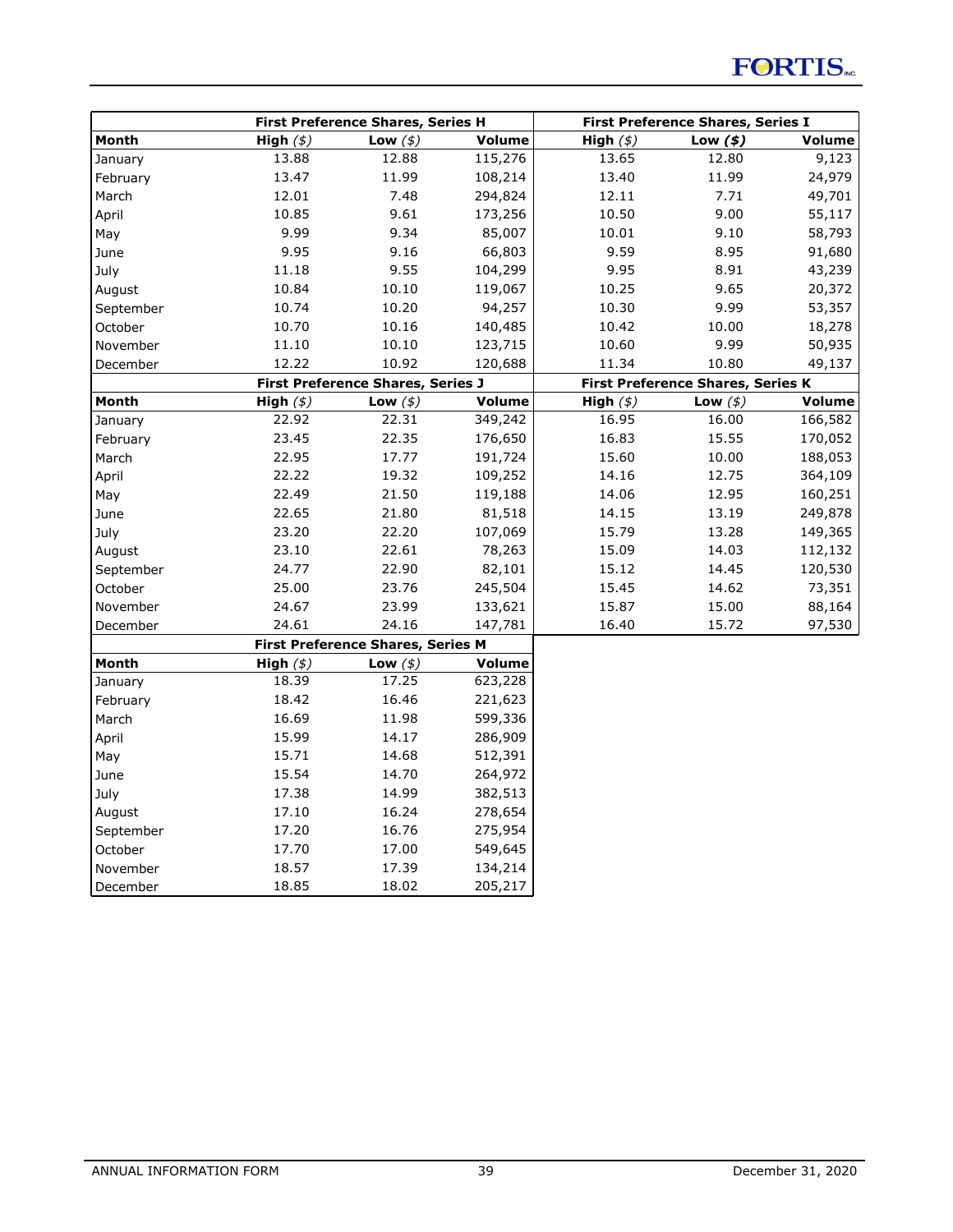| | First Preference Shares, Series H | | | First Preference Shares, Series I | | |
|---|---|---|---|---|---|---|
| **Month** | **High** *($)* | **Low** *($)* | **Volume** | **High** *($)* | **Low** *($)* | **Volume** |
| January | 13.88 | 12.88 | 115,276 | 13.65 | 12.80 | 9,123 |
| February | 13.47 | 11.99 | 108,214 | 13.40 | 11.99 | 24,979 |
| March | 12.01 | 7.48 | 294,824 | 12.11 | 7.71 | 49,701 |
| April | 10.85 | 9.61 | 173,256 | 10.50 | 9.00 | 55,117 |
| May | 9.99 | 9.34 | 85,007 | 10.01 | 9.10 | 58,793 |
| June | 9.95 | 9.16 | 66,803 | 9.59 | 8.95 | 91,680 |
| July | 11.18 | 9.55 | 104,299 | 9.95 | 8.91 | 43,239 |
| August | 10.84 | 10.10 | 119,067 | 10.25 | 9.65 | 20,372 |
| September | 10.74 | 10.20 | 94,257 | 10.30 | 9.99 | 53,357 |
| October | 10.70 | 10.16 | 140,485 | 10.42 | 10.00 | 18,278 |
| November | 11.10 | 10.10 | 123,715 | 10.60 | 9.99 | 50,935 |
| December | 12.22 | 10.92 | 120,688 | 11.34 | 10.80 | 49,137 |

| | First Preference Shares, Series J | | | First Preference Shares, Series K | | |
|---|---|---|---|---|---|---|
| **Month** | **High** *($)* | **Low** *($)* | **Volume** | **High** *($)* | **Low** *($)* | **Volume** |
| January | 22.92 | 22.31 | 349,242 | 16.95 | 16.00 | 166,582 |
| February | 23.45 | 22.35 | 176,650 | 16.83 | 15.55 | 170,052 |
| March | 22.95 | 17.77 | 191,724 | 15.60 | 10.00 | 188,053 |
| April | 22.22 | 19.32 | 109,252 | 14.16 | 12.75 | 364,109 |
| May | 22.49 | 21.50 | 119,188 | 14.06 | 12.95 | 160,251 |
| June | 22.65 | 21.80 | 81,518 | 14.15 | 13.19 | 249,878 |
| July | 23.20 | 22.20 | 107,069 | 15.79 | 13.28 | 149,365 |
| August | 23.10 | 22.61 | 78,263 | 15.09 | 14.03 | 112,132 |
| September | 24.77 | 22.90 | 82,101 | 15.12 | 14.45 | 120,530 |
| October | 25.00 | 23.76 | 245,504 | 15.45 | 14.62 | 73,351 |
| November | 24.67 | 23.99 | 133,621 | 15.87 | 15.00 | 88,164 |
| December | 24.61 | 24.16 | 147,781 | 16.40 | 15.72 | 97,530 |

| | First Preference Shares, Series M | | |
|---|---|---|---|
| **Month** | **High** *($)* | **Low** *($)* | **Volume** |
| January | 18.39 | 17.25 | 623,228 |
| February | 18.42 | 16.46 | 221,623 |
| March | 16.69 | 11.98 | 599,336 |
| April | 15.99 | 14.17 | 286,909 |
| May | 15.71 | 14.68 | 512,391 |
| June | 15.54 | 14.70 | 264,972 |
| July | 17.38 | 14.99 | 382,513 |
| August | 17.10 | 16.24 | 278,654 |
| September | 17.20 | 16.76 | 275,954 |
| October | 17.70 | 17.00 | 549,645 |
| November | 18.57 | 17.39 | 134,214 |
| December | 18.85 | 18.02 | 205,217 |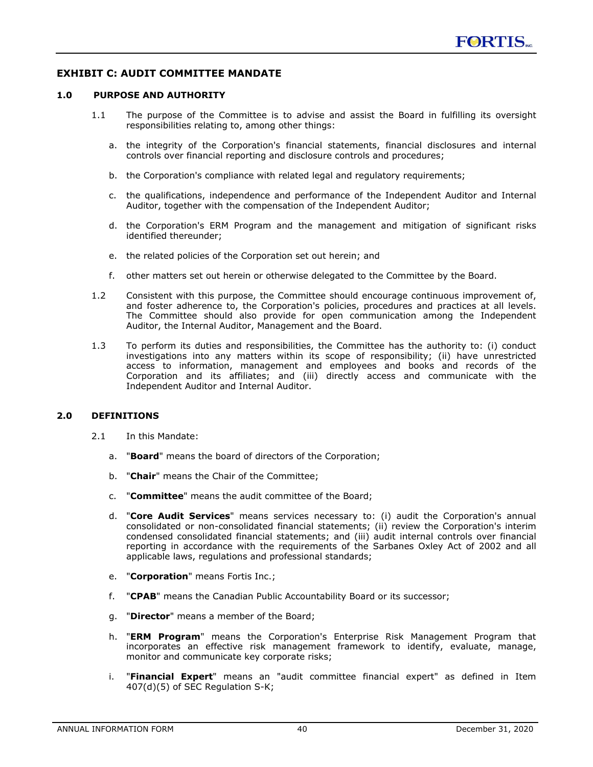## EXHIBIT C: AUDIT COMMITTEE MANDATE

### 1.0 PURPOSE AND AUTHORITY

1.1 The purpose of the Committee is to advise and assist the Board in fulfilling its oversight responsibilities relating to, among other things:

a. the integrity of the Corporation's financial statements, financial disclosures and internal controls over financial reporting and disclosure controls and procedures;

b. the Corporation's compliance with related legal and regulatory requirements;

c. the qualifications, independence and performance of the Independent Auditor and Internal Auditor, together with the compensation of the Independent Auditor;

d. the Corporation's ERM Program and the management and mitigation of significant risks identified thereunder;

e. the related policies of the Corporation set out herein; and

f. other matters set out herein or otherwise delegated to the Committee by the Board.

1.2 Consistent with this purpose, the Committee should encourage continuous improvement of, and foster adherence to, the Corporation's policies, procedures and practices at all levels. The Committee should also provide for open communication among the Independent Auditor, the Internal Auditor, Management and the Board.

1.3 To perform its duties and responsibilities, the Committee has the authority to: (i) conduct investigations into any matters within its scope of responsibility; (ii) have unrestricted access to information, management and employees and books and records of the Corporation and its affiliates; and (iii) directly access and communicate with the Independent Auditor and Internal Auditor.

### 2.0 DEFINITIONS

2.1 In this Mandate:

a. "**Board**" means the board of directors of the Corporation;

b. "**Chair**" means the Chair of the Committee;

c. "**Committee**" means the audit committee of the Board;

d. "**Core Audit Services**" means services necessary to: (i) audit the Corporation's annual consolidated or non-consolidated financial statements; (ii) review the Corporation's interim condensed consolidated financial statements; and (iii) audit internal controls over financial reporting in accordance with the requirements of the Sarbanes Oxley Act of 2002 and all applicable laws, regulations and professional standards;

e. "**Corporation**" means Fortis Inc.;

f. "**CPAB**" means the Canadian Public Accountability Board or its successor;

g. "**Director**" means a member of the Board;

h. "**ERM Program**" means the Corporation's Enterprise Risk Management Program that incorporates an effective risk management framework to identify, evaluate, manage, monitor and communicate key corporate risks;

i. "**Financial Expert**" means an "audit committee financial expert" as defined in Item 407(d)(5) of SEC Regulation S-K;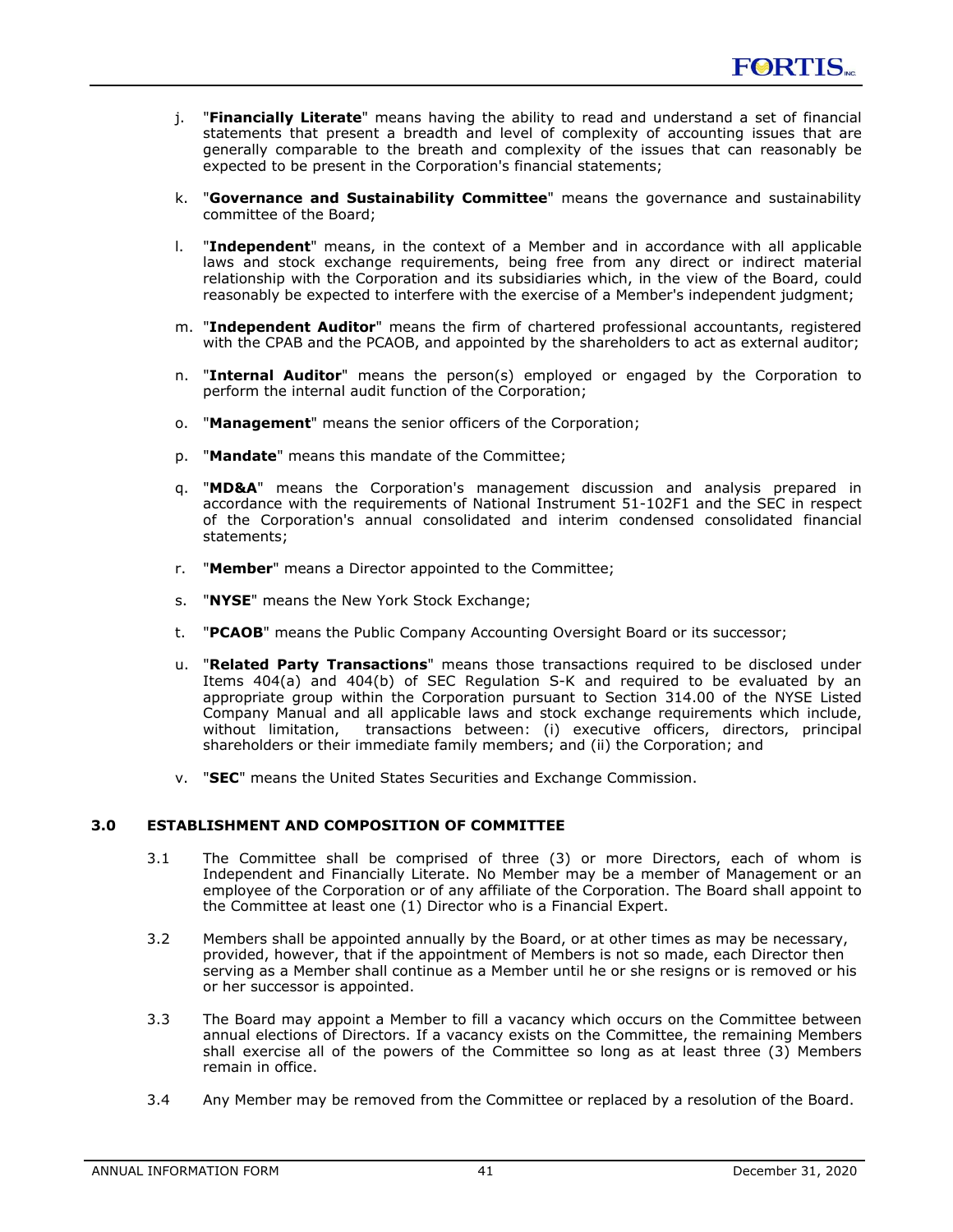j. "**Financially Literate**" means having the ability to read and understand a set of financial statements that present a breadth and level of complexity of accounting issues that are generally comparable to the breath and complexity of the issues that can reasonably be expected to be present in the Corporation's financial statements;

k. "**Governance and Sustainability Committee**" means the governance and sustainability committee of the Board;

l. "**Independent**" means, in the context of a Member and in accordance with all applicable laws and stock exchange requirements, being free from any direct or indirect material relationship with the Corporation and its subsidiaries which, in the view of the Board, could reasonably be expected to interfere with the exercise of a Member's independent judgment;

m. "**Independent Auditor**" means the firm of chartered professional accountants, registered with the CPAB and the PCAOB, and appointed by the shareholders to act as external auditor;

n. "**Internal Auditor**" means the person(s) employed or engaged by the Corporation to perform the internal audit function of the Corporation;

o. "**Management**" means the senior officers of the Corporation;

p. "**Mandate**" means this mandate of the Committee;

q. "**MD&A**" means the Corporation's management discussion and analysis prepared in accordance with the requirements of National Instrument 51-102F1 and the SEC in respect of the Corporation's annual consolidated and interim condensed consolidated financial statements;

r. "**Member**" means a Director appointed to the Committee;

s. "**NYSE**" means the New York Stock Exchange;

t. "**PCAOB**" means the Public Company Accounting Oversight Board or its successor;

u. "**Related Party Transactions**" means those transactions required to be disclosed under Items 404(a) and 404(b) of SEC Regulation S-K and required to be evaluated by an appropriate group within the Corporation pursuant to Section 314.00 of the NYSE Listed Company Manual and all applicable laws and stock exchange requirements which include, without limitation, transactions between: (i) executive officers, directors, principal shareholders or their immediate family members; and (ii) the Corporation; and

v. "**SEC**" means the United States Securities and Exchange Commission.

## 3.0 ESTABLISHMENT AND COMPOSITION OF COMMITTEE

3.1 The Committee shall be comprised of three (3) or more Directors, each of whom is Independent and Financially Literate. No Member may be a member of Management or an employee of the Corporation or of any affiliate of the Corporation. The Board shall appoint to the Committee at least one (1) Director who is a Financial Expert.

3.2 Members shall be appointed annually by the Board, or at other times as may be necessary, provided, however, that if the appointment of Members is not so made, each Director then serving as a Member shall continue as a Member until he or she resigns or is removed or his or her successor is appointed.

3.3 The Board may appoint a Member to fill a vacancy which occurs on the Committee between annual elections of Directors. If a vacancy exists on the Committee, the remaining Members shall exercise all of the powers of the Committee so long as at least three (3) Members remain in office.

3.4 Any Member may be removed from the Committee or replaced by a resolution of the Board.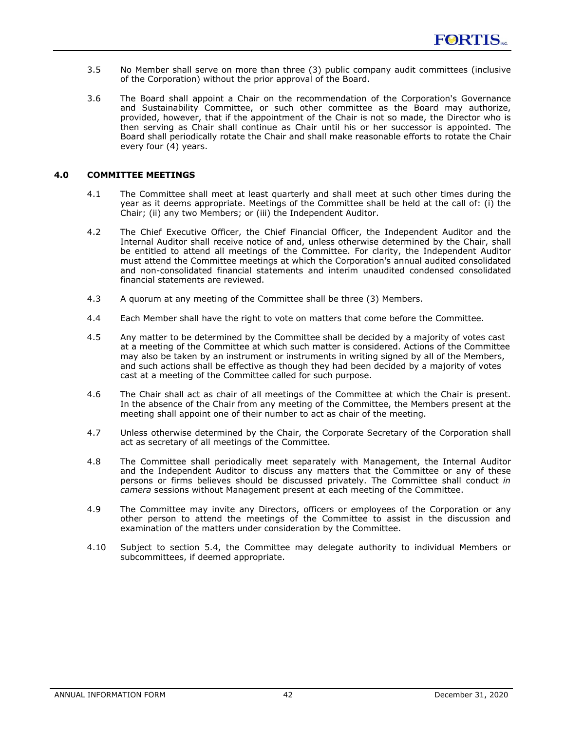3.5 No Member shall serve on more than three (3) public company audit committees (inclusive of the Corporation) without the prior approval of the Board.

3.6 The Board shall appoint a Chair on the recommendation of the Corporation's Governance and Sustainability Committee, or such other committee as the Board may authorize, provided, however, that if the appointment of the Chair is not so made, the Director who is then serving as Chair shall continue as Chair until his or her successor is appointed. The Board shall periodically rotate the Chair and shall make reasonable efforts to rotate the Chair every four (4) years.

## 4.0 COMMITTEE MEETINGS

4.1 The Committee shall meet at least quarterly and shall meet at such other times during the year as it deems appropriate. Meetings of the Committee shall be held at the call of: (i) the Chair; (ii) any two Members; or (iii) the Independent Auditor.

4.2 The Chief Executive Officer, the Chief Financial Officer, the Independent Auditor and the Internal Auditor shall receive notice of and, unless otherwise determined by the Chair, shall be entitled to attend all meetings of the Committee. For clarity, the Independent Auditor must attend the Committee meetings at which the Corporation's annual audited consolidated and non-consolidated financial statements and interim unaudited condensed consolidated financial statements are reviewed.

4.3 A quorum at any meeting of the Committee shall be three (3) Members.

4.4 Each Member shall have the right to vote on matters that come before the Committee.

4.5 Any matter to be determined by the Committee shall be decided by a majority of votes cast at a meeting of the Committee at which such matter is considered. Actions of the Committee may also be taken by an instrument or instruments in writing signed by all of the Members, and such actions shall be effective as though they had been decided by a majority of votes cast at a meeting of the Committee called for such purpose.

4.6 The Chair shall act as chair of all meetings of the Committee at which the Chair is present. In the absence of the Chair from any meeting of the Committee, the Members present at the meeting shall appoint one of their number to act as chair of the meeting.

4.7 Unless otherwise determined by the Chair, the Corporate Secretary of the Corporation shall act as secretary of all meetings of the Committee.

4.8 The Committee shall periodically meet separately with Management, the Internal Auditor and the Independent Auditor to discuss any matters that the Committee or any of these persons or firms believes should be discussed privately. The Committee shall conduct *in camera* sessions without Management present at each meeting of the Committee.

4.9 The Committee may invite any Directors, officers or employees of the Corporation or any other person to attend the meetings of the Committee to assist in the discussion and examination of the matters under consideration by the Committee.

4.10 Subject to section 5.4, the Committee may delegate authority to individual Members or subcommittees, if deemed appropriate.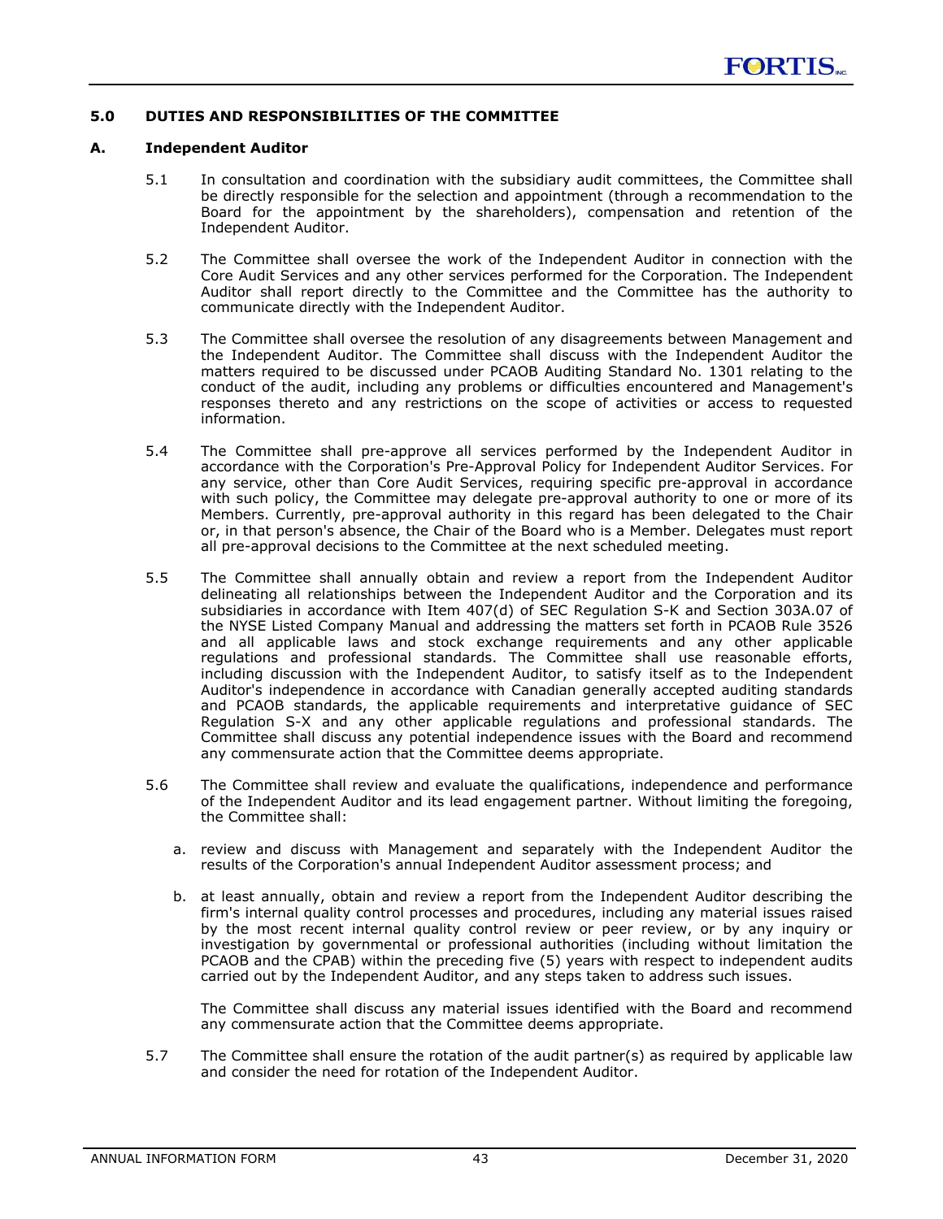## 5.0 DUTIES AND RESPONSIBILITIES OF THE COMMITTEE

### A. Independent Auditor

5.1 In consultation and coordination with the subsidiary audit committees, the Committee shall be directly responsible for the selection and appointment (through a recommendation to the Board for the appointment by the shareholders), compensation and retention of the Independent Auditor.

5.2 The Committee shall oversee the work of the Independent Auditor in connection with the Core Audit Services and any other services performed for the Corporation. The Independent Auditor shall report directly to the Committee and the Committee has the authority to communicate directly with the Independent Auditor.

5.3 The Committee shall oversee the resolution of any disagreements between Management and the Independent Auditor. The Committee shall discuss with the Independent Auditor the matters required to be discussed under PCAOB Auditing Standard No. 1301 relating to the conduct of the audit, including any problems or difficulties encountered and Management's responses thereto and any restrictions on the scope of activities or access to requested information.

5.4 The Committee shall pre-approve all services performed by the Independent Auditor in accordance with the Corporation's Pre-Approval Policy for Independent Auditor Services. For any service, other than Core Audit Services, requiring specific pre-approval in accordance with such policy, the Committee may delegate pre-approval authority to one or more of its Members. Currently, pre-approval authority in this regard has been delegated to the Chair or, in that person's absence, the Chair of the Board who is a Member. Delegates must report all pre-approval decisions to the Committee at the next scheduled meeting.

5.5 The Committee shall annually obtain and review a report from the Independent Auditor delineating all relationships between the Independent Auditor and the Corporation and its subsidiaries in accordance with Item 407(d) of SEC Regulation S-K and Section 303A.07 of the NYSE Listed Company Manual and addressing the matters set forth in PCAOB Rule 3526 and all applicable laws and stock exchange requirements and any other applicable regulations and professional standards. The Committee shall use reasonable efforts, including discussion with the Independent Auditor, to satisfy itself as to the Independent Auditor's independence in accordance with Canadian generally accepted auditing standards and PCAOB standards, the applicable requirements and interpretative guidance of SEC Regulation S-X and any other applicable regulations and professional standards. The Committee shall discuss any potential independence issues with the Board and recommend any commensurate action that the Committee deems appropriate.

5.6 The Committee shall review and evaluate the qualifications, independence and performance of the Independent Auditor and its lead engagement partner. Without limiting the foregoing, the Committee shall:

a. review and discuss with Management and separately with the Independent Auditor the results of the Corporation's annual Independent Auditor assessment process; and

b. at least annually, obtain and review a report from the Independent Auditor describing the firm's internal quality control processes and procedures, including any material issues raised by the most recent internal quality control review or peer review, or by any inquiry or investigation by governmental or professional authorities (including without limitation the PCAOB and the CPAB) within the preceding five (5) years with respect to independent audits carried out by the Independent Auditor, and any steps taken to address such issues.

The Committee shall discuss any material issues identified with the Board and recommend any commensurate action that the Committee deems appropriate.

5.7 The Committee shall ensure the rotation of the audit partner(s) as required by applicable law and consider the need for rotation of the Independent Auditor.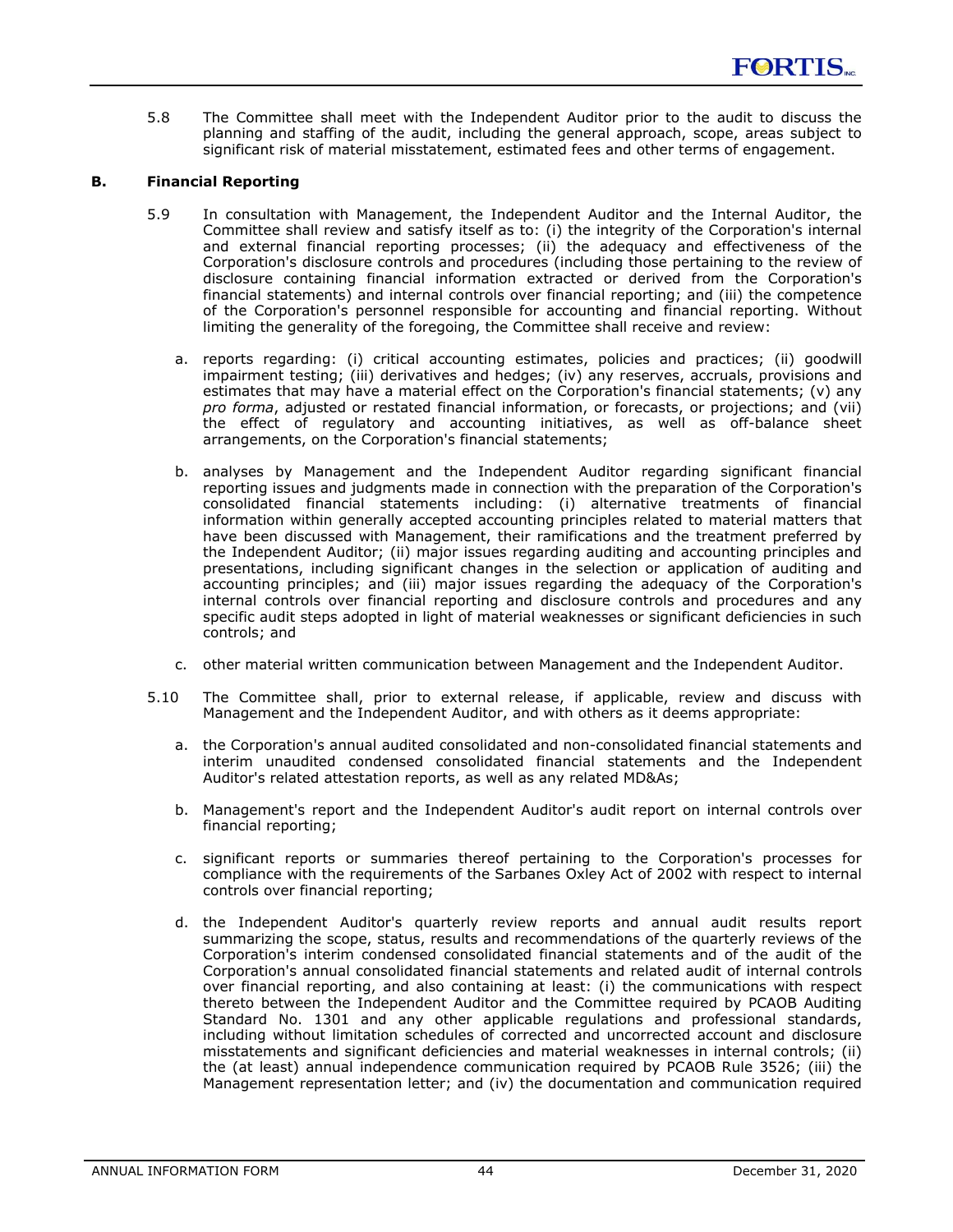5.8 The Committee shall meet with the Independent Auditor prior to the audit to discuss the planning and staffing of the audit, including the general approach, scope, areas subject to significant risk of material misstatement, estimated fees and other terms of engagement.

### B. Financial Reporting

5.9 In consultation with Management, the Independent Auditor and the Internal Auditor, the Committee shall review and satisfy itself as to: (i) the integrity of the Corporation's internal and external financial reporting processes; (ii) the adequacy and effectiveness of the Corporation's disclosure controls and procedures (including those pertaining to the review of disclosure containing financial information extracted or derived from the Corporation's financial statements) and internal controls over financial reporting; and (iii) the competence of the Corporation's personnel responsible for accounting and financial reporting. Without limiting the generality of the foregoing, the Committee shall receive and review:

a. reports regarding: (i) critical accounting estimates, policies and practices; (ii) goodwill impairment testing; (iii) derivatives and hedges; (iv) any reserves, accruals, provisions and estimates that may have a material effect on the Corporation's financial statements; (v) any *pro forma*, adjusted or restated financial information, or forecasts, or projections; and (vii) the effect of regulatory and accounting initiatives, as well as off-balance sheet arrangements, on the Corporation's financial statements;

b. analyses by Management and the Independent Auditor regarding significant financial reporting issues and judgments made in connection with the preparation of the Corporation's consolidated financial statements including: (i) alternative treatments of financial information within generally accepted accounting principles related to material matters that have been discussed with Management, their ramifications and the treatment preferred by the Independent Auditor; (ii) major issues regarding auditing and accounting principles and presentations, including significant changes in the selection or application of auditing and accounting principles; and (iii) major issues regarding the adequacy of the Corporation's internal controls over financial reporting and disclosure controls and procedures and any specific audit steps adopted in light of material weaknesses or significant deficiencies in such controls; and

c. other material written communication between Management and the Independent Auditor.

5.10 The Committee shall, prior to external release, if applicable, review and discuss with Management and the Independent Auditor, and with others as it deems appropriate:

a. the Corporation's annual audited consolidated and non-consolidated financial statements and interim unaudited condensed consolidated financial statements and the Independent Auditor's related attestation reports, as well as any related MD&As;

b. Management's report and the Independent Auditor's audit report on internal controls over financial reporting;

c. significant reports or summaries thereof pertaining to the Corporation's processes for compliance with the requirements of the Sarbanes Oxley Act of 2002 with respect to internal controls over financial reporting;

d. the Independent Auditor's quarterly review reports and annual audit results report summarizing the scope, status, results and recommendations of the quarterly reviews of the Corporation's interim condensed consolidated financial statements and of the audit of the Corporation's annual consolidated financial statements and related audit of internal controls over financial reporting, and also containing at least: (i) the communications with respect thereto between the Independent Auditor and the Committee required by PCAOB Auditing Standard No. 1301 and any other applicable regulations and professional standards, including without limitation schedules of corrected and uncorrected account and disclosure misstatements and significant deficiencies and material weaknesses in internal controls; (ii) the (at least) annual independence communication required by PCAOB Rule 3526; (iii) the Management representation letter; and (iv) the documentation and communication required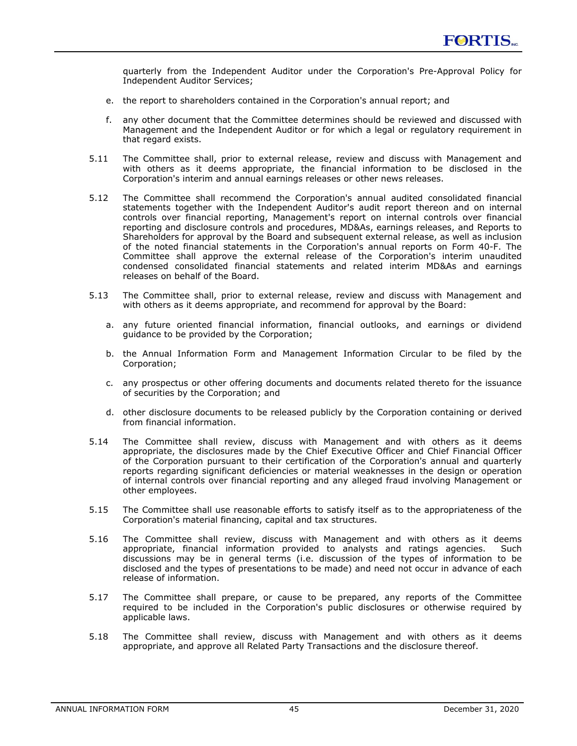quarterly from the Independent Auditor under the Corporation's Pre-Approval Policy for Independent Auditor Services;

e. the report to shareholders contained in the Corporation's annual report; and

f. any other document that the Committee determines should be reviewed and discussed with Management and the Independent Auditor or for which a legal or regulatory requirement in that regard exists.

5.11 The Committee shall, prior to external release, review and discuss with Management and with others as it deems appropriate, the financial information to be disclosed in the Corporation's interim and annual earnings releases or other news releases.

5.12 The Committee shall recommend the Corporation's annual audited consolidated financial statements together with the Independent Auditor's audit report thereon and on internal controls over financial reporting, Management's report on internal controls over financial reporting and disclosure controls and procedures, MD&As, earnings releases, and Reports to Shareholders for approval by the Board and subsequent external release, as well as inclusion of the noted financial statements in the Corporation's annual reports on Form 40-F. The Committee shall approve the external release of the Corporation's interim unaudited condensed consolidated financial statements and related interim MD&As and earnings releases on behalf of the Board.

5.13 The Committee shall, prior to external release, review and discuss with Management and with others as it deems appropriate, and recommend for approval by the Board:

a. any future oriented financial information, financial outlooks, and earnings or dividend guidance to be provided by the Corporation;

b. the Annual Information Form and Management Information Circular to be filed by the Corporation;

c. any prospectus or other offering documents and documents related thereto for the issuance of securities by the Corporation; and

d. other disclosure documents to be released publicly by the Corporation containing or derived from financial information.

5.14 The Committee shall review, discuss with Management and with others as it deems appropriate, the disclosures made by the Chief Executive Officer and Chief Financial Officer of the Corporation pursuant to their certification of the Corporation's annual and quarterly reports regarding significant deficiencies or material weaknesses in the design or operation of internal controls over financial reporting and any alleged fraud involving Management or other employees.

5.15 The Committee shall use reasonable efforts to satisfy itself as to the appropriateness of the Corporation's material financing, capital and tax structures.

5.16 The Committee shall review, discuss with Management and with others as it deems appropriate, financial information provided to analysts and ratings agencies. Such discussions may be in general terms (i.e. discussion of the types of information to be disclosed and the types of presentations to be made) and need not occur in advance of each release of information.

5.17 The Committee shall prepare, or cause to be prepared, any reports of the Committee required to be included in the Corporation's public disclosures or otherwise required by applicable laws.

5.18 The Committee shall review, discuss with Management and with others as it deems appropriate, and approve all Related Party Transactions and the disclosure thereof.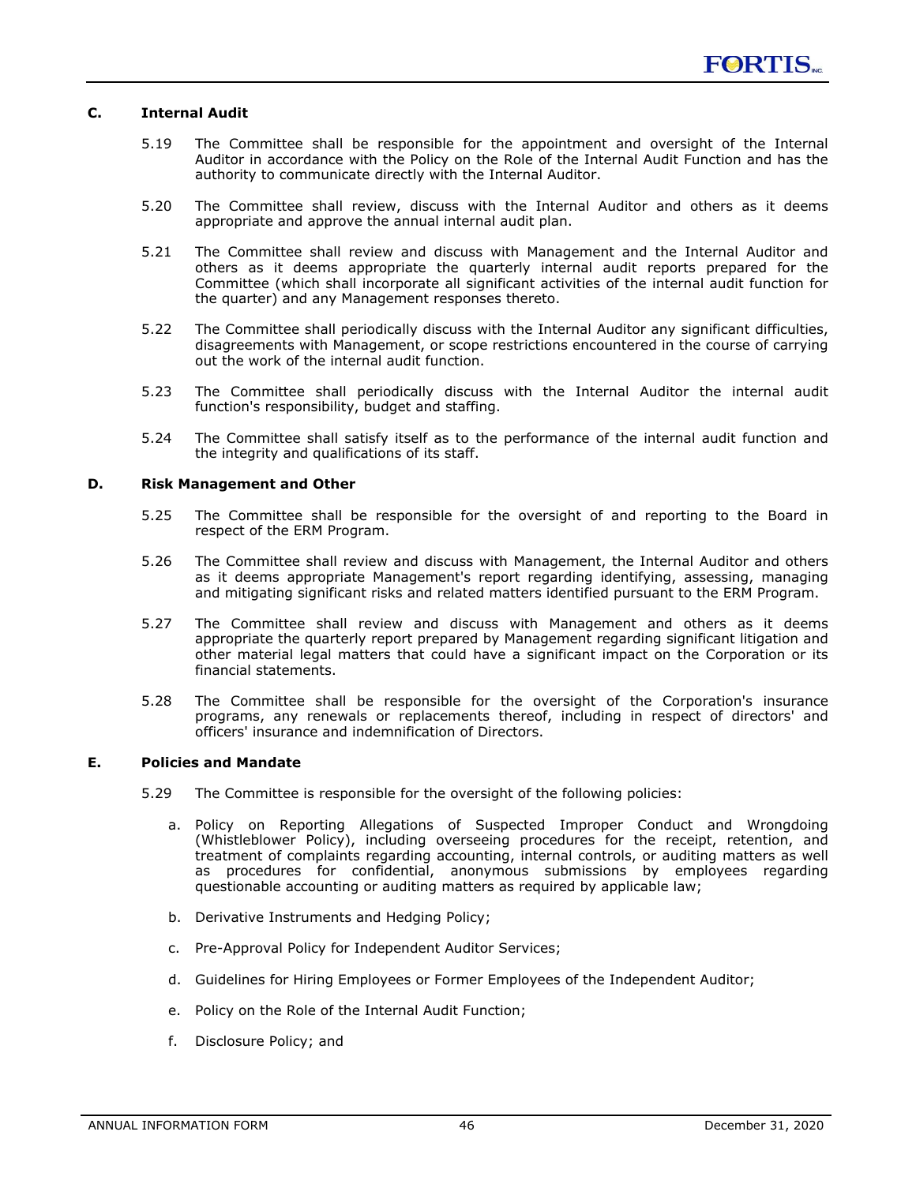### C. Internal Audit

5.19 The Committee shall be responsible for the appointment and oversight of the Internal Auditor in accordance with the Policy on the Role of the Internal Audit Function and has the authority to communicate directly with the Internal Auditor.

5.20 The Committee shall review, discuss with the Internal Auditor and others as it deems appropriate and approve the annual internal audit plan.

5.21 The Committee shall review and discuss with Management and the Internal Auditor and others as it deems appropriate the quarterly internal audit reports prepared for the Committee (which shall incorporate all significant activities of the internal audit function for the quarter) and any Management responses thereto.

5.22 The Committee shall periodically discuss with the Internal Auditor any significant difficulties, disagreements with Management, or scope restrictions encountered in the course of carrying out the work of the internal audit function.

5.23 The Committee shall periodically discuss with the Internal Auditor the internal audit function's responsibility, budget and staffing.

5.24 The Committee shall satisfy itself as to the performance of the internal audit function and the integrity and qualifications of its staff.

### D. Risk Management and Other

5.25 The Committee shall be responsible for the oversight of and reporting to the Board in respect of the ERM Program.

5.26 The Committee shall review and discuss with Management, the Internal Auditor and others as it deems appropriate Management's report regarding identifying, assessing, managing and mitigating significant risks and related matters identified pursuant to the ERM Program.

5.27 The Committee shall review and discuss with Management and others as it deems appropriate the quarterly report prepared by Management regarding significant litigation and other material legal matters that could have a significant impact on the Corporation or its financial statements.

5.28 The Committee shall be responsible for the oversight of the Corporation's insurance programs, any renewals or replacements thereof, including in respect of directors' and officers' insurance and indemnification of Directors.

### E. Policies and Mandate

5.29 The Committee is responsible for the oversight of the following policies:

a. Policy on Reporting Allegations of Suspected Improper Conduct and Wrongdoing (Whistleblower Policy), including overseeing procedures for the receipt, retention, and treatment of complaints regarding accounting, internal controls, or auditing matters as well as procedures for confidential, anonymous submissions by employees regarding questionable accounting or auditing matters as required by applicable law;

b. Derivative Instruments and Hedging Policy;

c. Pre-Approval Policy for Independent Auditor Services;

d. Guidelines for Hiring Employees or Former Employees of the Independent Auditor;

e. Policy on the Role of the Internal Audit Function;

f. Disclosure Policy; and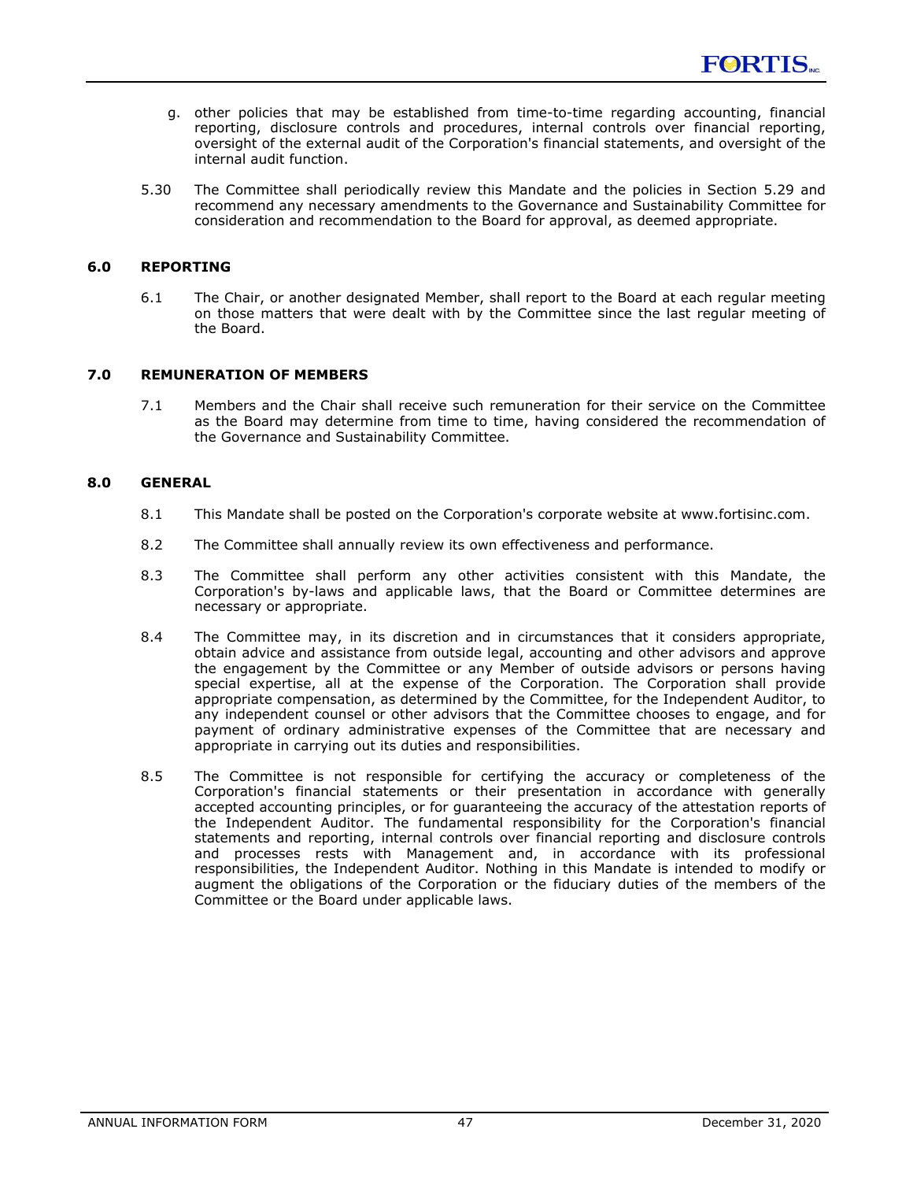g. other policies that may be established from time-to-time regarding accounting, financial reporting, disclosure controls and procedures, internal controls over financial reporting, oversight of the external audit of the Corporation's financial statements, and oversight of the internal audit function.

5.30 The Committee shall periodically review this Mandate and the policies in Section 5.29 and recommend any necessary amendments to the Governance and Sustainability Committee for consideration and recommendation to the Board for approval, as deemed appropriate.

## 6.0 REPORTING

6.1 The Chair, or another designated Member, shall report to the Board at each regular meeting on those matters that were dealt with by the Committee since the last regular meeting of the Board.

## 7.0 REMUNERATION OF MEMBERS

7.1 Members and the Chair shall receive such remuneration for their service on the Committee as the Board may determine from time to time, having considered the recommendation of the Governance and Sustainability Committee.

## 8.0 GENERAL

8.1 This Mandate shall be posted on the Corporation's corporate website at www.fortisinc.com.

8.2 The Committee shall annually review its own effectiveness and performance.

8.3 The Committee shall perform any other activities consistent with this Mandate, the Corporation's by-laws and applicable laws, that the Board or Committee determines are necessary or appropriate.

8.4 The Committee may, in its discretion and in circumstances that it considers appropriate, obtain advice and assistance from outside legal, accounting and other advisors and approve the engagement by the Committee or any Member of outside advisors or persons having special expertise, all at the expense of the Corporation. The Corporation shall provide appropriate compensation, as determined by the Committee, for the Independent Auditor, to any independent counsel or other advisors that the Committee chooses to engage, and for payment of ordinary administrative expenses of the Committee that are necessary and appropriate in carrying out its duties and responsibilities.

8.5 The Committee is not responsible for certifying the accuracy or completeness of the Corporation's financial statements or their presentation in accordance with generally accepted accounting principles, or for guaranteeing the accuracy of the attestation reports of the Independent Auditor. The fundamental responsibility for the Corporation's financial statements and reporting, internal controls over financial reporting and disclosure controls and processes rests with Management and, in accordance with its professional responsibilities, the Independent Auditor. Nothing in this Mandate is intended to modify or augment the obligations of the Corporation or the fiduciary duties of the members of the Committee or the Board under applicable laws.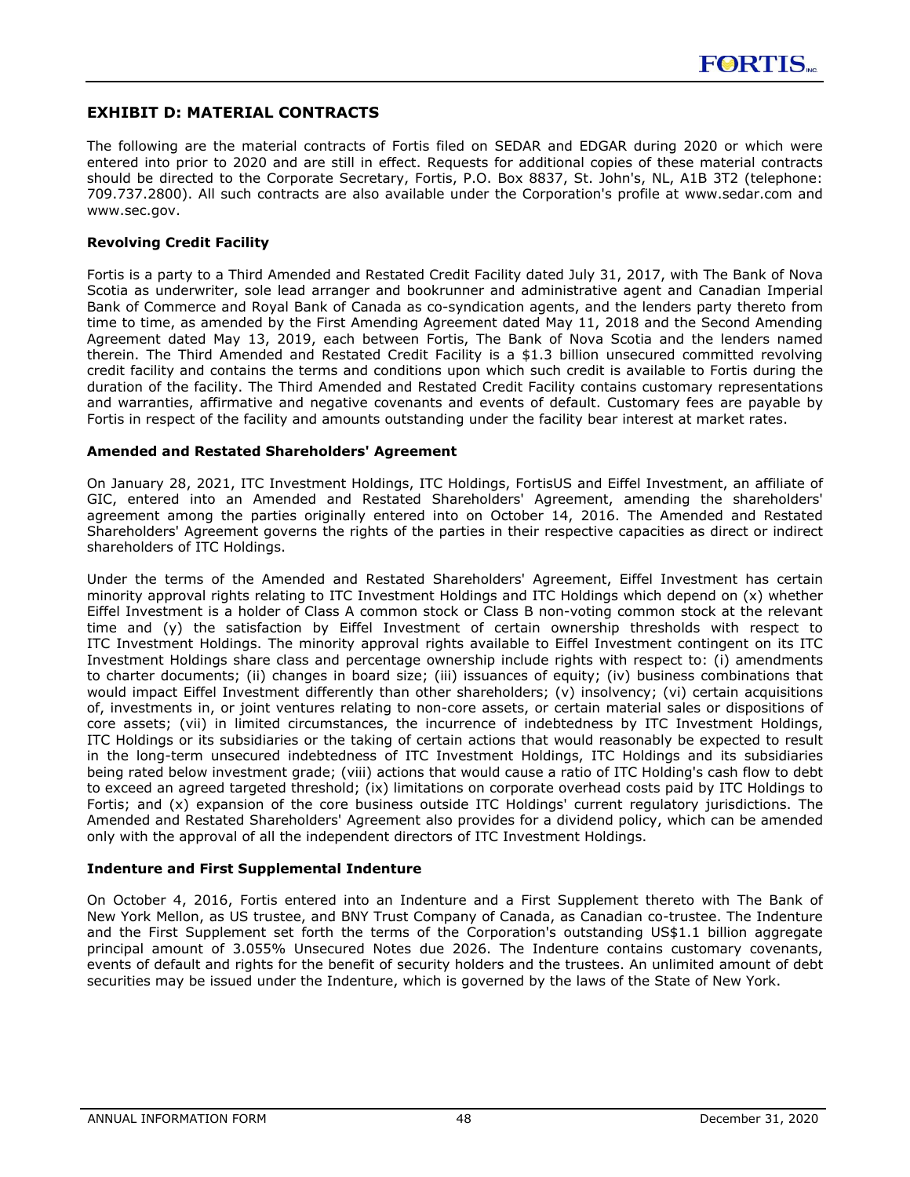## EXHIBIT D: MATERIAL CONTRACTS

The following are the material contracts of Fortis filed on SEDAR and EDGAR during 2020 or which were entered into prior to 2020 and are still in effect. Requests for additional copies of these material contracts should be directed to the Corporate Secretary, Fortis, P.O. Box 8837, St. John's, NL, A1B 3T2 (telephone: 709.737.2800). All such contracts are also available under the Corporation's profile at www.sedar.com and www.sec.gov.

**Revolving Credit Facility**

Fortis is a party to a Third Amended and Restated Credit Facility dated July 31, 2017, with The Bank of Nova Scotia as underwriter, sole lead arranger and bookrunner and administrative agent and Canadian Imperial Bank of Commerce and Royal Bank of Canada as co-syndication agents, and the lenders party thereto from time to time, as amended by the First Amending Agreement dated May 11, 2018 and the Second Amending Agreement dated May 13, 2019, each between Fortis, The Bank of Nova Scotia and the lenders named therein. The Third Amended and Restated Credit Facility is a $1.3 billion unsecured committed revolving credit facility and contains the terms and conditions upon which such credit is available to Fortis during the duration of the facility. The Third Amended and Restated Credit Facility contains customary representations and warranties, affirmative and negative covenants and events of default. Customary fees are payable by Fortis in respect of the facility and amounts outstanding under the facility bear interest at market rates.

**Amended and Restated Shareholders' Agreement**

On January 28, 2021, ITC Investment Holdings, ITC Holdings, FortisUS and Eiffel Investment, an affiliate of GIC, entered into an Amended and Restated Shareholders' Agreement, amending the shareholders' agreement among the parties originally entered into on October 14, 2016. The Amended and Restated Shareholders' Agreement governs the rights of the parties in their respective capacities as direct or indirect shareholders of ITC Holdings.

Under the terms of the Amended and Restated Shareholders' Agreement, Eiffel Investment has certain minority approval rights relating to ITC Investment Holdings and ITC Holdings which depend on (x) whether Eiffel Investment is a holder of Class A common stock or Class B non-voting common stock at the relevant time and (y) the satisfaction by Eiffel Investment of certain ownership thresholds with respect to ITC Investment Holdings. The minority approval rights available to Eiffel Investment contingent on its ITC Investment Holdings share class and percentage ownership include rights with respect to: (i) amendments to charter documents; (ii) changes in board size; (iii) issuances of equity; (iv) business combinations that would impact Eiffel Investment differently than other shareholders; (v) insolvency; (vi) certain acquisitions of, investments in, or joint ventures relating to non-core assets, or certain material sales or dispositions of core assets; (vii) in limited circumstances, the incurrence of indebtedness by ITC Investment Holdings, ITC Holdings or its subsidiaries or the taking of certain actions that would reasonably be expected to result in the long-term unsecured indebtedness of ITC Investment Holdings, ITC Holdings and its subsidiaries being rated below investment grade; (viii) actions that would cause a ratio of ITC Holding's cash flow to debt to exceed an agreed targeted threshold; (ix) limitations on corporate overhead costs paid by ITC Holdings to Fortis; and (x) expansion of the core business outside ITC Holdings' current regulatory jurisdictions. The Amended and Restated Shareholders' Agreement also provides for a dividend policy, which can be amended only with the approval of all the independent directors of ITC Investment Holdings.

**Indenture and First Supplemental Indenture**

On October 4, 2016, Fortis entered into an Indenture and a First Supplement thereto with The Bank of New York Mellon, as US trustee, and BNY Trust Company of Canada, as Canadian co-trustee. The Indenture and the First Supplement set forth the terms of the Corporation's outstanding US$1.1 billion aggregate principal amount of 3.055% Unsecured Notes due 2026. The Indenture contains customary covenants, events of default and rights for the benefit of security holders and the trustees. An unlimited amount of debt securities may be issued under the Indenture, which is governed by the laws of the State of New York.